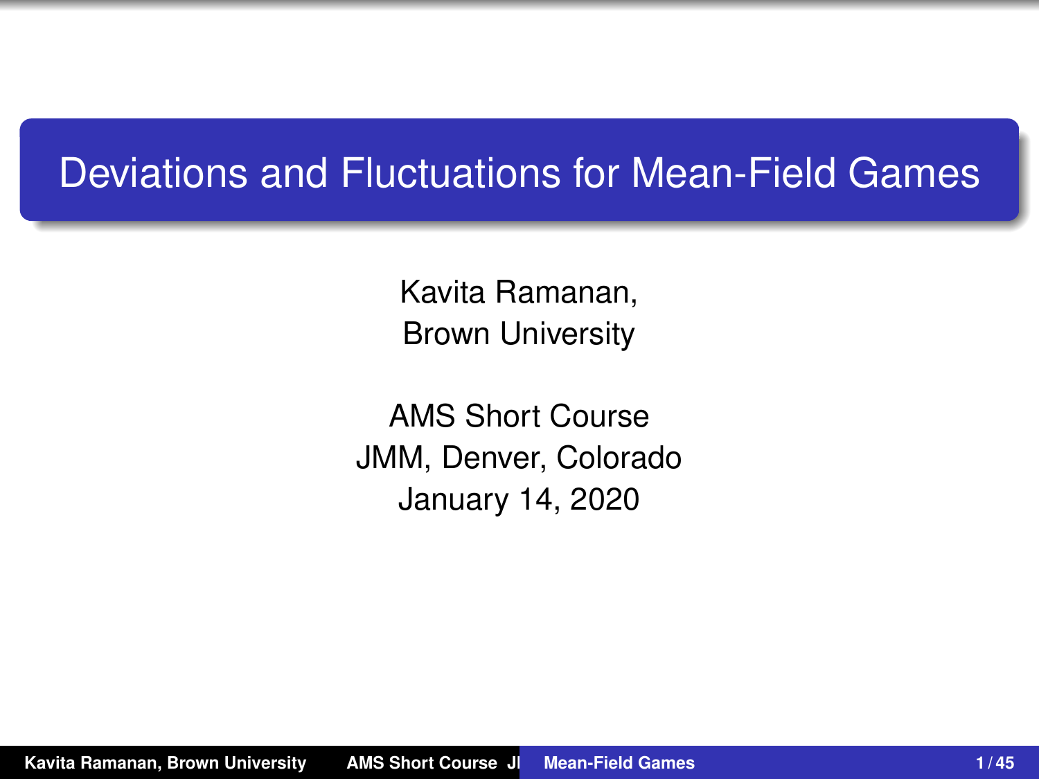# Deviations and Fluctuations for Mean-Field Games

Kavita Ramanan,
Brown University

AMS Short Course
JMM, Denver, Colorado
January 14, 2020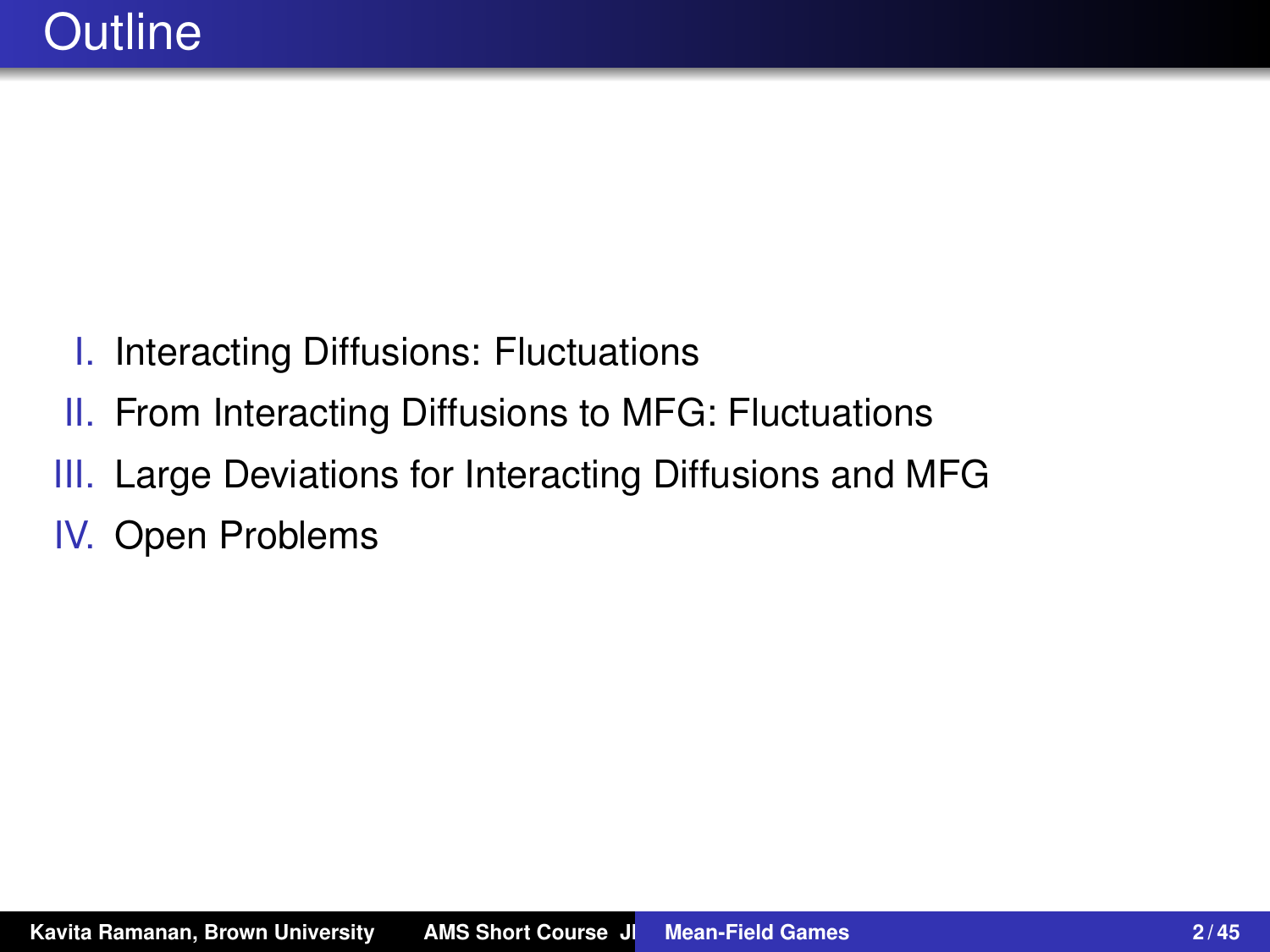# Outline

I. Interacting Diffusions: Fluctuations

II. From Interacting Diffusions to MFG: Fluctuations

III. Large Deviations for Interacting Diffusions and MFG

IV. Open Problems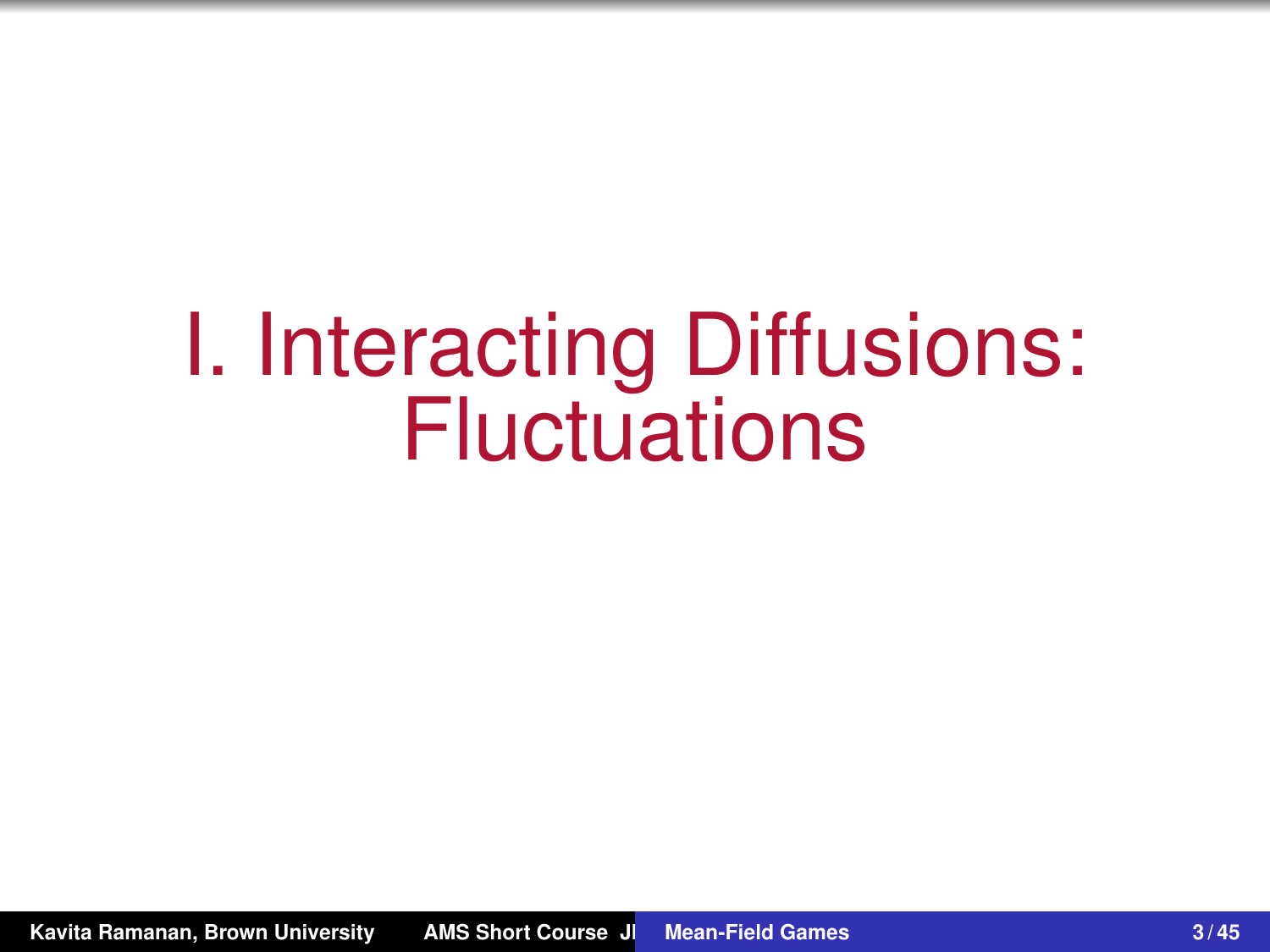# I. Interacting Diffusions: Fluctuations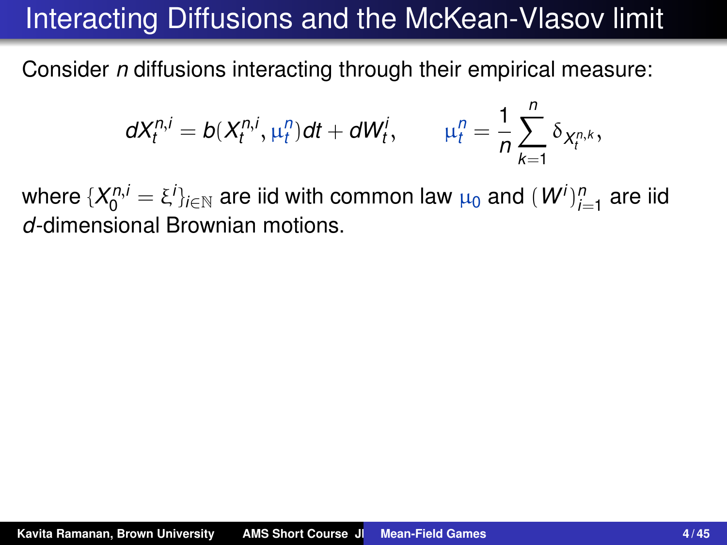# Interacting Diffusions and the McKean-Vlasov limit

Consider $n$ diffusions interacting through their empirical measure:

$$dX_t^{n,i} = b(X_t^{n,i}, \mu_t^n)dt + dW_t^i, \qquad \mu_t^n = \frac{1}{n}\sum_{k=1}^n \delta_{X_t^{n,k}},$$

where $\{X_0^{n,i} = \xi^i\}_{i\in\mathbb{N}}$ are iid with common law $\mu_0$ and $(W^i)_{i=1}^n$ are iid $d$-dimensional Brownian motions.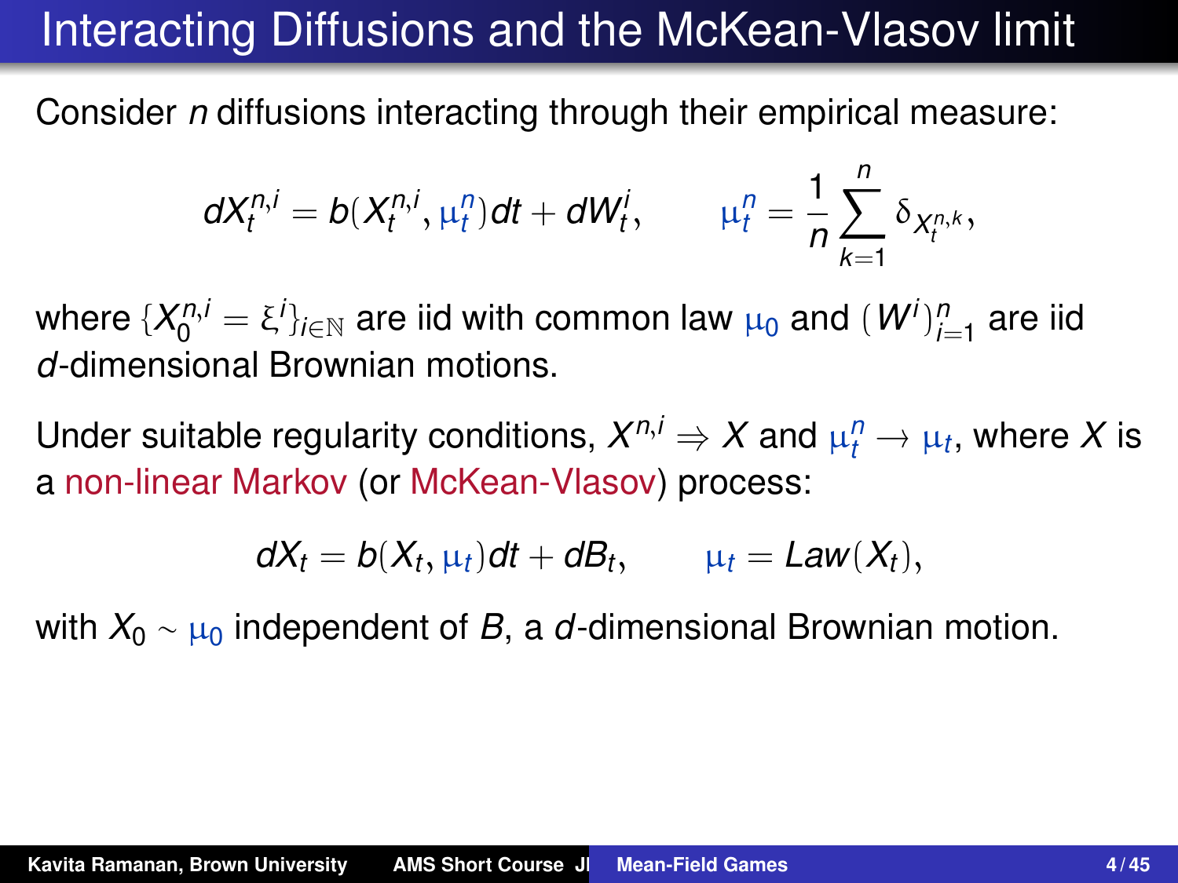# Interacting Diffusions and the McKean-Vlasov limit

Consider $n$ diffusions interacting through their empirical measure:

$$dX_t^{n,i} = b(X_t^{n,i}, \mu_t^n)dt + dW_t^i, \qquad \mu_t^n = \frac{1}{n}\sum_{k=1}^{n} \delta_{X_t^{n,k}},$$

where $\{X_0^{n,i} = \xi^i\}_{i\in\mathbb{N}}$ are iid with common law $\mu_0$ and $(W^i)_{i=1}^n$ are iid $d$-dimensional Brownian motions.

Under suitable regularity conditions, $X^{n,i} \Rightarrow X$ and $\mu_t^n \to \mu_t$, where $X$ is a non-linear Markov (or McKean-Vlasov) process:

$$dX_t = b(X_t, \mu_t)dt + dB_t, \qquad \mu_t = Law(X_t),$$

with $X_0 \sim \mu_0$ independent of $B$, a $d$-dimensional Brownian motion.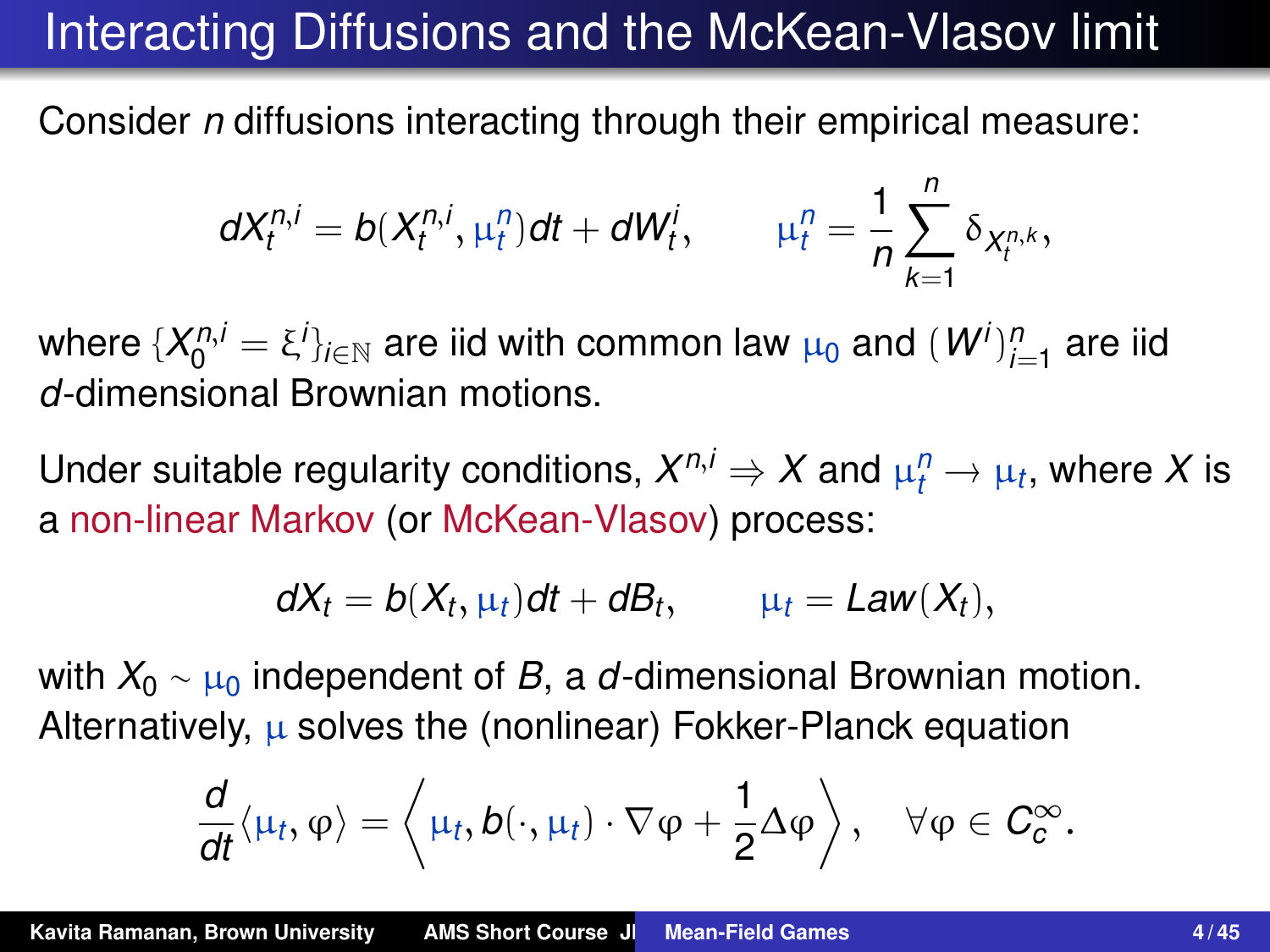# Interacting Diffusions and the McKean-Vlasov limit

Consider $n$ diffusions interacting through their empirical measure:

$$dX_t^{n,i} = b(X_t^{n,i}, \mu_t^n)dt + dW_t^i, \qquad \mu_t^n = \frac{1}{n}\sum_{k=1}^{n} \delta_{X_t^{n,k}},$$

where $\{X_0^{n,i} = \xi^i\}_{i\in\mathbb{N}}$ are iid with common law $\mu_0$ and $(W^i)_{i=1}^n$ are iid $d$-dimensional Brownian motions.

Under suitable regularity conditions, $X^{n,i} \Rightarrow X$ and $\mu_t^n \to \mu_t$, where $X$ is a non-linear Markov (or McKean-Vlasov) process:

$$dX_t = b(X_t, \mu_t)dt + dB_t, \qquad \mu_t = Law(X_t),$$

with $X_0 \sim \mu_0$ independent of $B$, a $d$-dimensional Brownian motion. Alternatively, $\mu$ solves the (nonlinear) Fokker-Planck equation

$$\frac{d}{dt}\langle \mu_t, \varphi\rangle = \left\langle \mu_t, b(\cdot, \mu_t)\cdot\nabla\varphi + \frac{1}{2}\Delta\varphi \right\rangle, \quad \forall \varphi \in C_c^\infty.$$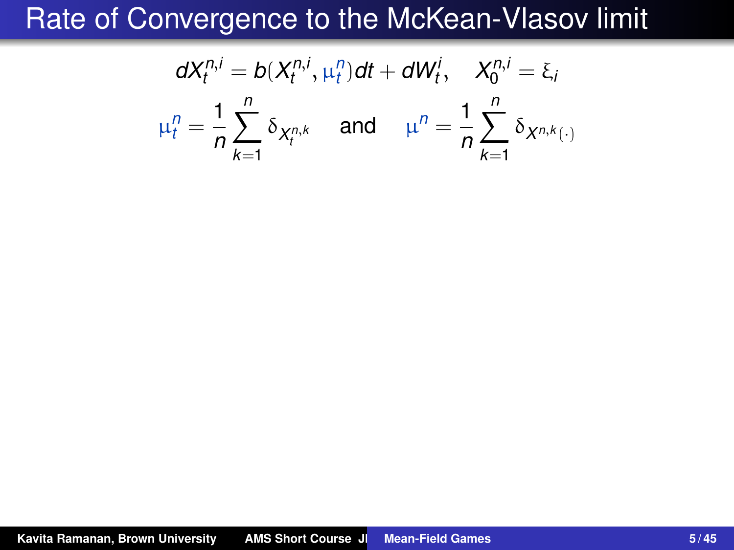# Rate of Convergence to the McKean-Vlasov limit

$$dX_t^{n,i} = b(X_t^{n,i}, \mu_t^n)dt + dW_t^i, \quad X_0^{n,i} = \xi_i$$

$$\mu_t^n = \frac{1}{n}\sum_{k=1}^{n} \delta_{X_t^{n,k}} \quad \text{and} \quad \mu^n = \frac{1}{n}\sum_{k=1}^{n} \delta_{X^{n,k}(\cdot)}$$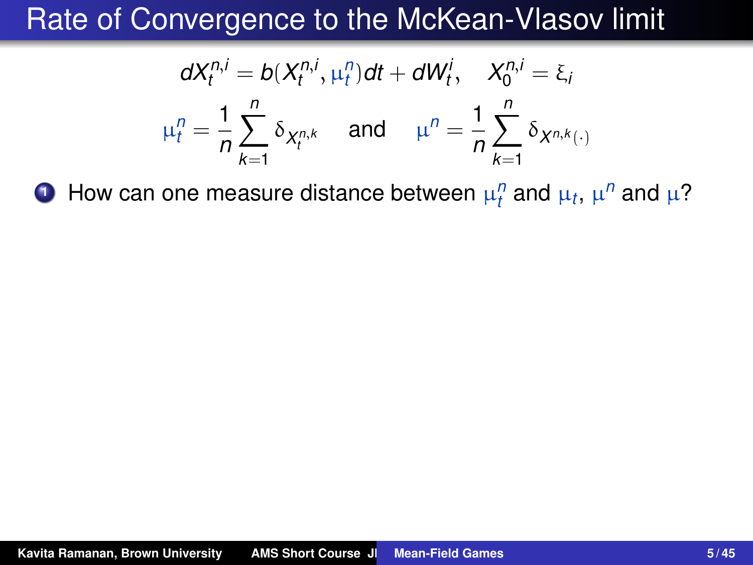# Rate of Convergence to the McKean-Vlasov limit

$$dX_t^{n,i} = b(X_t^{n,i}, \mu_t^n)dt + dW_t^i, \quad X_0^{n,i} = \xi_i$$

$$\mu_t^n = \frac{1}{n}\sum_{k=1}^n \delta_{X_t^{n,k}} \quad \text{and} \quad \mu^n = \frac{1}{n}\sum_{k=1}^n \delta_{X^{n,k}(\cdot)}$$

1. How can one measure distance between $\mu_t^n$ and $\mu_t$, $\mu^n$ and $\mu$?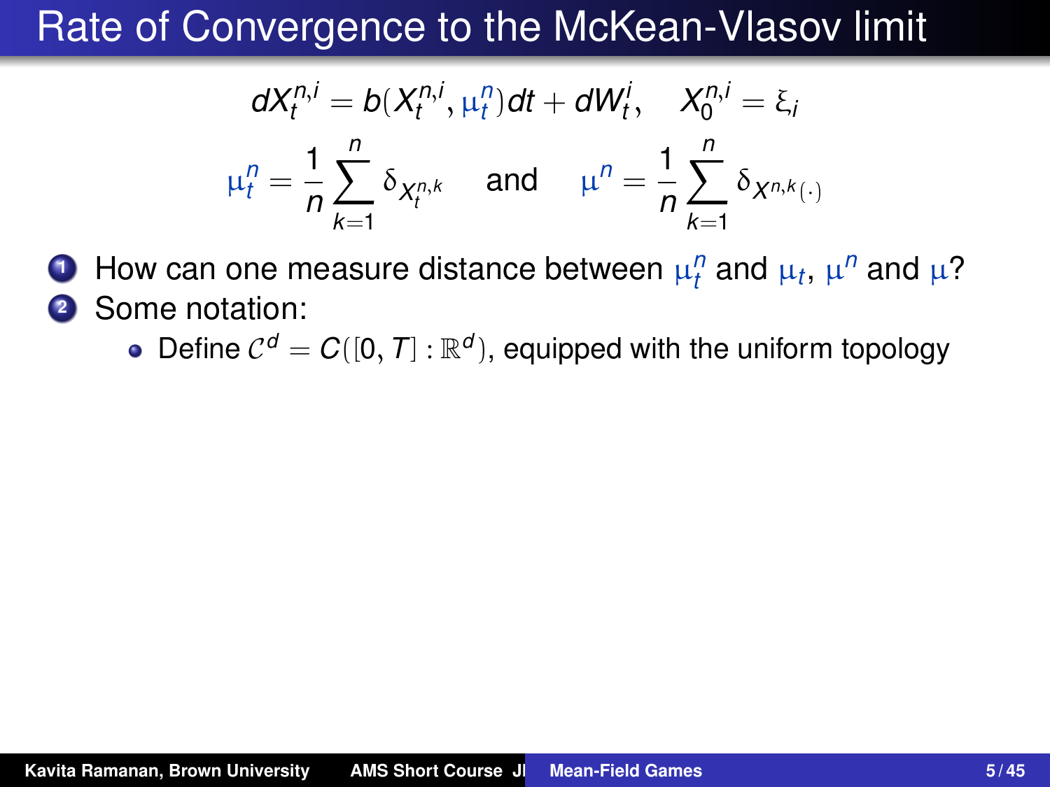# Rate of Convergence to the McKean-Vlasov limit

$$dX_t^{n,i} = b(X_t^{n,i}, \mu_t^n)dt + dW_t^i, \quad X_0^{n,i} = \xi_i$$

$$\mu_t^n = \frac{1}{n}\sum_{k=1}^{n} \delta_{X_t^{n,k}} \quad \text{and} \quad \mu^n = \frac{1}{n}\sum_{k=1}^{n} \delta_{X^{n,k}(\cdot)}$$

1. How can one measure distance between $\mu_t^n$ and $\mu_t$, $\mu^n$ and $\mu$?
2. Some notation:
   - Define $\mathcal{C}^d = C([0,T] : \mathbb{R}^d)$, equipped with the uniform topology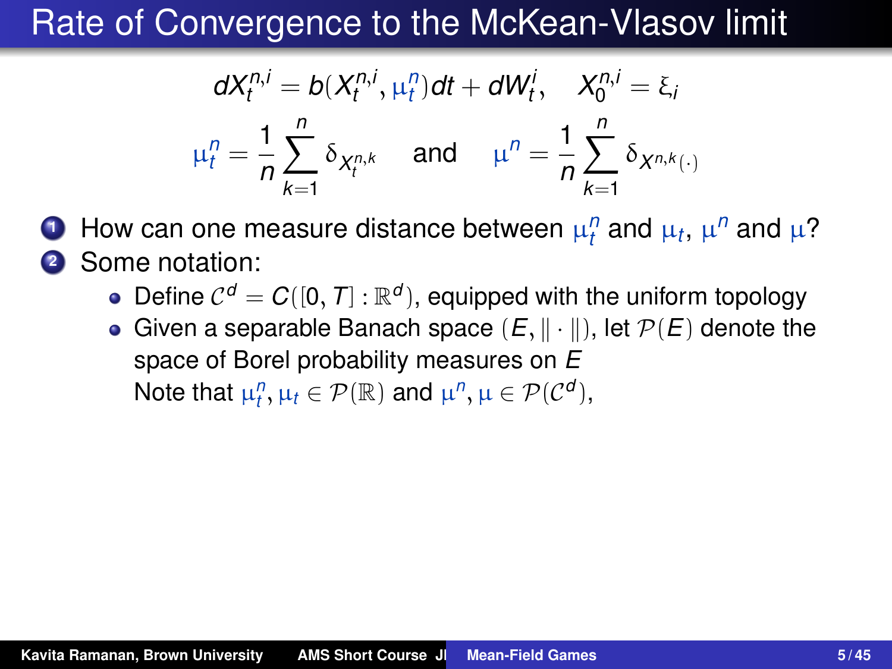# Rate of Convergence to the McKean-Vlasov limit

$$dX_t^{n,i} = b(X_t^{n,i}, \mu_t^n)dt + dW_t^i, \quad X_0^{n,i} = \xi_i$$

$$\mu_t^n = \frac{1}{n}\sum_{k=1}^n \delta_{X_t^{n,k}} \quad \text{and} \quad \mu^n = \frac{1}{n}\sum_{k=1}^n \delta_{X^{n,k}(\cdot)}$$

1. How can one measure distance between $\mu_t^n$ and $\mu_t$, $\mu^n$ and $\mu$?
2. Some notation:
   - Define $\mathcal{C}^d = C([0,T] : \mathbb{R}^d)$, equipped with the uniform topology
   - Given a separable Banach space $(E, \|\cdot\|)$, let $\mathcal{P}(E)$ denote the space of Borel probability measures on $E$
     
     Note that $\mu_t^n, \mu_t \in \mathcal{P}(\mathbb{R})$ and $\mu^n, \mu \in \mathcal{P}(\mathcal{C}^d)$,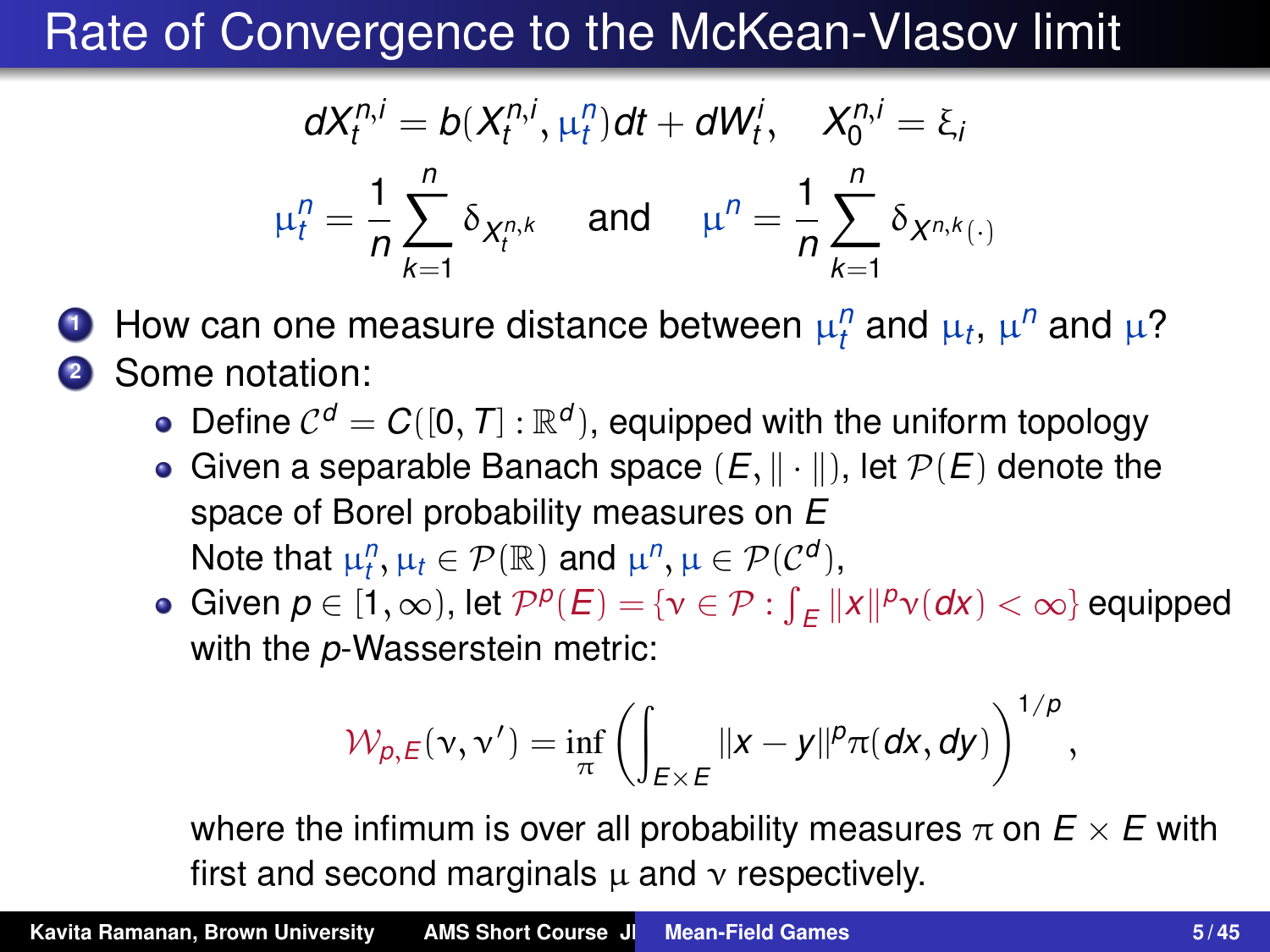# Rate of Convergence to the McKean-Vlasov limit

$$dX_t^{n,i} = b(X_t^{n,i}, \mu_t^n)dt + dW_t^i, \quad X_0^{n,i} = \xi_i$$

$$\mu_t^n = \frac{1}{n}\sum_{k=1}^{n} \delta_{X_t^{n,k}} \quad \text{and} \quad \mu^n = \frac{1}{n}\sum_{k=1}^{n} \delta_{X^{n,k}(\cdot)}$$

1. How can one measure distance between $\mu_t^n$ and $\mu_t$, $\mu^n$ and $\mu$?
2. Some notation:
   - Define $\mathcal{C}^d = C([0,T] : \mathbb{R}^d)$, equipped with the uniform topology
   - Given a separable Banach space $(E, \|\cdot\|)$, let $\mathcal{P}(E)$ denote the space of Borel probability measures on $E$

     Note that $\mu_t^n, \mu_t \in \mathcal{P}(\mathbb{R})$ and $\mu^n, \mu \in \mathcal{P}(\mathcal{C}^d)$,
   - Given $p \in [1,\infty)$, let $\mathcal{P}^p(E) = \{\nu \in \mathcal{P} : \int_E \|x\|^p \nu(dx) < \infty\}$ equipped with the $p$-Wasserstein metric:

$$\mathcal{W}_{p,E}(\nu,\nu') = \inf_{\pi}\left(\int_{E\times E} \|x-y\|^p \pi(dx,dy)\right)^{1/p},$$

where the infimum is over all probability measures $\pi$ on $E \times E$ with first and second marginals $\mu$ and $\nu$ respectively.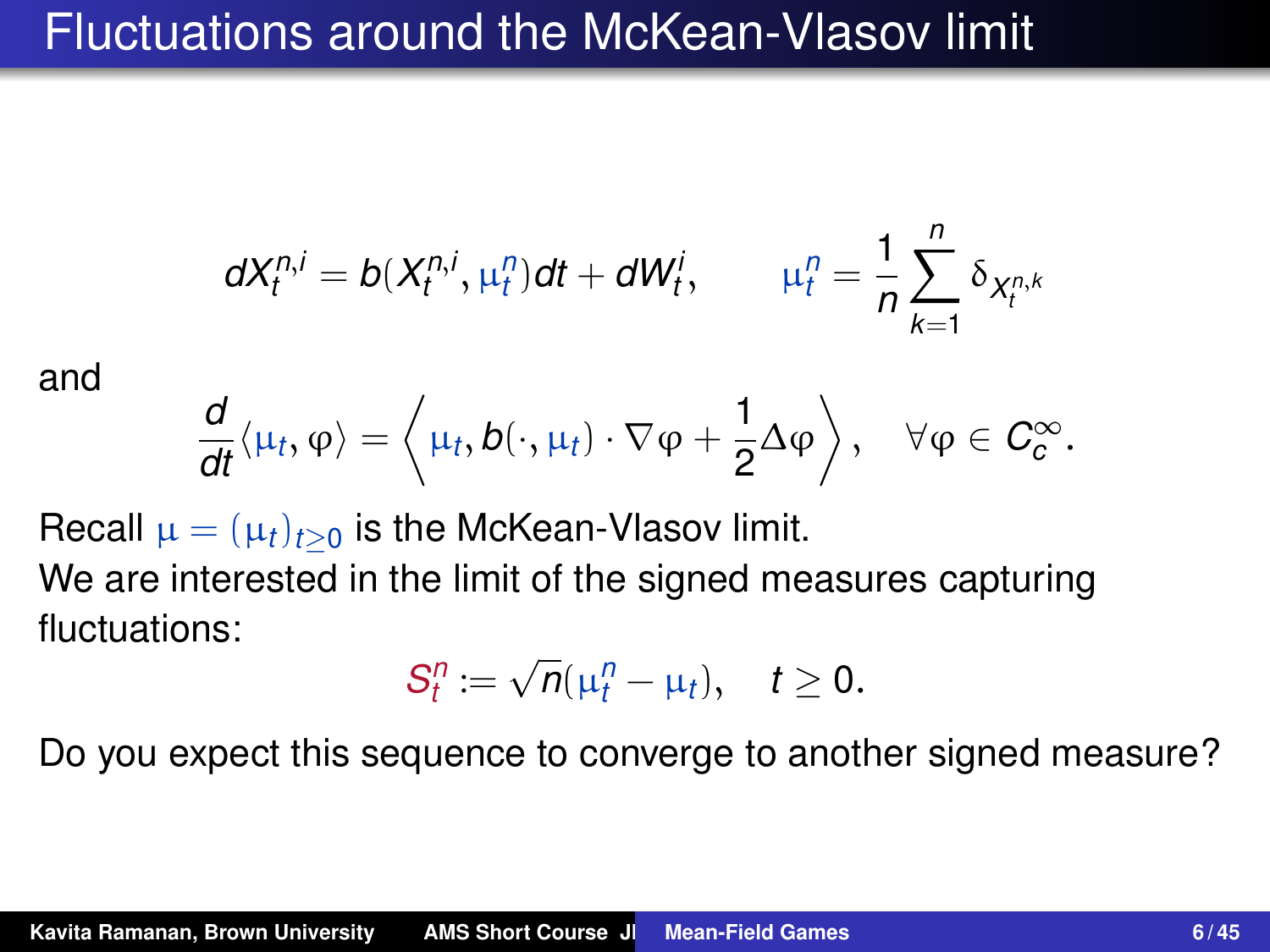# Fluctuations around the McKean-Vlasov limit

$$dX_t^{n,i} = b(X_t^{n,i}, \mu_t^n)dt + dW_t^i, \qquad \mu_t^n = \frac{1}{n}\sum_{k=1}^{n} \delta_{X_t^{n,k}}$$

and

$$\frac{d}{dt}\langle \mu_t, \varphi \rangle = \left\langle \mu_t, b(\cdot, \mu_t) \cdot \nabla \varphi + \frac{1}{2}\Delta \varphi \right\rangle, \quad \forall \varphi \in C_c^\infty.$$

Recall $\mu = (\mu_t)_{t \geq 0}$ is the McKean-Vlasov limit.
We are interested in the limit of the signed measures capturing fluctuations:

$$S_t^n := \sqrt{n}(\mu_t^n - \mu_t), \quad t \geq 0.$$

Do you expect this sequence to converge to another signed measure?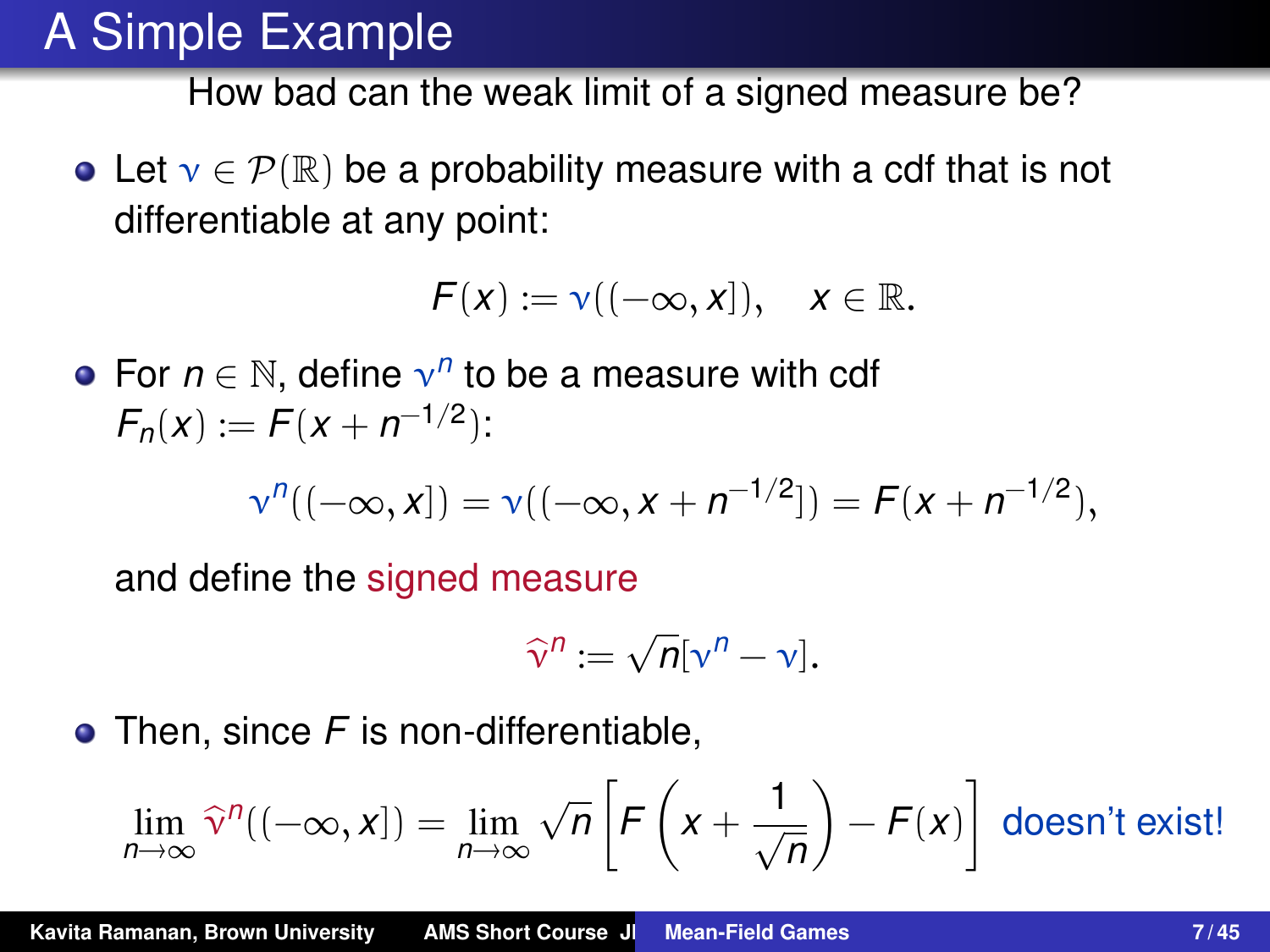# A Simple Example

How bad can the weak limit of a signed measure be?

- Let $\nu \in \mathcal{P}(\mathbb{R})$ be a probability measure with a cdf that is not differentiable at any point:

$$F(x) := \nu((-\infty, x]), \quad x \in \mathbb{R}.$$

- For $n \in \mathbb{N}$, define $\nu^n$ to be a measure with cdf $F_n(x) := F(x + n^{-1/2})$:

$$\nu^n((-\infty, x]) = \nu((-\infty, x + n^{-1/2}]) = F(x + n^{-1/2}),$$

  and define the signed measure

$$\widehat{\nu}^n := \sqrt{n}[\nu^n - \nu].$$

- Then, since $F$ is non-differentiable,

$$\lim_{n\to\infty} \widehat{\nu}^n((-\infty, x]) = \lim_{n\to\infty} \sqrt{n}\left[F\left(x + \frac{1}{\sqrt{n}}\right) - F(x)\right] \text{ doesn't exist!}$$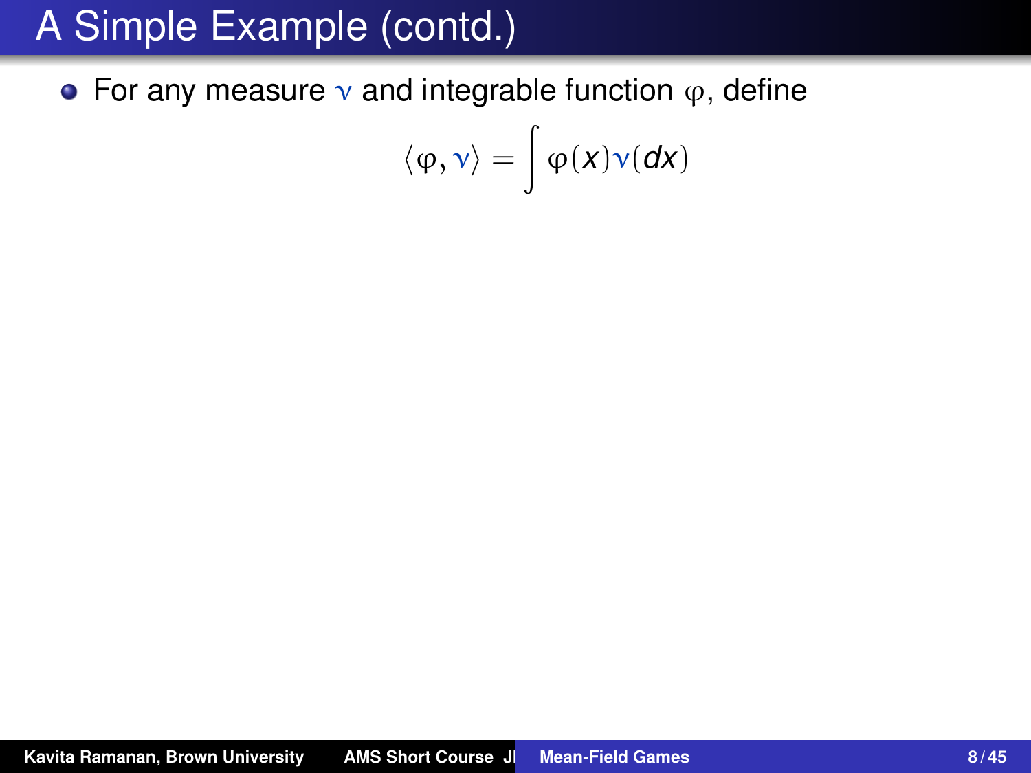# A Simple Example (contd.)

- For any measure $\nu$ and integrable function $\varphi$, define

$$\langle \varphi, \nu \rangle = \int \varphi(x)\nu(dx)$$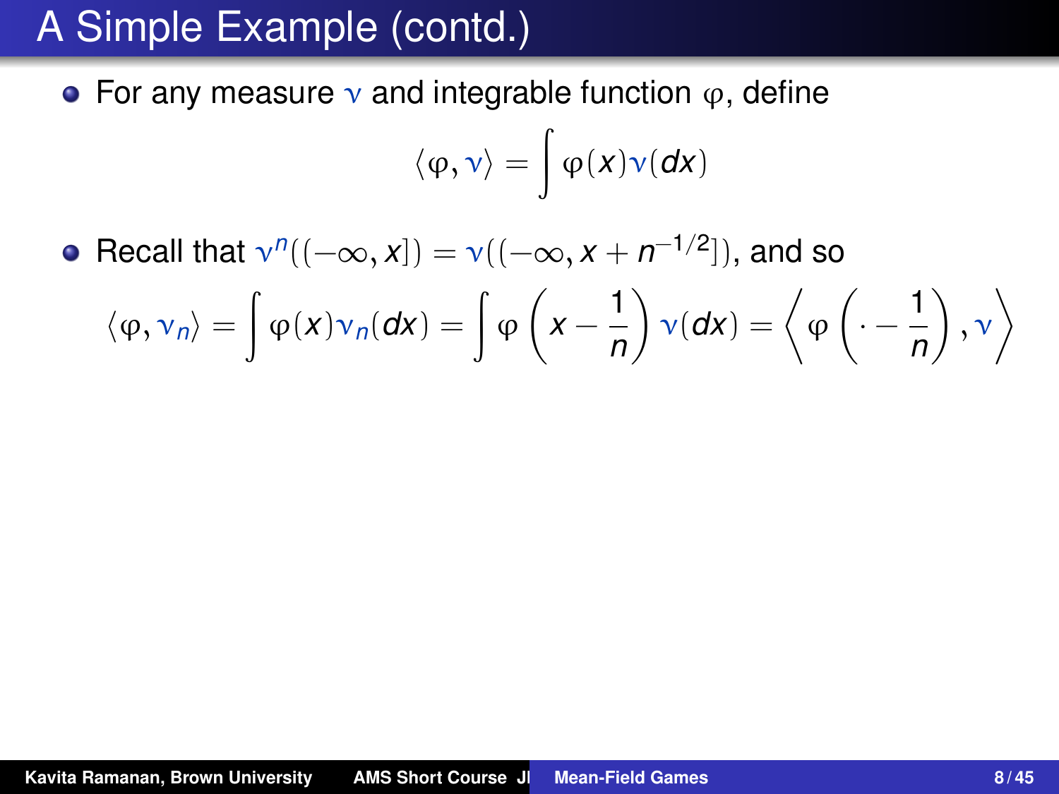# A Simple Example (contd.)

- For any measure $\nu$ and integrable function $\varphi$, define

$$\langle \varphi, \nu \rangle = \int \varphi(x)\nu(dx)$$

- Recall that $\nu^n((-\infty, x]) = \nu((-\infty, x + n^{-1/2}])$, and so

$$\langle \varphi, \nu_n \rangle = \int \varphi(x)\nu_n(dx) = \int \varphi\left(x - \frac{1}{n}\right)\nu(dx) = \left\langle \varphi\left(\cdot - \frac{1}{n}\right), \nu \right\rangle$$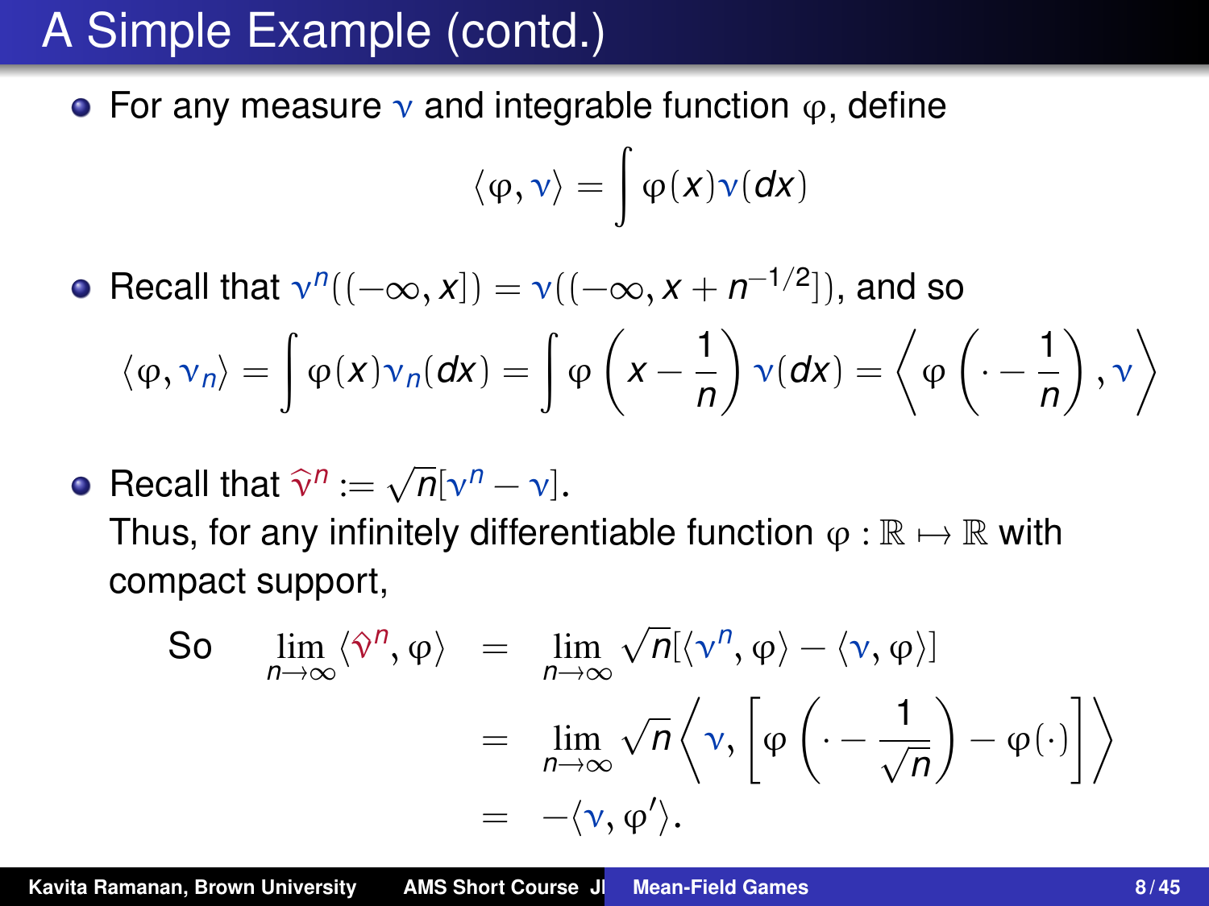# A Simple Example (contd.)

- For any measure $\nu$ and integrable function $\varphi$, define

$$\langle \varphi, \nu \rangle = \int \varphi(x) \nu(dx)$$

- Recall that $\nu^n((-\infty, x]) = \nu((-\infty, x + n^{-1/2}])$, and so

$$\langle \varphi, \nu_n \rangle = \int \varphi(x) \nu_n(dx) = \int \varphi\left(x - \frac{1}{n}\right) \nu(dx) = \left\langle \varphi\left(\cdot - \frac{1}{n}\right), \nu \right\rangle$$

- Recall that $\widehat{\nu}^n := \sqrt{n}[\nu^n - \nu]$.
  Thus, for any infinitely differentiable function $\varphi : \mathbb{R} \mapsto \mathbb{R}$ with compact support,

$$\text{So} \quad \lim_{n \to \infty} \langle \hat{\nu}^n, \varphi \rangle = \lim_{n \to \infty} \sqrt{n}[\langle \nu^n, \varphi \rangle - \langle \nu, \varphi \rangle]$$

$$= \lim_{n \to \infty} \sqrt{n} \left\langle \nu, \left[ \varphi\left(\cdot - \frac{1}{\sqrt{n}}\right) - \varphi(\cdot) \right] \right\rangle$$

$$= -\langle \nu, \varphi' \rangle.$$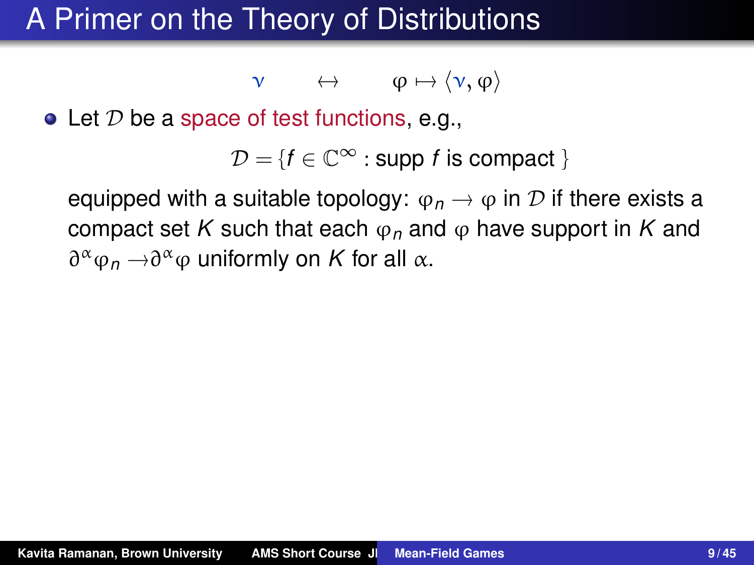# A Primer on the Theory of Distributions

$$\nu \qquad \leftrightarrow \qquad \varphi \mapsto \langle \nu, \varphi \rangle$$

- Let $\mathcal{D}$ be a space of test functions, e.g.,

$$\mathcal{D} = \{ f \in \mathbb{C}^\infty : \text{supp } f \text{ is compact} \}$$

equipped with a suitable topology: $\varphi_n \to \varphi$ in $\mathcal{D}$ if there exists a compact set $K$ such that each $\varphi_n$ and $\varphi$ have support in $K$ and $\partial^\alpha \varphi_n \to \partial^\alpha \varphi$ uniformly on $K$ for all $\alpha$.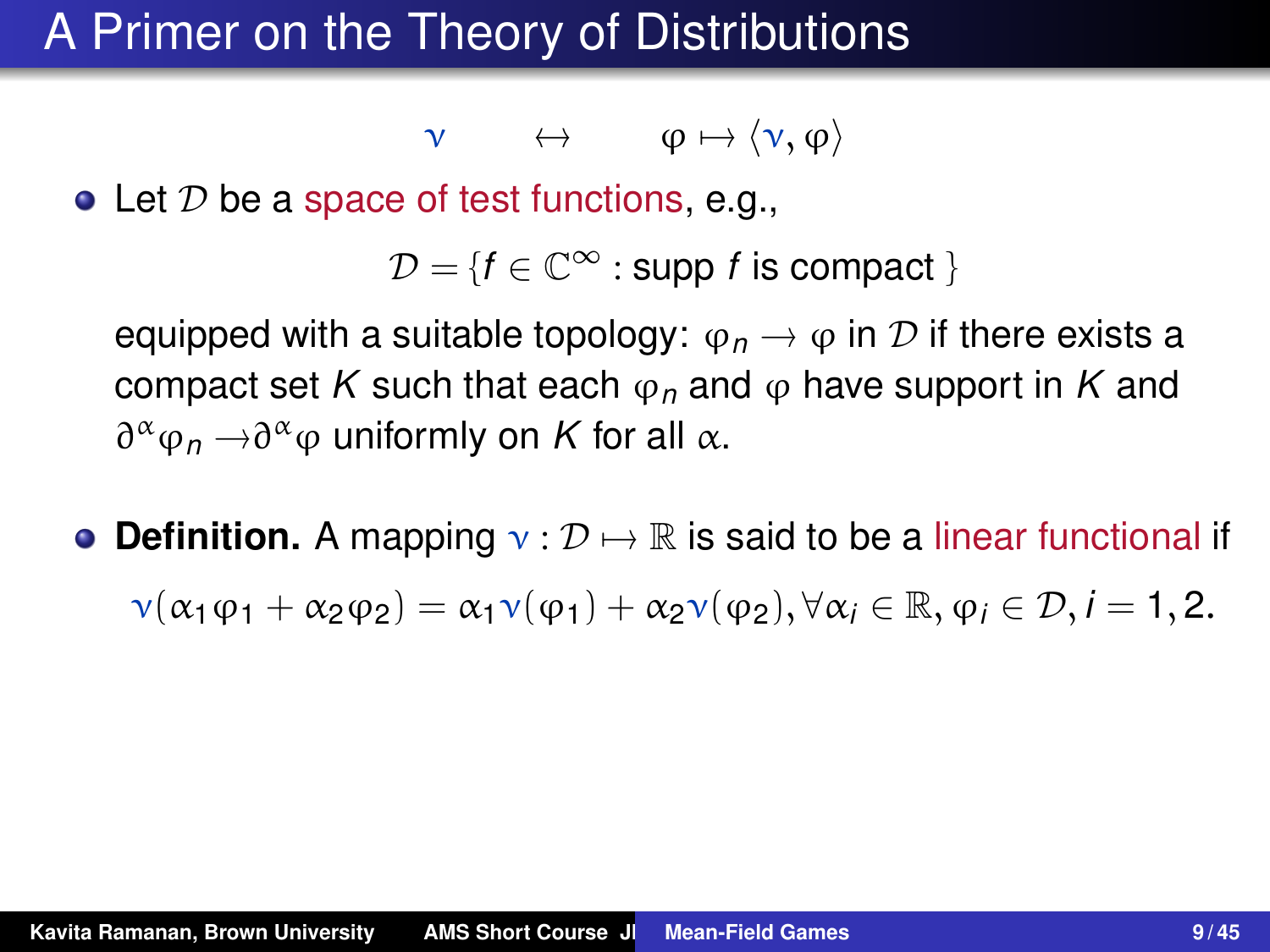# A Primer on the Theory of Distributions

$$\nu \qquad \leftrightarrow \qquad \varphi \mapsto \langle \nu, \varphi \rangle$$

- Let $\mathcal{D}$ be a space of test functions, e.g.,

$$\mathcal{D} = \{f \in \mathbb{C}^\infty : \text{supp } f \text{ is compact }\}$$

  equipped with a suitable topology: $\varphi_n \to \varphi$ in $\mathcal{D}$ if there exists a compact set $K$ such that each $\varphi_n$ and $\varphi$ have support in $K$ and $\partial^\alpha \varphi_n \to \partial^\alpha \varphi$ uniformly on $K$ for all $\alpha$.

- **Definition.** A mapping $\nu : \mathcal{D} \mapsto \mathbb{R}$ is said to be a linear functional if

$$\nu(\alpha_1 \varphi_1 + \alpha_2 \varphi_2) = \alpha_1 \nu(\varphi_1) + \alpha_2 \nu(\varphi_2), \forall \alpha_i \in \mathbb{R}, \varphi_i \in \mathcal{D}, i = 1, 2.$$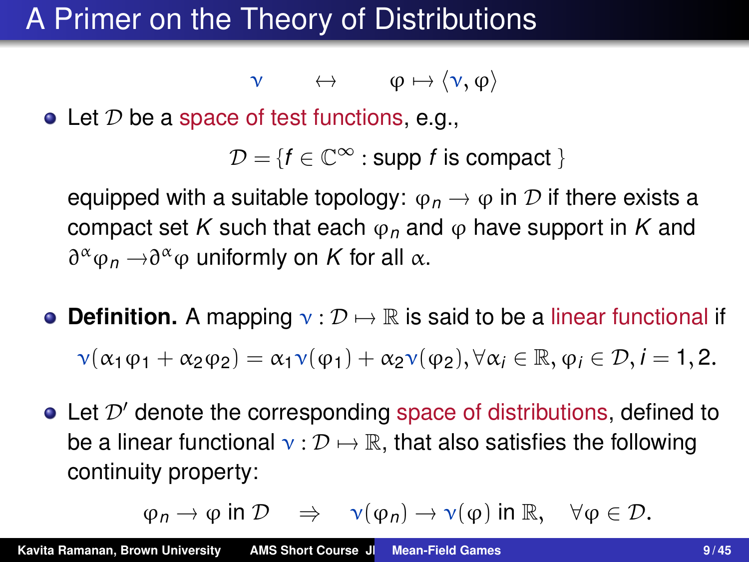# A Primer on the Theory of Distributions

$$\nu \quad \leftrightarrow \quad \varphi \mapsto \langle \nu, \varphi \rangle$$

- Let $\mathcal{D}$ be a space of test functions, e.g.,

$$\mathcal{D} = \{ f \in \mathbb{C}^\infty : \text{supp } f \text{ is compact } \}$$

  equipped with a suitable topology: $\varphi_n \to \varphi$ in $\mathcal{D}$ if there exists a compact set $K$ such that each $\varphi_n$ and $\varphi$ have support in $K$ and $\partial^\alpha \varphi_n \to \partial^\alpha \varphi$ uniformly on $K$ for all $\alpha$.

- **Definition.** A mapping $\nu : \mathcal{D} \mapsto \mathbb{R}$ is said to be a linear functional if

$$\nu(\alpha_1 \varphi_1 + \alpha_2 \varphi_2) = \alpha_1 \nu(\varphi_1) + \alpha_2 \nu(\varphi_2), \forall \alpha_i \in \mathbb{R}, \varphi_i \in \mathcal{D}, i = 1, 2.$$

- Let $\mathcal{D}'$ denote the corresponding space of distributions, defined to be a linear functional $\nu : \mathcal{D} \mapsto \mathbb{R}$, that also satisfies the following continuity property:

$$\varphi_n \to \varphi \text{ in } \mathcal{D} \quad \Rightarrow \quad \nu(\varphi_n) \to \nu(\varphi) \text{ in } \mathbb{R}, \quad \forall \varphi \in \mathcal{D}.$$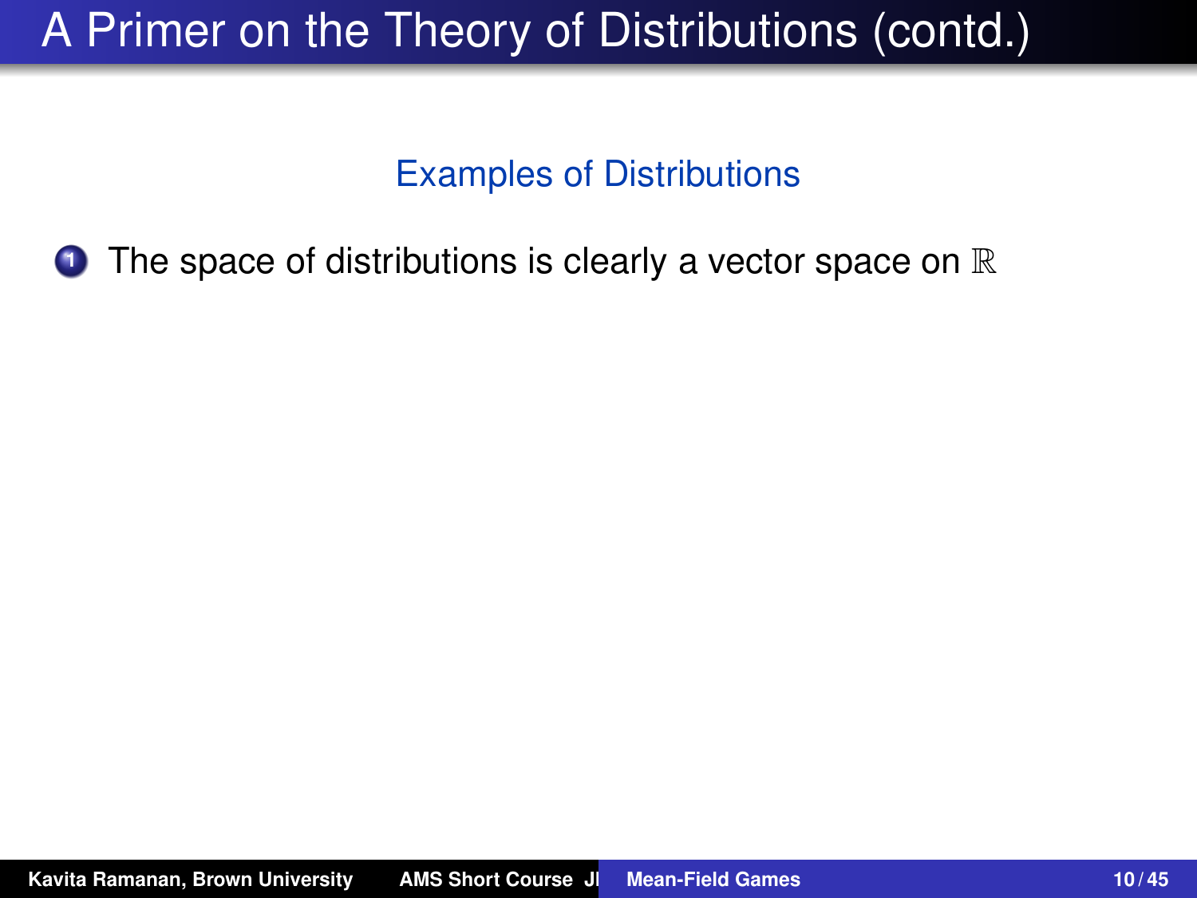# A Primer on the Theory of Distributions (contd.)

## Examples of Distributions

1. The space of distributions is clearly a vector space on $\mathbb{R}$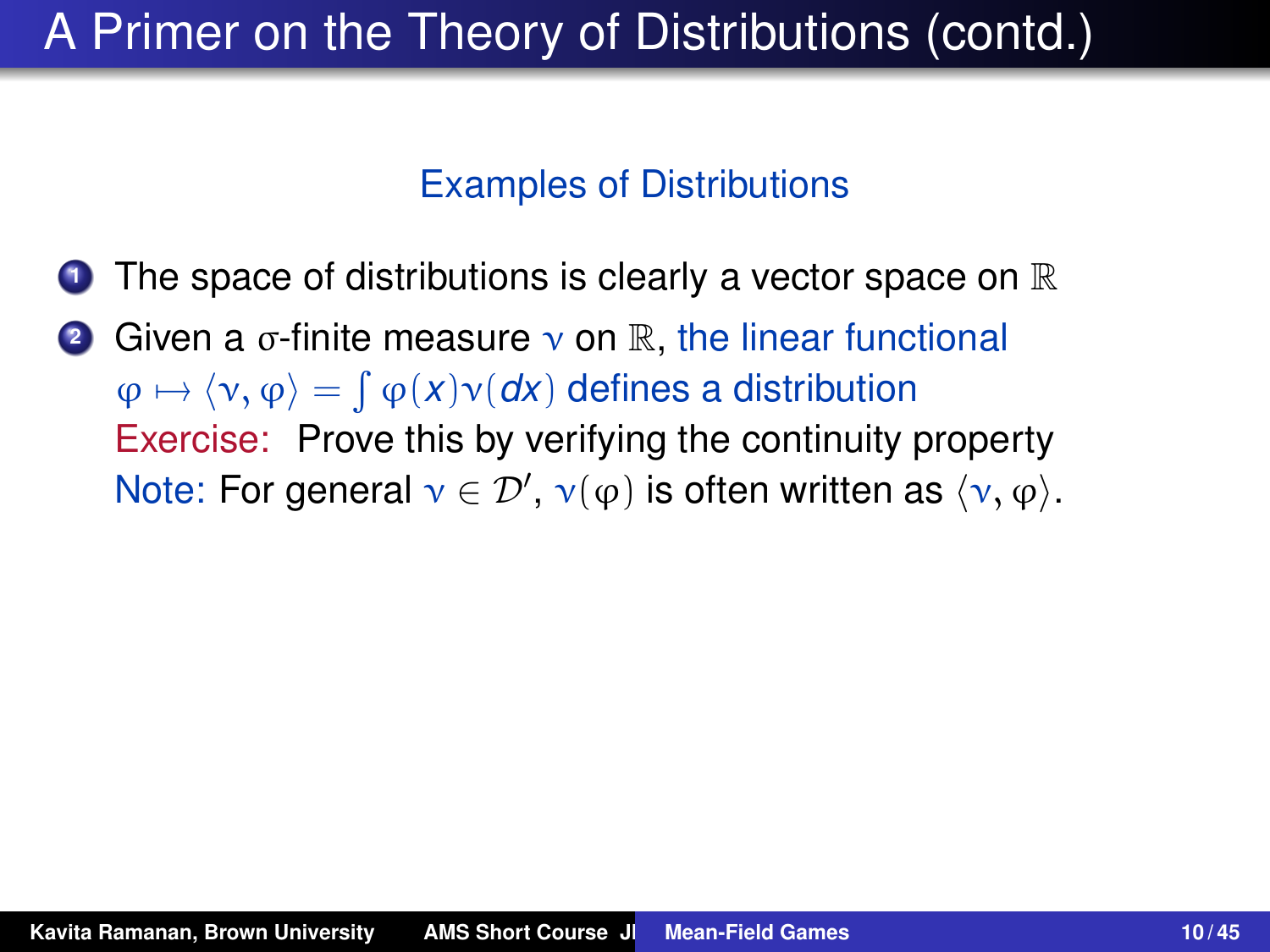# A Primer on the Theory of Distributions (contd.)

## Examples of Distributions

1. The space of distributions is clearly a vector space on $\mathbb{R}$
2. Given a $\sigma$-finite measure $\nu$ on $\mathbb{R}$, the linear functional $\varphi \mapsto \langle \nu, \varphi \rangle = \int \varphi(x)\nu(dx)$ defines a distribution
   Exercise: Prove this by verifying the continuity property
   Note: For general $\nu \in \mathcal{D}'$, $\nu(\varphi)$ is often written as $\langle \nu, \varphi \rangle$.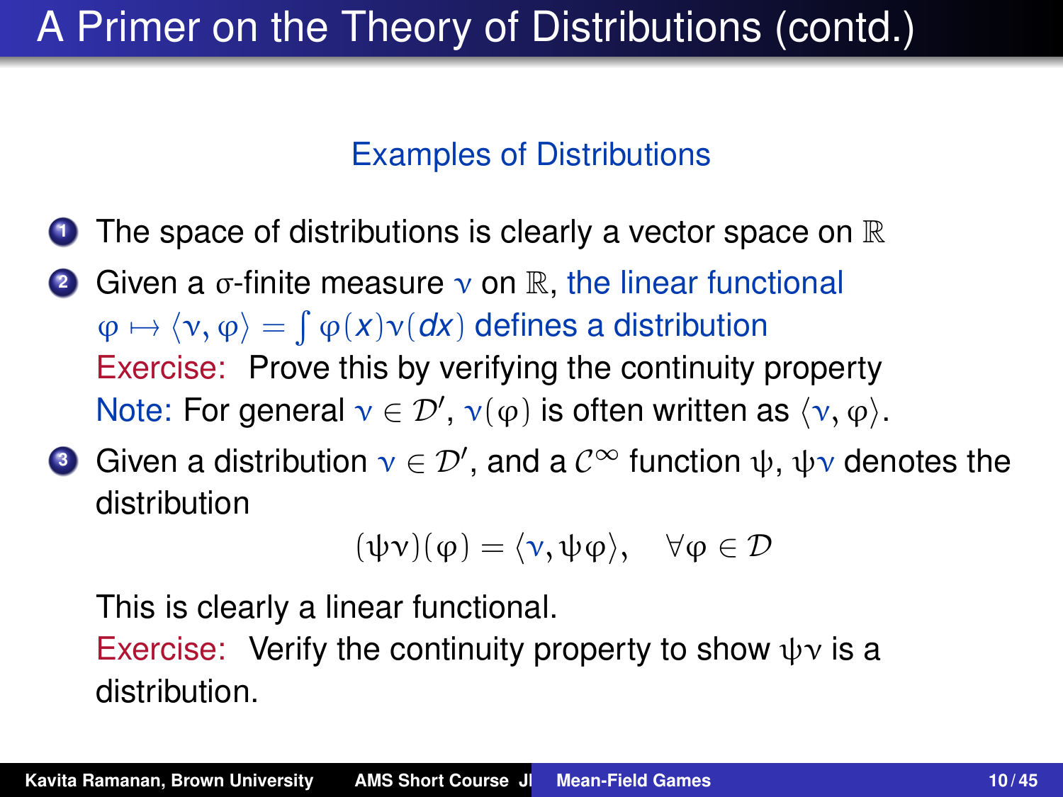# A Primer on the Theory of Distributions (contd.)

## Examples of Distributions

1. The space of distributions is clearly a vector space on $\mathbb{R}$
2. Given a $\sigma$-finite measure $\nu$ on $\mathbb{R}$, the linear functional $\varphi \mapsto \langle \nu, \varphi \rangle = \int \varphi(x)\nu(dx)$ defines a distribution
   Exercise: Prove this by verifying the continuity property
   Note: For general $\nu \in \mathcal{D}'$, $\nu(\varphi)$ is often written as $\langle \nu, \varphi \rangle$.
3. Given a distribution $\nu \in \mathcal{D}'$, and a $\mathcal{C}^\infty$ function $\psi$, $\psi\nu$ denotes the distribution

$$(\psi\nu)(\varphi) = \langle \nu, \psi\varphi \rangle, \quad \forall \varphi \in \mathcal{D}$$

   This is clearly a linear functional.
   Exercise: Verify the continuity property to show $\psi\nu$ is a distribution.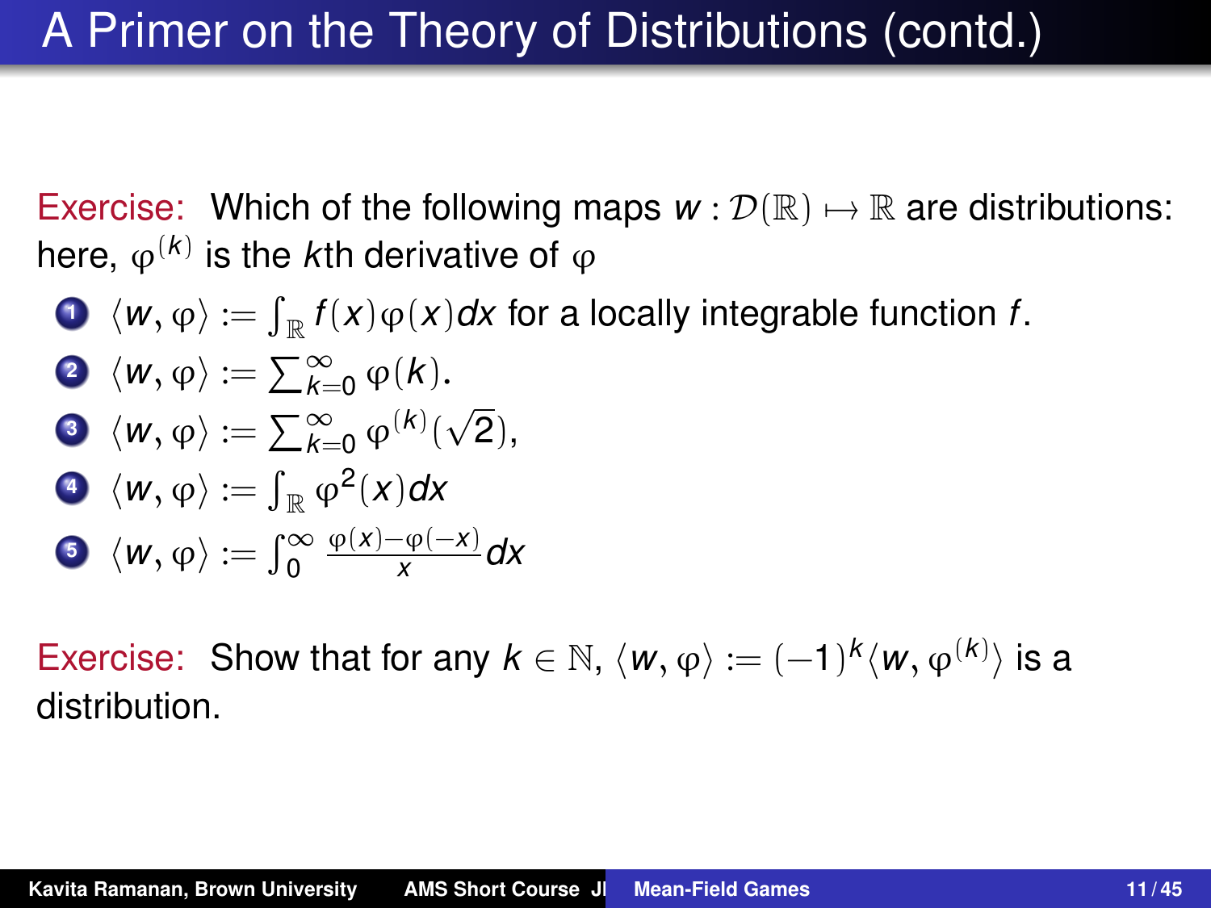# A Primer on the Theory of Distributions (contd.)

Exercise: Which of the following maps $w : \mathcal{D}(\mathbb{R}) \mapsto \mathbb{R}$ are distributions: here, $\varphi^{(k)}$ is the $k$th derivative of $\varphi$

1. $\langle w, \varphi \rangle := \int_{\mathbb{R}} f(x)\varphi(x)dx$ for a locally integrable function $f$.
2. $\langle w, \varphi \rangle := \sum_{k=0}^{\infty} \varphi(k)$.
3. $\langle w, \varphi \rangle := \sum_{k=0}^{\infty} \varphi^{(k)}(\sqrt{2})$,
4. $\langle w, \varphi \rangle := \int_{\mathbb{R}} \varphi^2(x)dx$
5. $\langle w, \varphi \rangle := \int_0^{\infty} \frac{\varphi(x)-\varphi(-x)}{x}dx$

Exercise: Show that for any $k \in \mathbb{N}$, $\langle w, \varphi \rangle := (-1)^k \langle w, \varphi^{(k)} \rangle$ is a distribution.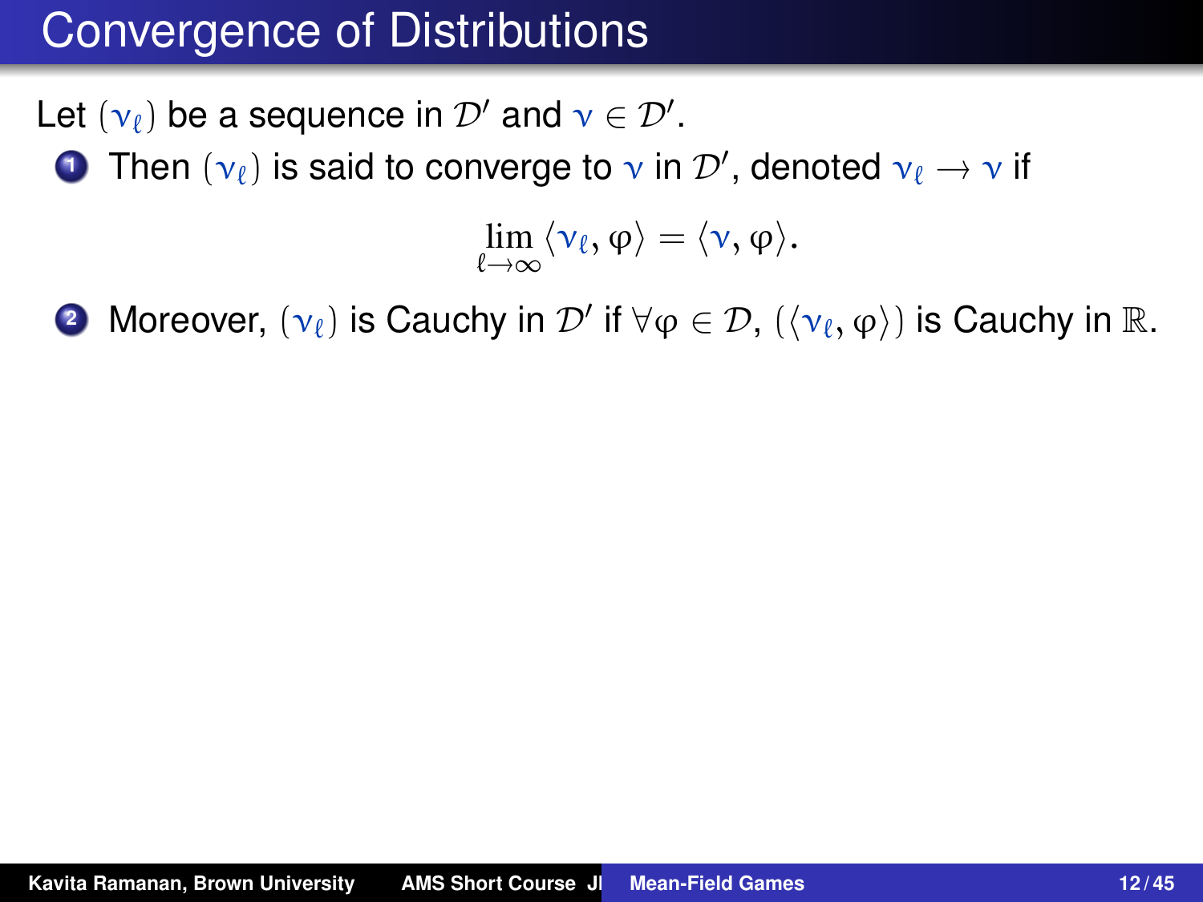# Convergence of Distributions

Let $(\nu_\ell)$ be a sequence in $\mathcal{D}'$ and $\nu \in \mathcal{D}'$.

1. Then $(\nu_\ell)$ is said to converge to $\nu$ in $\mathcal{D}'$, denoted $\nu_\ell \to \nu$ if

$$\lim_{\ell \to \infty} \langle \nu_\ell, \varphi \rangle = \langle \nu, \varphi \rangle.$$

2. Moreover, $(\nu_\ell)$ is Cauchy in $\mathcal{D}'$ if $\forall \varphi \in \mathcal{D}$, $(\langle \nu_\ell, \varphi \rangle)$ is Cauchy in $\mathbb{R}$.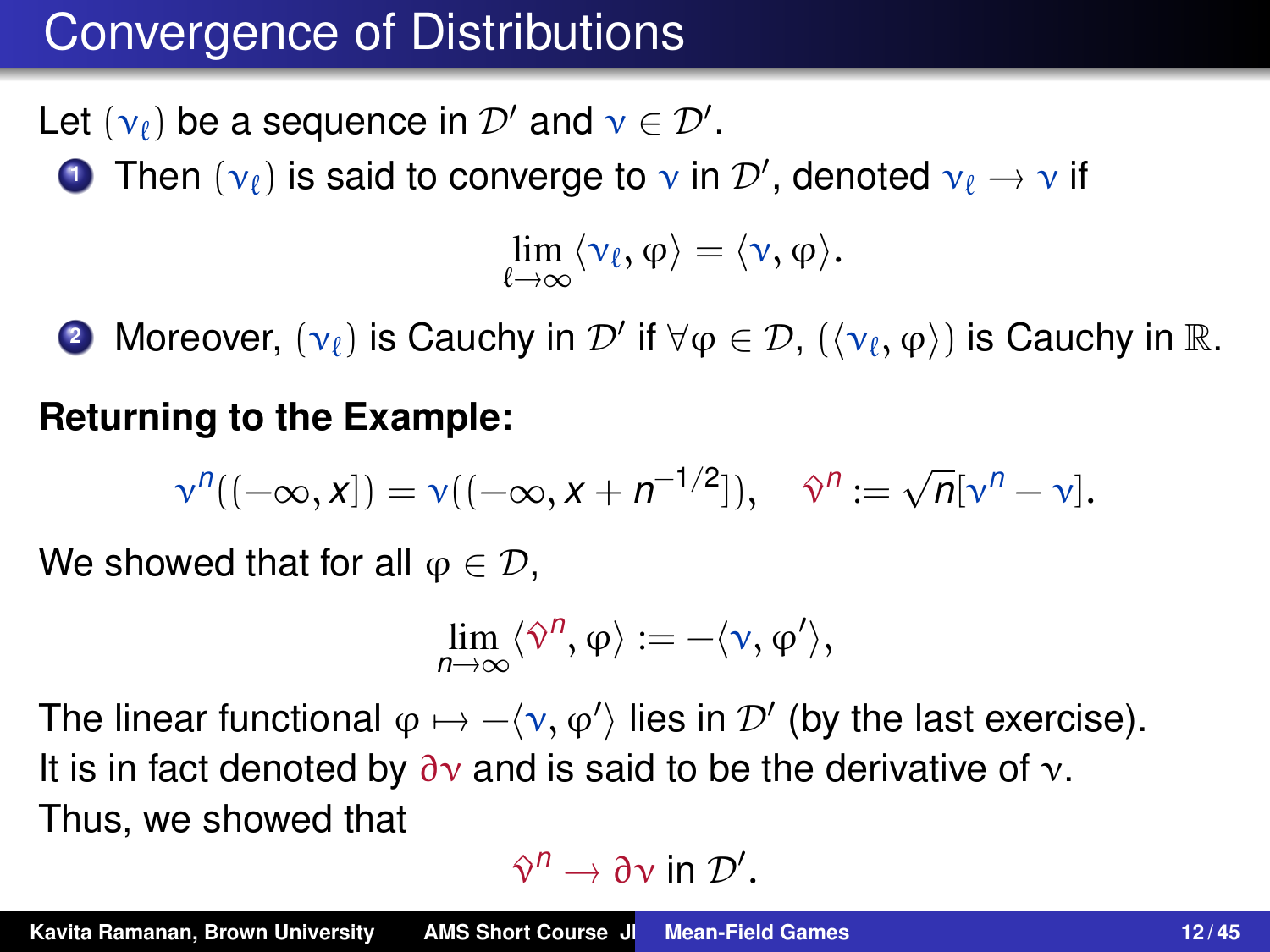# Convergence of Distributions

Let $(\nu_\ell)$ be a sequence in $\mathcal{D}'$ and $\nu \in \mathcal{D}'$.

1. Then $(\nu_\ell)$ is said to converge to $\nu$ in $\mathcal{D}'$, denoted $\nu_\ell \to \nu$ if

$$\lim_{\ell \to \infty} \langle \nu_\ell, \varphi \rangle = \langle \nu, \varphi \rangle.$$

2. Moreover, $(\nu_\ell)$ is Cauchy in $\mathcal{D}'$ if $\forall \varphi \in \mathcal{D}$, $(\langle \nu_\ell, \varphi \rangle)$ is Cauchy in $\mathbb{R}$.

**Returning to the Example:**

$$\nu^n((-\infty, x]) = \nu((-\infty, x + n^{-1/2}]), \quad \hat{\nu}^n := \sqrt{n}[\nu^n - \nu].$$

We showed that for all $\varphi \in \mathcal{D}$,

$$\lim_{n \to \infty} \langle \hat{\nu}^n, \varphi \rangle := -\langle \nu, \varphi' \rangle,$$

The linear functional $\varphi \mapsto -\langle \nu, \varphi' \rangle$ lies in $\mathcal{D}'$ (by the last exercise). It is in fact denoted by $\partial \nu$ and is said to be the derivative of $\nu$. Thus, we showed that

$$\hat{\nu}^n \to \partial \nu \text{ in } \mathcal{D}'.$$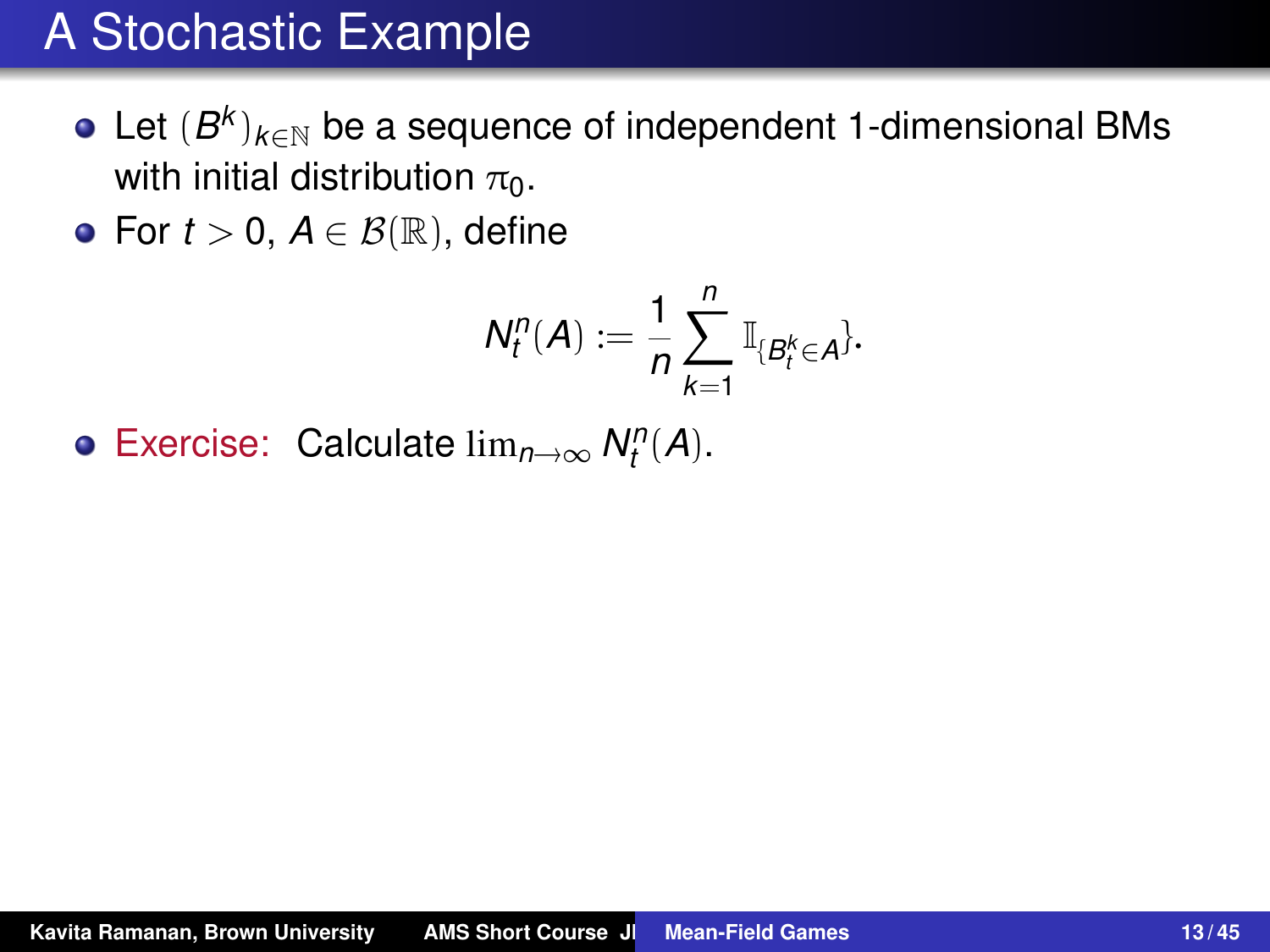# A Stochastic Example

- Let $(B^k)_{k\in\mathbb{N}}$ be a sequence of independent 1-dimensional BMs with initial distribution $\pi_0$.
- For $t > 0$, $A \in \mathcal{B}(\mathbb{R})$, define

$$N_t^n(A) := \frac{1}{n}\sum_{k=1}^{n} \mathbb{I}_{\{B_t^k \in A\}}.$$

- Exercise: Calculate $\lim_{n\to\infty} N_t^n(A)$.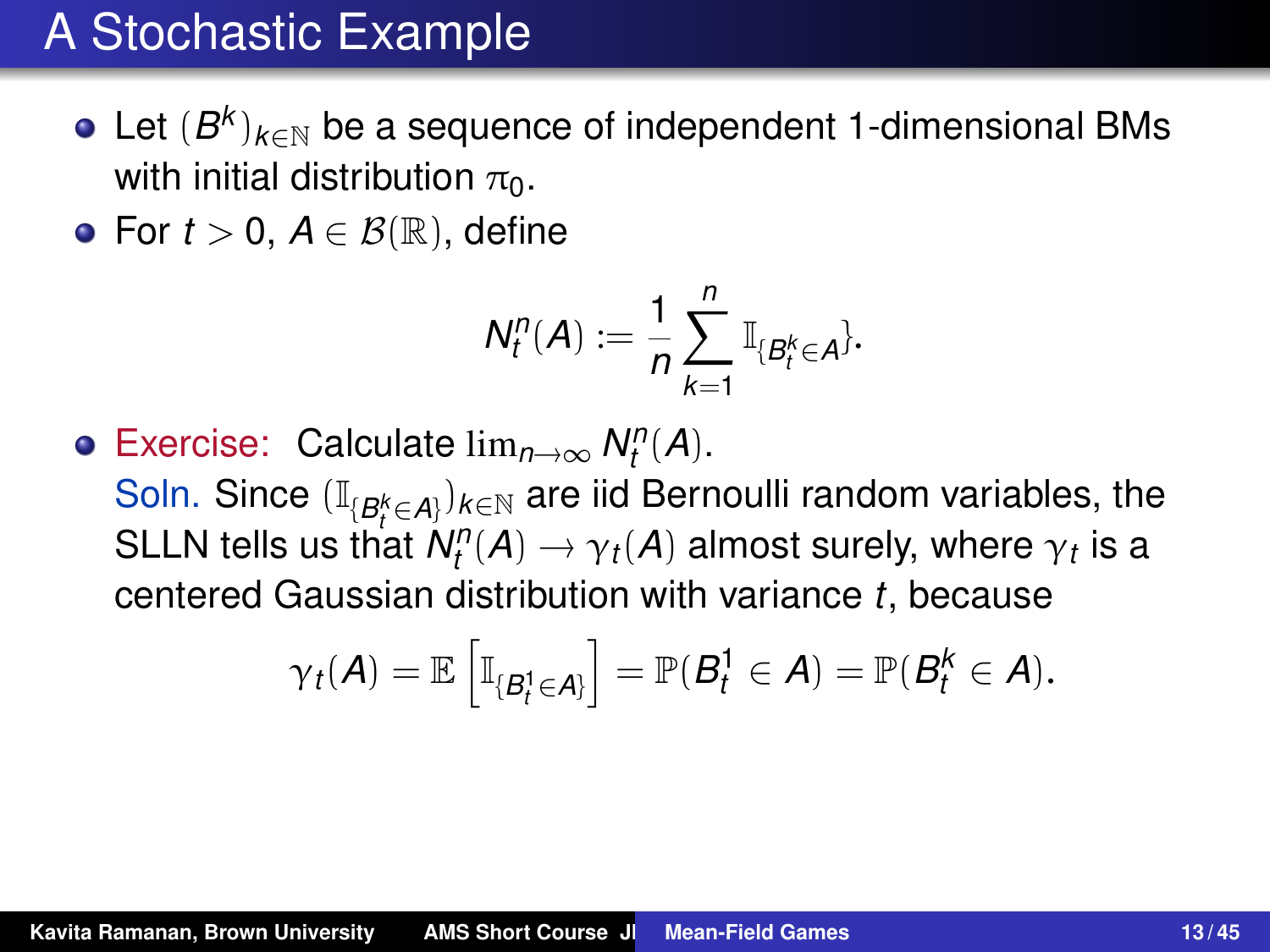# A Stochastic Example

- Let $(B^k)_{k\in\mathbb{N}}$ be a sequence of independent 1-dimensional BMs with initial distribution $\pi_0$.
- For $t > 0$, $A \in \mathcal{B}(\mathbb{R})$, define

$$N_t^n(A) := \frac{1}{n}\sum_{k=1}^{n} \mathbb{I}_{\{B_t^k \in A\}}.$$

- Exercise: Calculate $\lim_{n\to\infty} N_t^n(A)$.
  Soln. Since $(\mathbb{I}_{\{B_t^k\in A\}})_{k\in\mathbb{N}}$ are iid Bernoulli random variables, the SLLN tells us that $N_t^n(A) \to \gamma_t(A)$ almost surely, where $\gamma_t$ is a centered Gaussian distribution with variance $t$, because

$$\gamma_t(A) = \mathbb{E}\left[\mathbb{I}_{\{B_t^1\in A\}}\right] = \mathbb{P}(B_t^1 \in A) = \mathbb{P}(B_t^k \in A).$$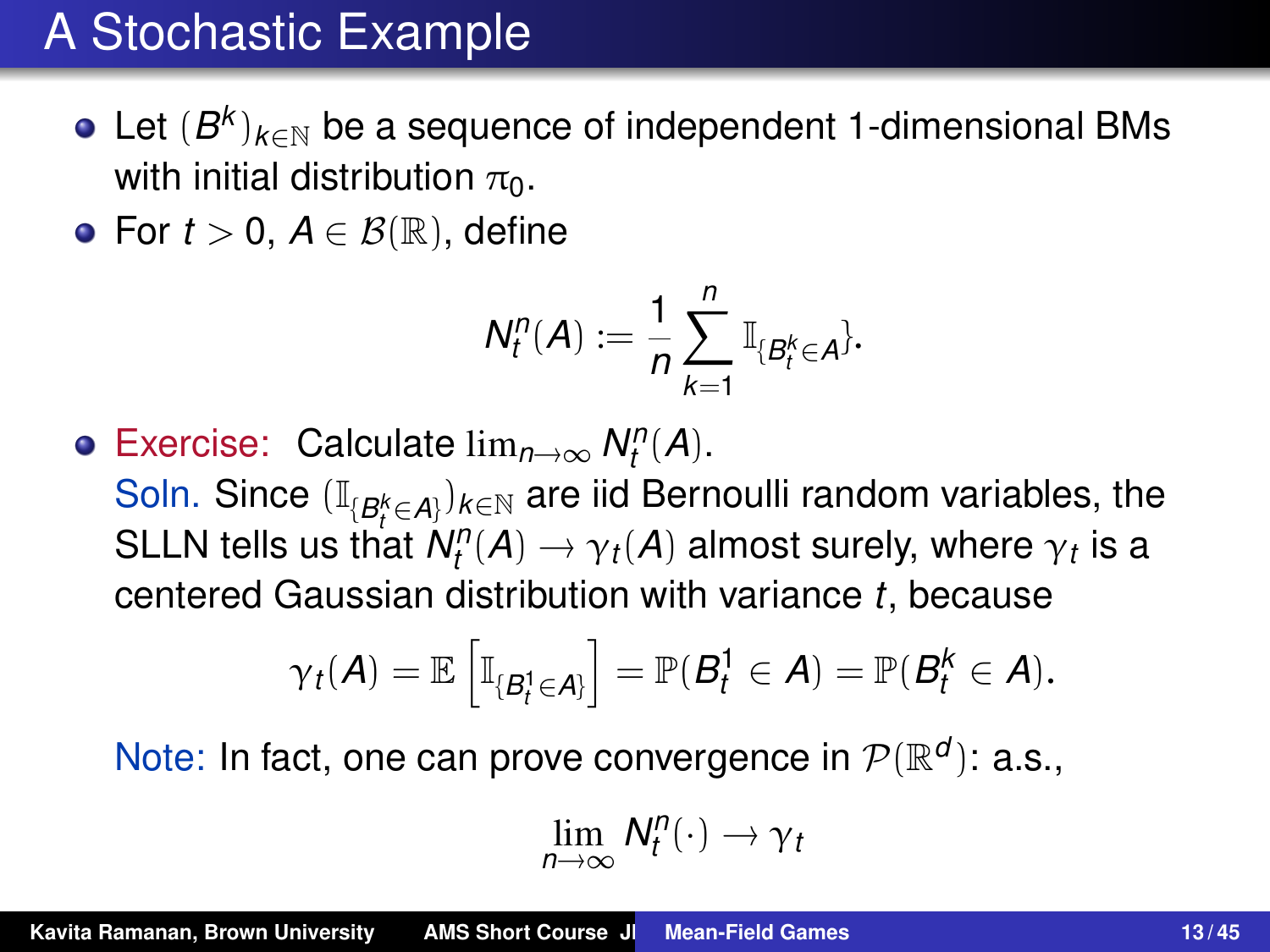# A Stochastic Example

- Let $(B^k)_{k\in\mathbb{N}}$ be a sequence of independent 1-dimensional BMs with initial distribution $\pi_0$.
- For $t > 0$, $A \in \mathcal{B}(\mathbb{R})$, define

$$N_t^n(A) := \frac{1}{n}\sum_{k=1}^{n} \mathbb{I}_{\{B_t^k \in A\}}.$$

- Exercise: Calculate $\lim_{n\to\infty} N_t^n(A)$.

  Soln. Since $(\mathbb{I}_{\{B_t^k\in A\}})_{k\in\mathbb{N}}$ are iid Bernoulli random variables, the SLLN tells us that $N_t^n(A) \to \gamma_t(A)$ almost surely, where $\gamma_t$ is a centered Gaussian distribution with variance $t$, because

$$\gamma_t(A) = \mathbb{E}\left[\mathbb{I}_{\{B_t^1\in A\}}\right] = \mathbb{P}(B_t^1 \in A) = \mathbb{P}(B_t^k \in A).$$

  Note: In fact, one can prove convergence in $\mathcal{P}(\mathbb{R}^d)$: a.s.,

$$\lim_{n\to\infty} N_t^n(\cdot) \to \gamma_t$$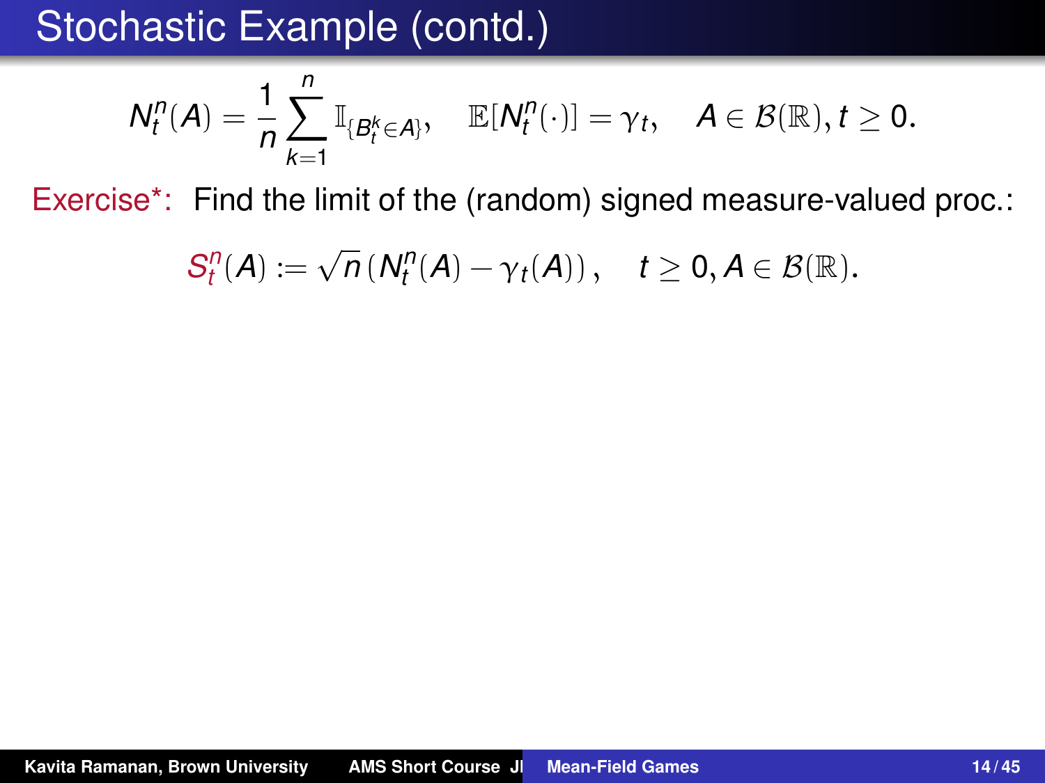# Stochastic Example (contd.)

$$N_t^n(A) = \frac{1}{n}\sum_{k=1}^{n} \mathbb{I}_{\{B_t^k \in A\}}, \quad \mathbb{E}[N_t^n(\cdot)] = \gamma_t, \quad A \in \mathcal{B}(\mathbb{R}), t \geq 0.$$

Exercise*: Find the limit of the (random) signed measure-valued proc.:

$$S_t^n(A) := \sqrt{n}\left(N_t^n(A) - \gamma_t(A)\right), \quad t \geq 0, A \in \mathcal{B}(\mathbb{R}).$$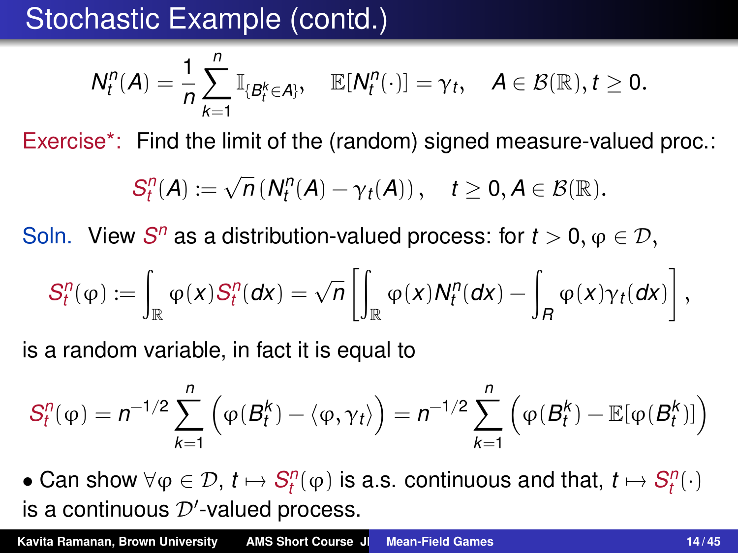# Stochastic Example (contd.)

$$N_t^n(A) = \frac{1}{n}\sum_{k=1}^n \mathbb{I}_{\{B_t^k \in A\}}, \quad \mathbb{E}[N_t^n(\cdot)] = \gamma_t, \quad A \in \mathcal{B}(\mathbb{R}), t \geq 0.$$

Exercise*: Find the limit of the (random) signed measure-valued proc.:

$$S_t^n(A) := \sqrt{n}\left(N_t^n(A) - \gamma_t(A)\right), \quad t \geq 0, A \in \mathcal{B}(\mathbb{R}).$$

Soln. View $S^n$ as a distribution-valued process: for $t > 0, \varphi \in \mathcal{D}$,

$$S_t^n(\varphi) := \int_{\mathbb{R}} \varphi(x) S_t^n(dx) = \sqrt{n}\left[\int_{\mathbb{R}} \varphi(x) N_t^n(dx) - \int_R \varphi(x)\gamma_t(dx)\right],$$

is a random variable, in fact it is equal to

$$S_t^n(\varphi) = n^{-1/2}\sum_{k=1}^n \left(\varphi(B_t^k) - \langle \varphi, \gamma_t\rangle\right) = n^{-1/2}\sum_{k=1}^n \left(\varphi(B_t^k) - \mathbb{E}[\varphi(B_t^k)]\right)$$

- Can show $\forall \varphi \in \mathcal{D}$, $t \mapsto S_t^n(\varphi)$ is a.s. continuous and that, $t \mapsto S_t^n(\cdot)$ is a continuous $\mathcal{D}'$-valued process.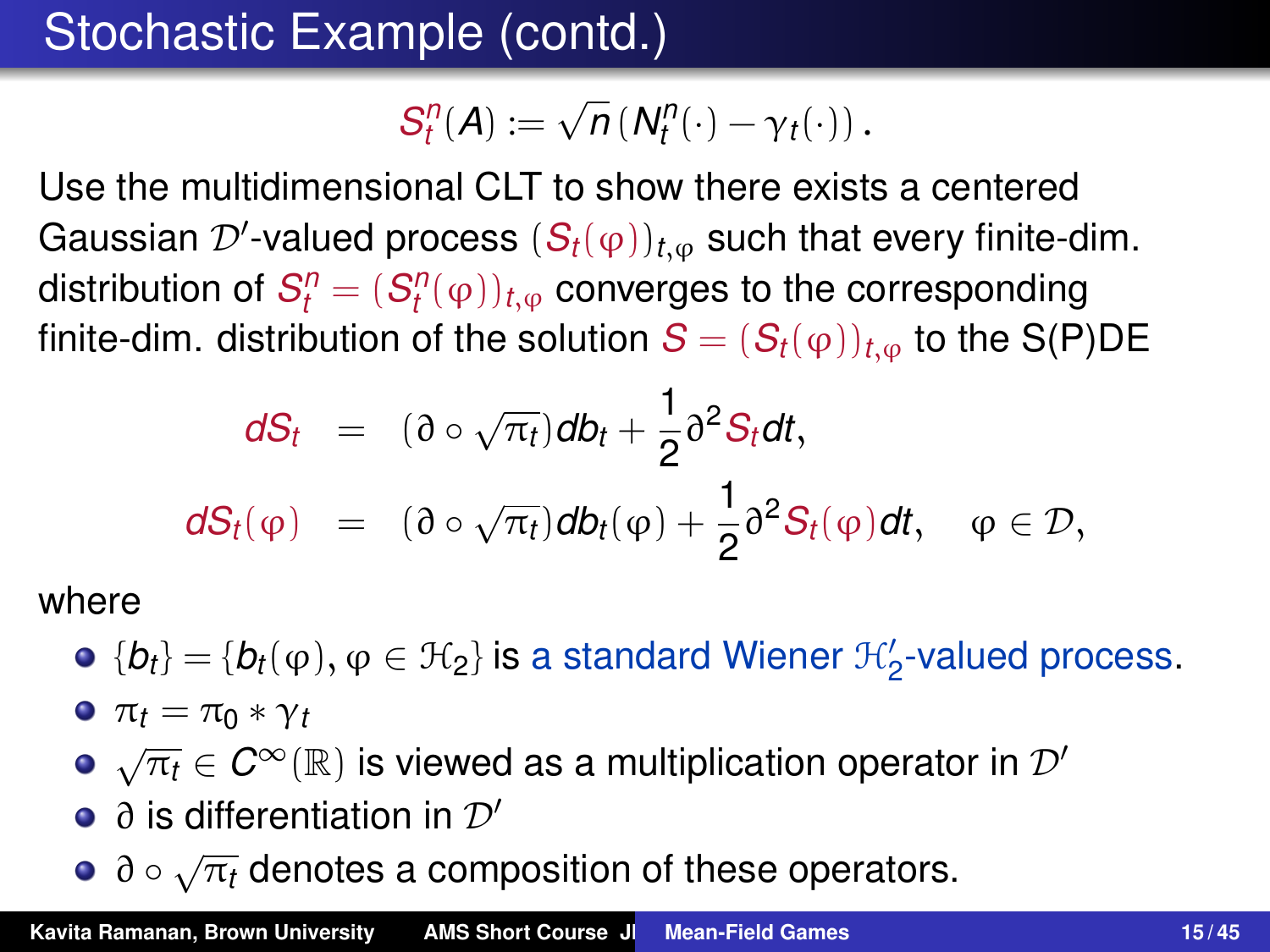# Stochastic Example (contd.)

$$S_t^n(A) := \sqrt{n}\left(N_t^n(\cdot) - \gamma_t(\cdot)\right).$$

Use the multidimensional CLT to show there exists a centered Gaussian $\mathcal{D}'$-valued process $(S_t(\varphi))_{t,\varphi}$ such that every finite-dim. distribution of $S_t^n = (S_t^n(\varphi))_{t,\varphi}$ converges to the corresponding finite-dim. distribution of the solution $S = (S_t(\varphi))_{t,\varphi}$ to the S(P)DE

$$
\begin{aligned}
dS_t &= (\partial \circ \sqrt{\pi_t})db_t + \frac{1}{2}\partial^2 S_t dt, \\
dS_t(\varphi) &= (\partial \circ \sqrt{\pi_t})db_t(\varphi) + \frac{1}{2}\partial^2 S_t(\varphi) dt, \quad \varphi \in \mathcal{D},
\end{aligned}
$$

where

- $\{b_t\} = \{b_t(\varphi), \varphi \in \mathcal{H}_2\}$ is a standard Wiener $\mathcal{H}_2'$-valued process.
- $\pi_t = \pi_0 * \gamma_t$
- $\sqrt{\pi_t} \in C^\infty(\mathbb{R})$ is viewed as a multiplication operator in $\mathcal{D}'$
- $\partial$ is differentiation in $\mathcal{D}'$
- $\partial \circ \sqrt{\pi_t}$ denotes a composition of these operators.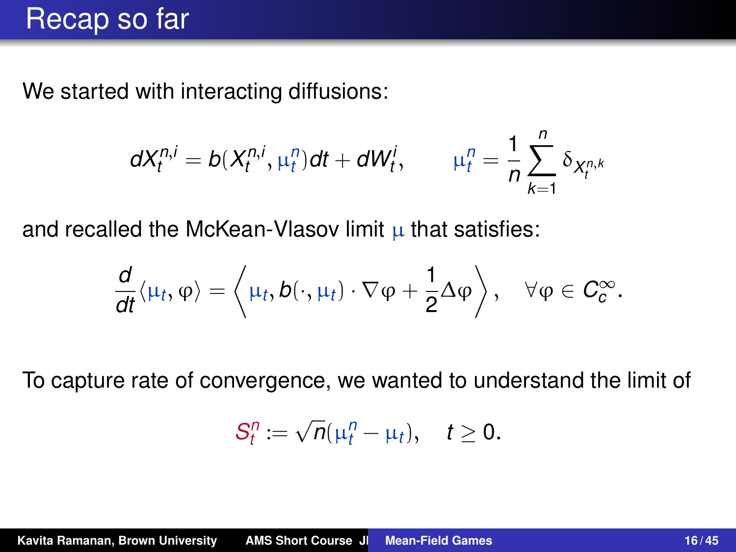# Recap so far

We started with interacting diffusions:

$$dX_t^{n,i} = b(X_t^{n,i}, \mu_t^n)dt + dW_t^i, \qquad \mu_t^n = \frac{1}{n}\sum_{k=1}^n \delta_{X_t^{n,k}}$$

and recalled the McKean-Vlasov limit $\mu$ that satisfies:

$$\frac{d}{dt}\langle \mu_t, \varphi \rangle = \left\langle \mu_t, b(\cdot, \mu_t) \cdot \nabla \varphi + \frac{1}{2}\Delta \varphi \right\rangle, \quad \forall \varphi \in C_c^\infty.$$

To capture rate of convergence, we wanted to understand the limit of

$$S_t^n := \sqrt{n}(\mu_t^n - \mu_t), \quad t \geq 0.$$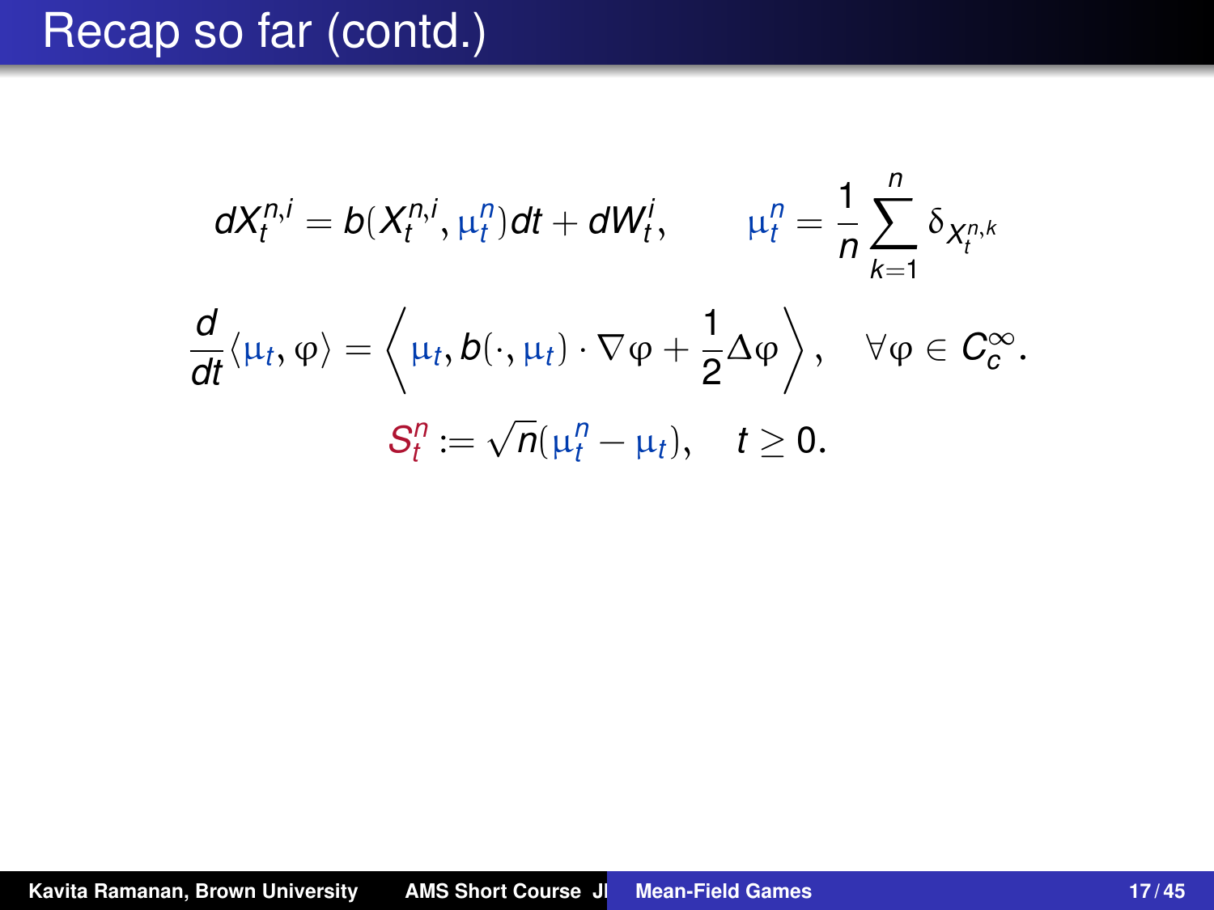# Recap so far (contd.)

$$dX_t^{n,i} = b(X_t^{n,i}, \mu_t^n)dt + dW_t^i, \qquad \mu_t^n = \frac{1}{n}\sum_{k=1}^{n} \delta_{X_t^{n,k}}$$

$$\frac{d}{dt}\langle \mu_t, \varphi \rangle = \left\langle \mu_t, b(\cdot, \mu_t) \cdot \nabla \varphi + \frac{1}{2}\Delta \varphi \right\rangle, \quad \forall \varphi \in C_c^\infty.$$

$$S_t^n := \sqrt{n}(\mu_t^n - \mu_t), \quad t \geq 0.$$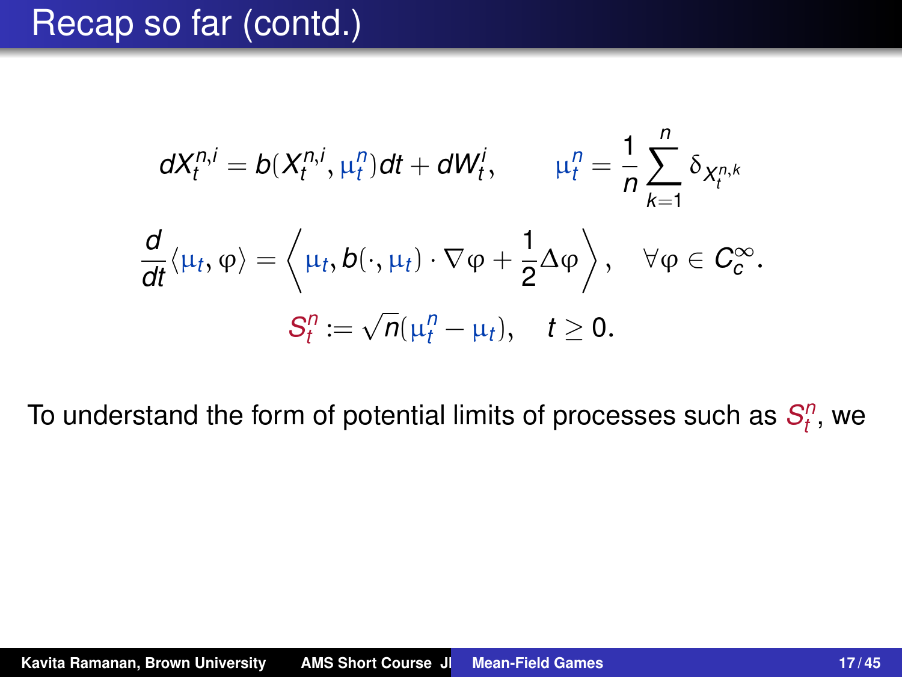# Recap so far (contd.)

$$dX_t^{n,i} = b(X_t^{n,i}, \mu_t^n)dt + dW_t^i, \qquad \mu_t^n = \frac{1}{n}\sum_{k=1}^{n} \delta_{X_t^{n,k}}$$

$$\frac{d}{dt}\langle \mu_t, \varphi \rangle = \left\langle \mu_t, b(\cdot, \mu_t) \cdot \nabla \varphi + \frac{1}{2}\Delta \varphi \right\rangle, \quad \forall \varphi \in C_c^\infty.$$

$$S_t^n := \sqrt{n}(\mu_t^n - \mu_t), \quad t \geq 0.$$

To understand the form of potential limits of processes such as $S_t^n$, we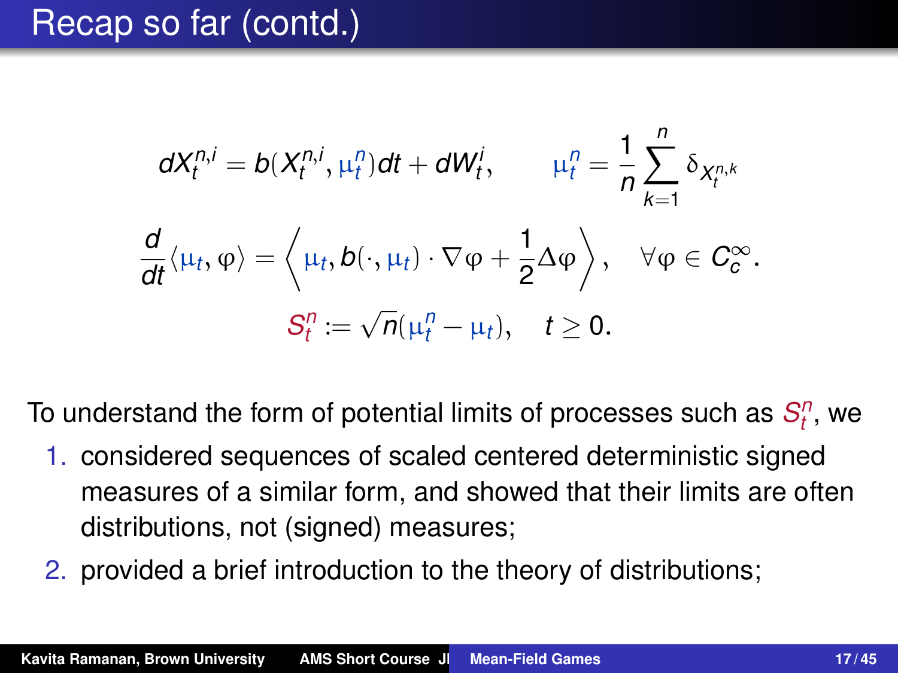# Recap so far (contd.)

$$dX_t^{n,i} = b(X_t^{n,i}, \mu_t^n)dt + dW_t^i, \qquad \mu_t^n = \frac{1}{n}\sum_{k=1}^{n} \delta_{X_t^{n,k}}$$

$$\frac{d}{dt}\langle \mu_t, \varphi \rangle = \left\langle \mu_t, b(\cdot, \mu_t) \cdot \nabla \varphi + \frac{1}{2}\Delta \varphi \right\rangle, \quad \forall \varphi \in C_c^\infty.$$

$$S_t^n := \sqrt{n}(\mu_t^n - \mu_t), \quad t \geq 0.$$

To understand the form of potential limits of processes such as $S_t^n$, we

1. considered sequences of scaled centered deterministic signed measures of a similar form, and showed that their limits are often distributions, not (signed) measures;
2. provided a brief introduction to the theory of distributions;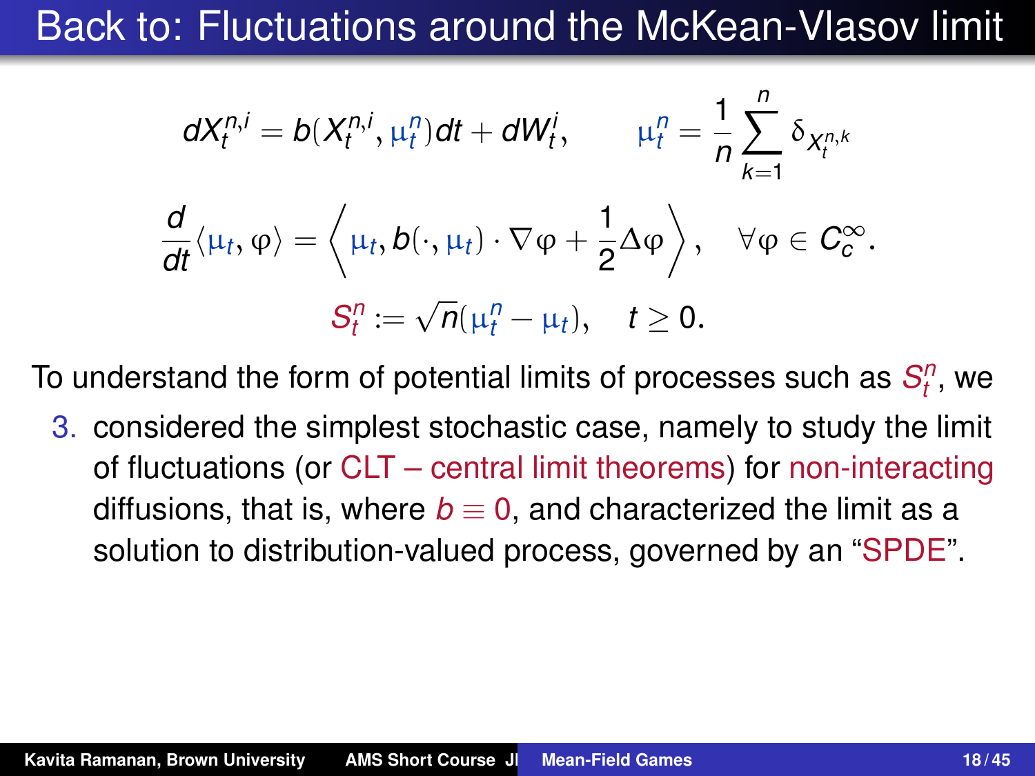# Back to: Fluctuations around the McKean-Vlasov limit

$$dX_t^{n,i} = b(X_t^{n,i}, \mu_t^n)dt + dW_t^i, \qquad \mu_t^n = \frac{1}{n}\sum_{k=1}^n \delta_{X_t^{n,k}}$$

$$\frac{d}{dt}\langle \mu_t, \varphi\rangle = \left\langle \mu_t, b(\cdot, \mu_t)\cdot \nabla\varphi + \frac{1}{2}\Delta\varphi \right\rangle, \quad \forall \varphi \in C_c^\infty.$$

$$S_t^n := \sqrt{n}(\mu_t^n - \mu_t), \quad t \geq 0.$$

To understand the form of potential limits of processes such as $S_t^n$, we

3. considered the simplest stochastic case, namely to study the limit of fluctuations (or CLT – central limit theorems) for non-interacting diffusions, that is, where $b \equiv 0$, and characterized the limit as a solution to distribution-valued process, governed by an “SPDE”.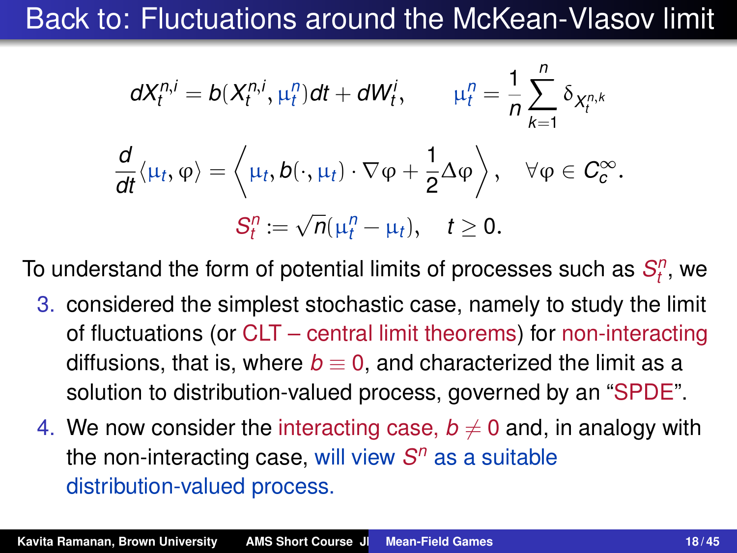# Back to: Fluctuations around the McKean-Vlasov limit

$$dX_t^{n,i} = b(X_t^{n,i}, \mu_t^n)dt + dW_t^i, \qquad \mu_t^n = \frac{1}{n}\sum_{k=1}^{n} \delta_{X_t^{n,k}}$$

$$\frac{d}{dt}\langle \mu_t, \varphi \rangle = \left\langle \mu_t, b(\cdot, \mu_t) \cdot \nabla \varphi + \frac{1}{2}\Delta \varphi \right\rangle, \quad \forall \varphi \in C_c^\infty.$$

$$S_t^n := \sqrt{n}(\mu_t^n - \mu_t), \quad t \geq 0.$$

To understand the form of potential limits of processes such as $S_t^n$, we

3. considered the simplest stochastic case, namely to study the limit of fluctuations (or CLT – central limit theorems) for non-interacting diffusions, that is, where $b \equiv 0$, and characterized the limit as a solution to distribution-valued process, governed by an "SPDE".
4. We now consider the interacting case, $b \neq 0$ and, in analogy with the non-interacting case, will view $S^n$ as a suitable distribution-valued process.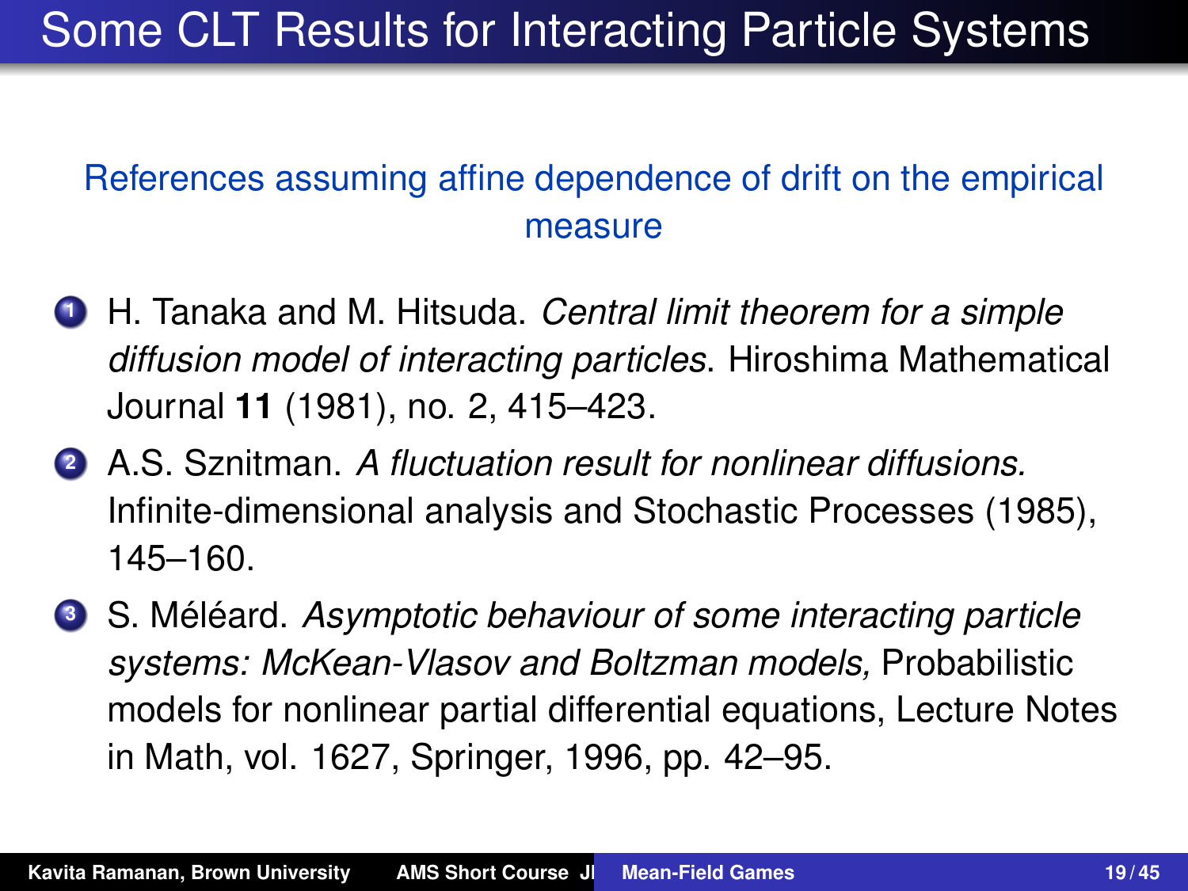# Some CLT Results for Interacting Particle Systems

References assuming affine dependence of drift on the empirical measure

1. H. Tanaka and M. Hitsuda. *Central limit theorem for a simple diffusion model of interacting particles*. Hiroshima Mathematical Journal **11** (1981), no. 2, 415–423.
2. A.S. Sznitman. *A fluctuation result for nonlinear diffusions.* Infinite-dimensional analysis and Stochastic Processes (1985), 145–160.
3. S. Méléard. *Asymptotic behaviour of some interacting particle systems: McKean-Vlasov and Boltzman models,* Probabilistic models for nonlinear partial differential equations, Lecture Notes in Math, vol. 1627, Springer, 1996, pp. 42–95.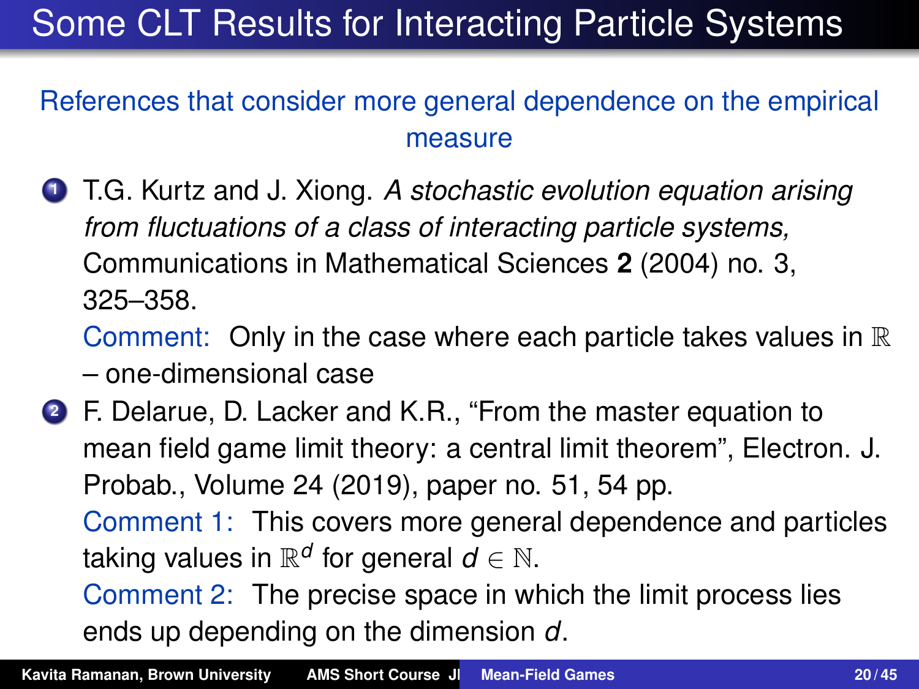# Some CLT Results for Interacting Particle Systems

## References that consider more general dependence on the empirical measure

1. T.G. Kurtz and J. Xiong. *A stochastic evolution equation arising from fluctuations of a class of interacting particle systems,* Communications in Mathematical Sciences **2** (2004) no. 3, 325–358.

   Comment: Only in the case where each particle takes values in $\mathbb{R}$ – one-dimensional case

2. F. Delarue, D. Lacker and K.R., "From the master equation to mean field game limit theory: a central limit theorem", Electron. J. Probab., Volume 24 (2019), paper no. 51, 54 pp.

   Comment 1: This covers more general dependence and particles taking values in $\mathbb{R}^d$ for general $d \in \mathbb{N}$.

   Comment 2: The precise space in which the limit process lies ends up depending on the dimension $d$.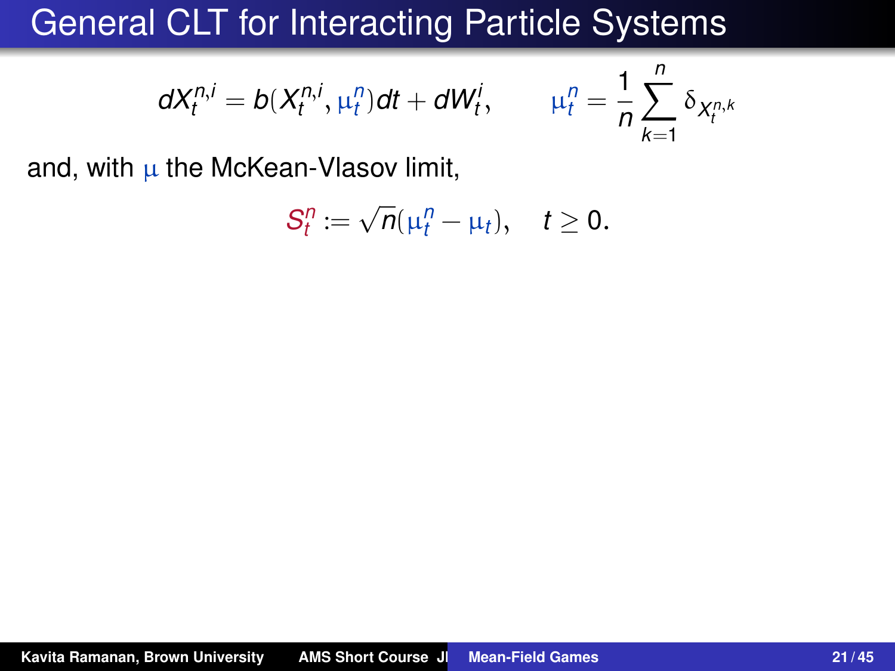# General CLT for Interacting Particle Systems

$$dX_t^{n,i} = b(X_t^{n,i}, \mu_t^n)dt + dW_t^i, \qquad \mu_t^n = \frac{1}{n}\sum_{k=1}^n \delta_{X_t^{n,k}}$$

and, with $\mu$ the McKean-Vlasov limit,

$$S_t^n := \sqrt{n}(\mu_t^n - \mu_t), \quad t \geq 0.$$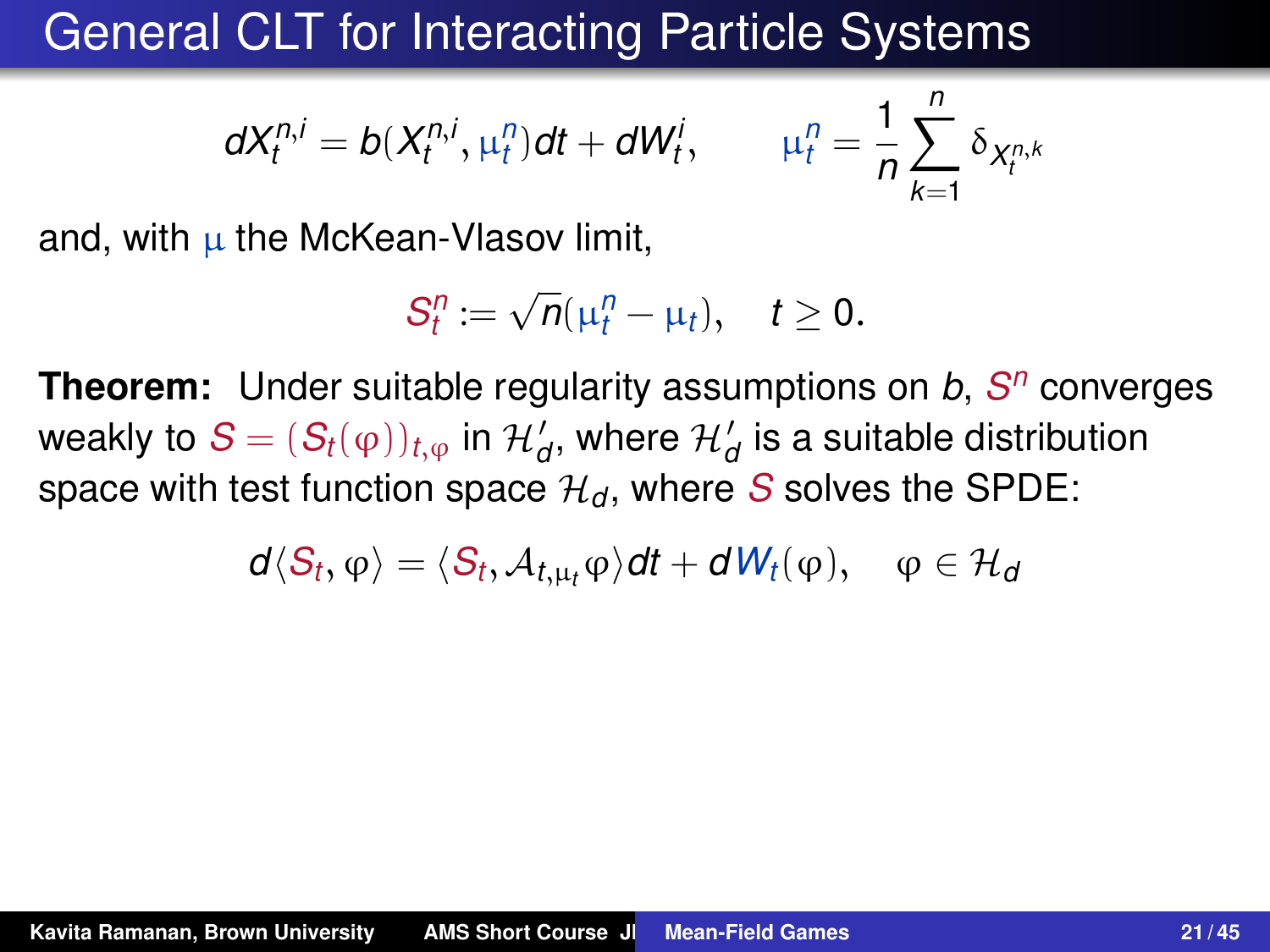# General CLT for Interacting Particle Systems

$$dX_t^{n,i} = b(X_t^{n,i}, \mu_t^n)dt + dW_t^i, \qquad \mu_t^n = \frac{1}{n}\sum_{k=1}^n \delta_{X_t^{n,k}}$$

and, with $\mu$ the McKean-Vlasov limit,

$$S_t^n := \sqrt{n}(\mu_t^n - \mu_t), \quad t \geq 0.$$

**Theorem:** Under suitable regularity assumptions on $b$, $S^n$ converges weakly to $S = (S_t(\varphi))_{t,\varphi}$ in $\mathcal{H}_d'$, where $\mathcal{H}_d'$ is a suitable distribution space with test function space $\mathcal{H}_d$, where $S$ solves the SPDE:

$$d\langle S_t, \varphi\rangle = \langle S_t, \mathcal{A}_{t,\mu_t}\varphi\rangle dt + dW_t(\varphi), \quad \varphi \in \mathcal{H}_d$$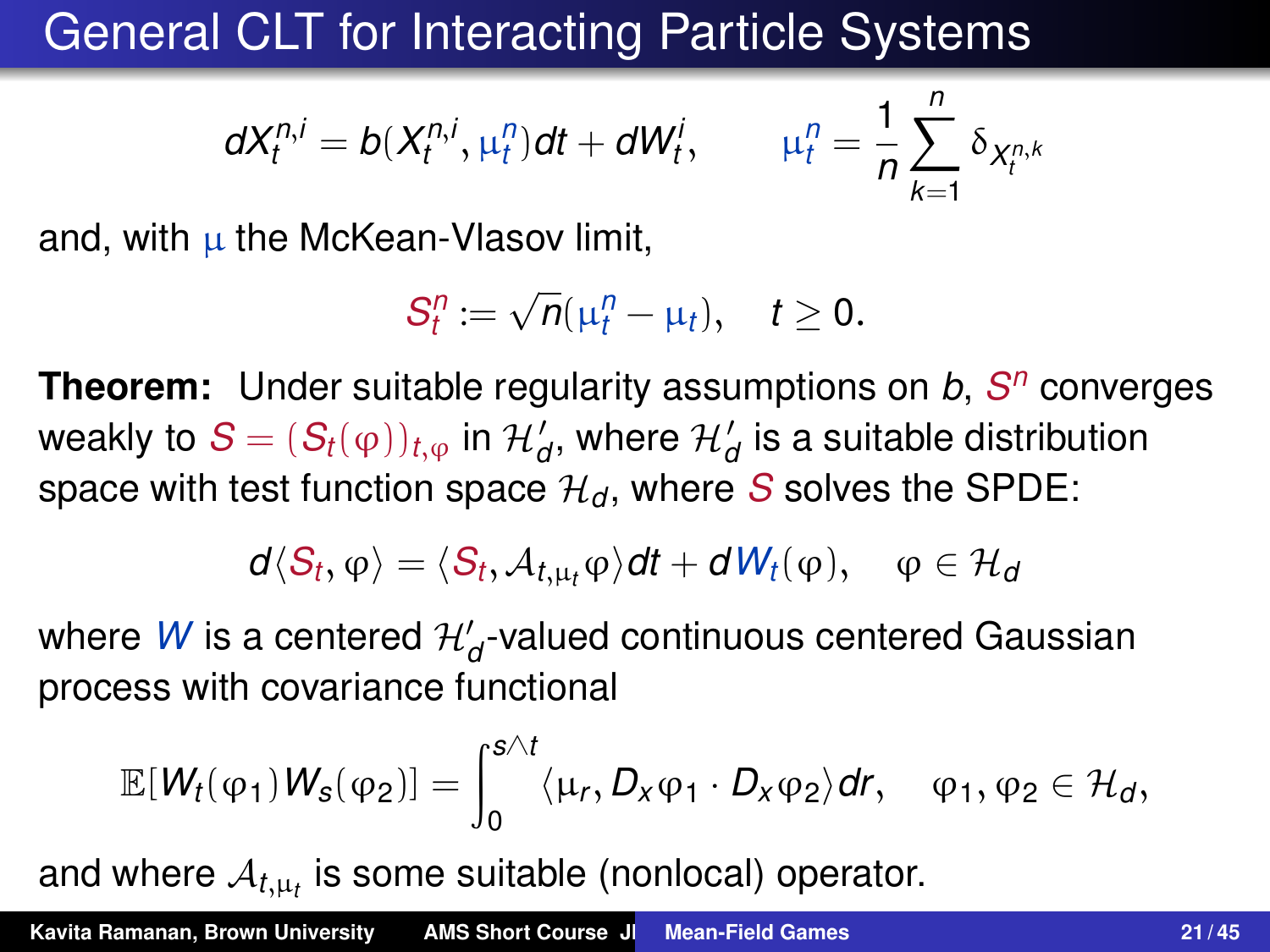# General CLT for Interacting Particle Systems

$$dX_t^{n,i} = b(X_t^{n,i}, \mu_t^n)dt + dW_t^i, \qquad \mu_t^n = \frac{1}{n}\sum_{k=1}^{n} \delta_{X_t^{n,k}}$$

and, with $\mu$ the McKean-Vlasov limit,

$$S_t^n := \sqrt{n}(\mu_t^n - \mu_t), \quad t \geq 0.$$

**Theorem:** Under suitable regularity assumptions on $b$, $S^n$ converges weakly to $S = (S_t(\varphi))_{t,\varphi}$ in $\mathcal{H}_d'$, where $\mathcal{H}_d'$ is a suitable distribution space with test function space $\mathcal{H}_d$, where $S$ solves the SPDE:

$$d\langle S_t, \varphi \rangle = \langle S_t, \mathcal{A}_{t,\mu_t}\varphi \rangle dt + dW_t(\varphi), \quad \varphi \in \mathcal{H}_d$$

where $W$ is a centered $\mathcal{H}_d'$-valued continuous centered Gaussian process with covariance functional

$$\mathbb{E}[W_t(\varphi_1)W_s(\varphi_2)] = \int_0^{s\wedge t} \langle \mu_r, D_x\varphi_1 \cdot D_x\varphi_2 \rangle dr, \quad \varphi_1, \varphi_2 \in \mathcal{H}_d,$$

and where $\mathcal{A}_{t,\mu_t}$ is some suitable (nonlocal) operator.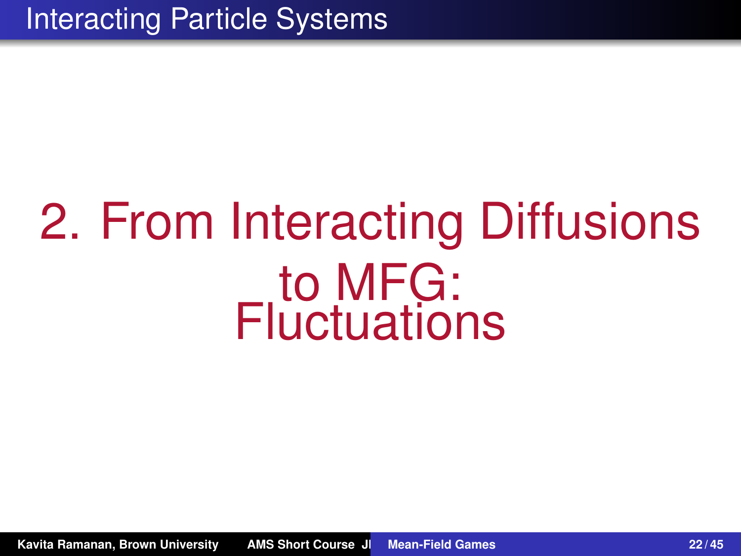# 2. From Interacting Diffusions to MFG: Fluctuations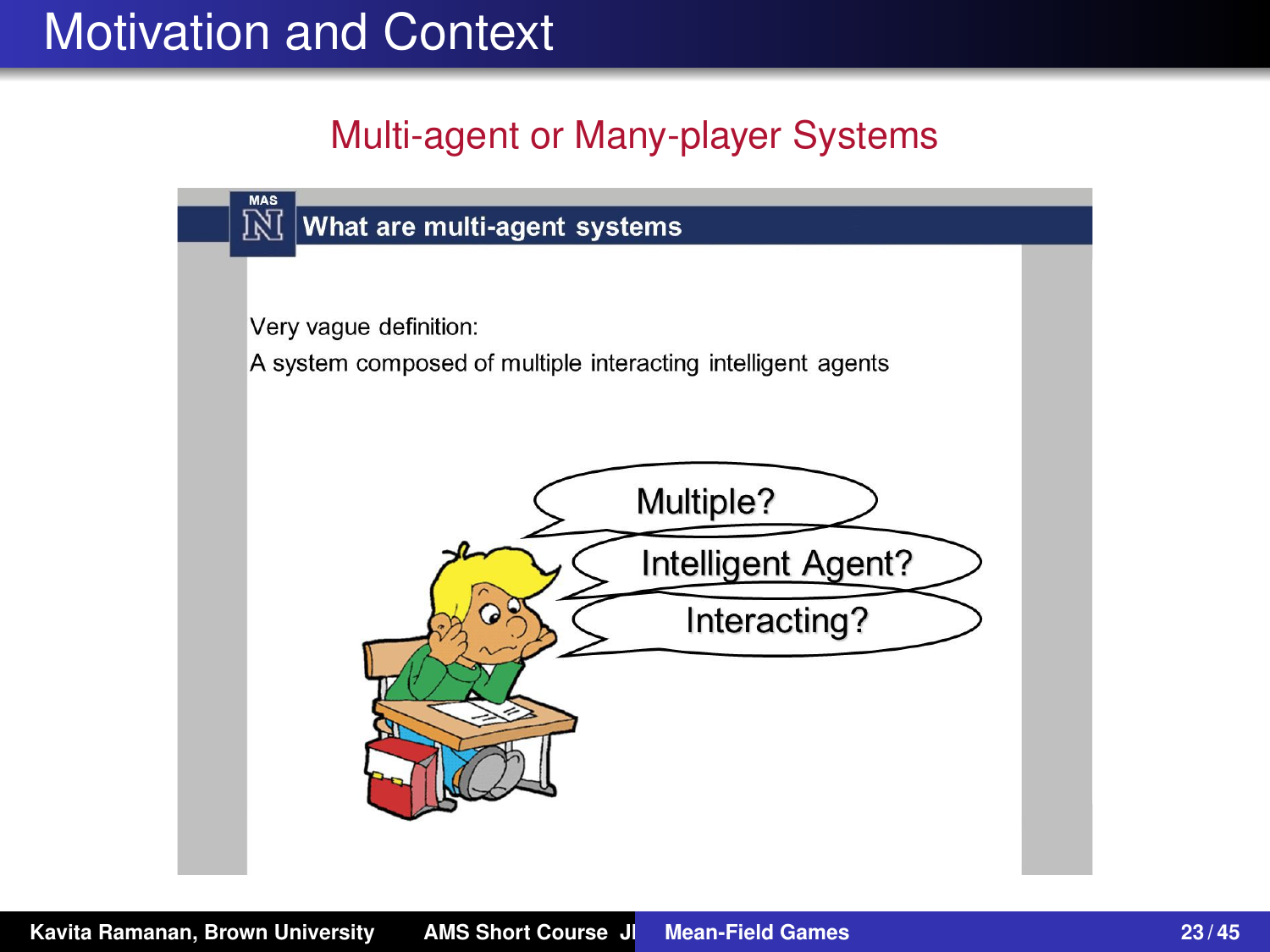# Motivation and Context

## Multi-agent or Many-player Systems

### What are multi-agent systems

Very vague definition:

A system composed of multiple interacting intelligent agents

Multiple?

Intelligent Agent?

Interacting?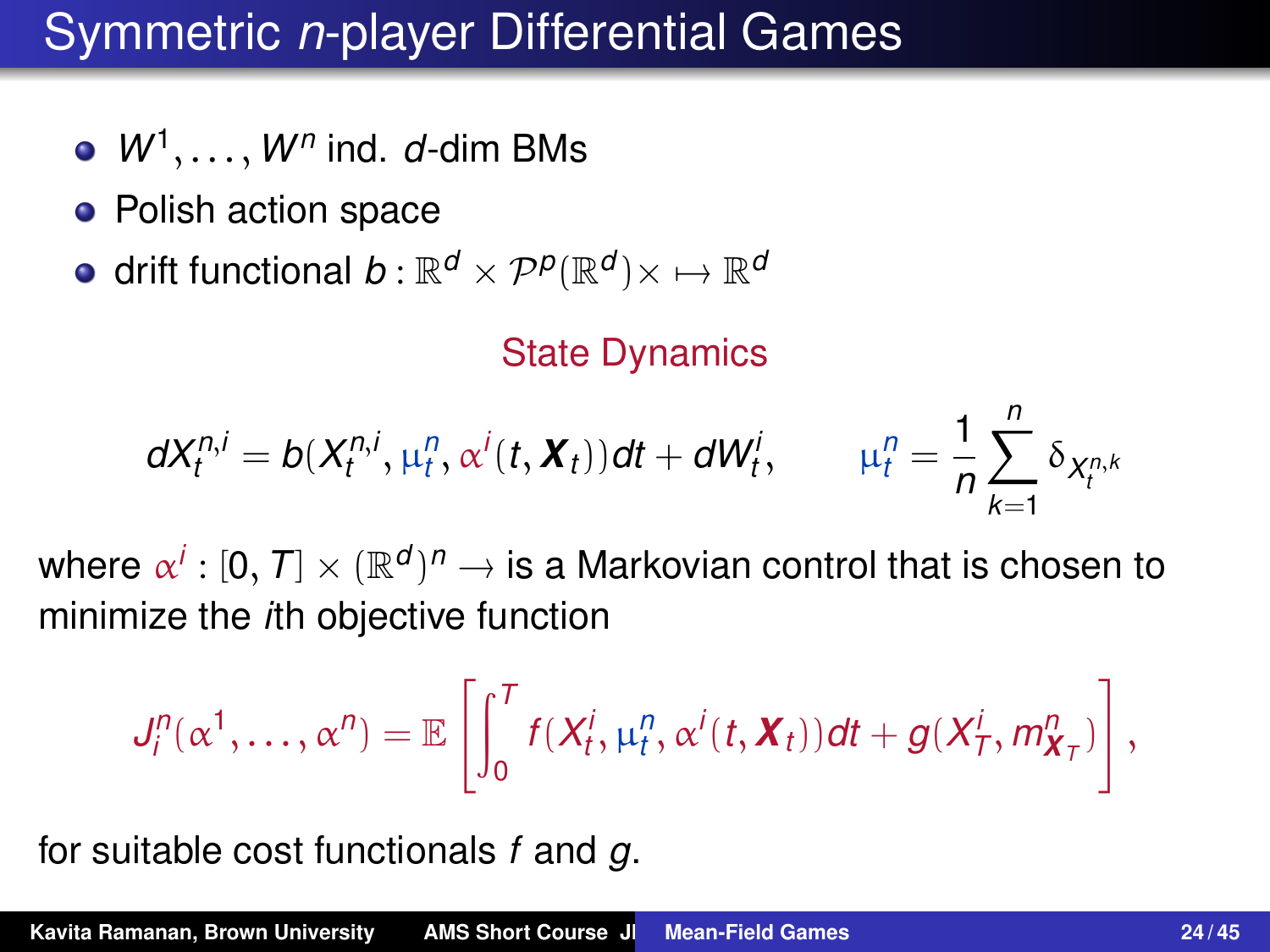# Symmetric $n$-player Differential Games

- $W^1, \ldots, W^n$ ind. $d$-dim BMs
- Polish action space
- drift functional $b : \mathbb{R}^d \times \mathcal{P}^p(\mathbb{R}^d) \times \mapsto \mathbb{R}^d$

State Dynamics

$$dX_t^{n,i} = b(X_t^{n,i}, \mu_t^n, \alpha^i(t, \boldsymbol{X}_t))dt + dW_t^i, \qquad \mu_t^n = \frac{1}{n}\sum_{k=1}^n \delta_{X_t^{n,k}}$$

where $\alpha^i : [0, T] \times (\mathbb{R}^d)^n \to$ is a Markovian control that is chosen to minimize the $i$th objective function

$$J_i^n(\alpha^1, \ldots, \alpha^n) = \mathbb{E}\left[\int_0^T f(X_t^i, \mu_t^n, \alpha^i(t, \boldsymbol{X}_t))dt + g(X_T^i, m_{\boldsymbol{X}_T}^n)\right],$$

for suitable cost functionals $f$ and $g$.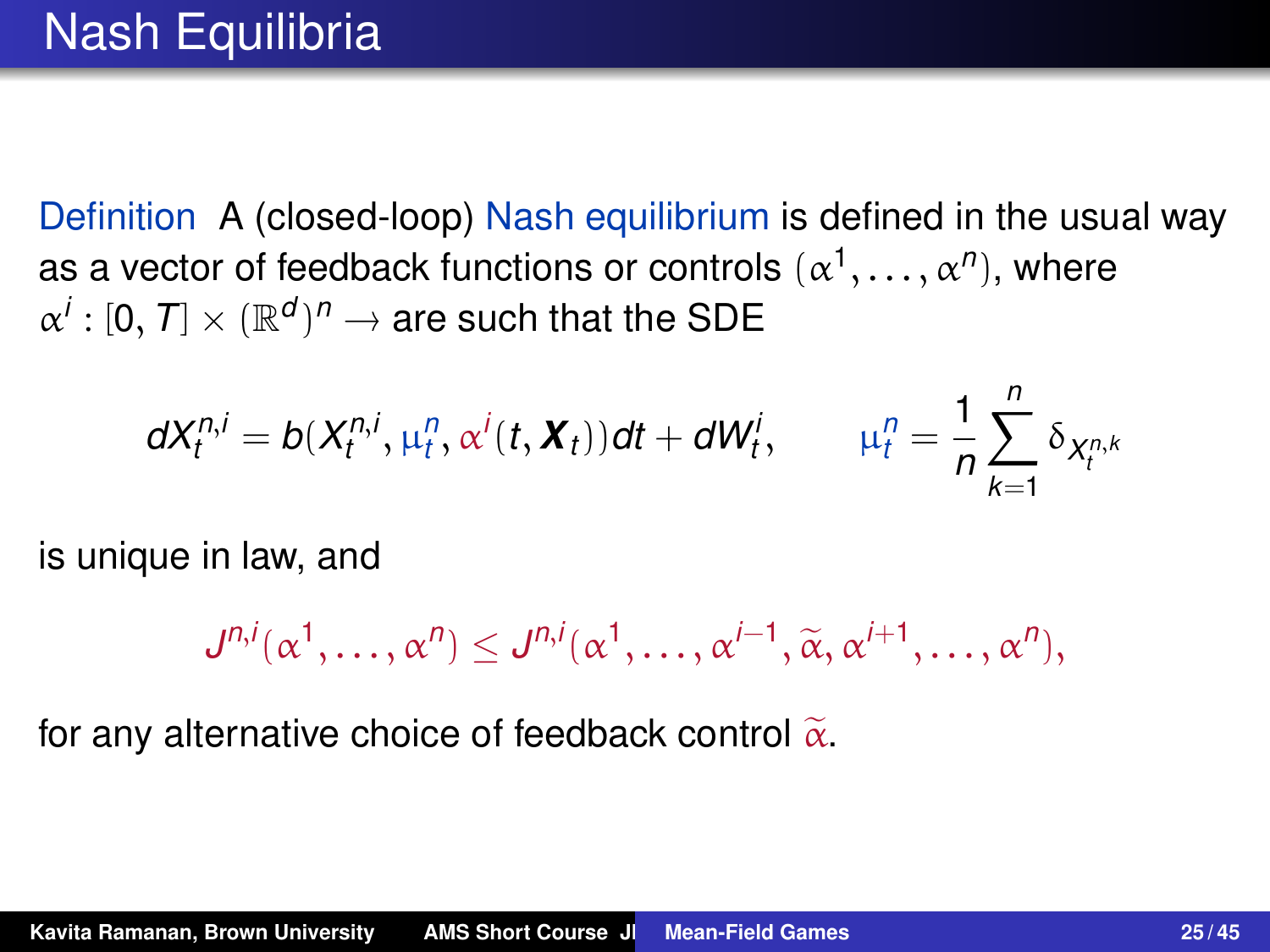# Nash Equilibria

**Definition** A (closed-loop) Nash equilibrium is defined in the usual way as a vector of feedback functions or controls $(\alpha^1, \ldots, \alpha^n)$, where $\alpha^i : [0, T] \times (\mathbb{R}^d)^n \to$ are such that the SDE

$$dX_t^{n,i} = b(X_t^{n,i}, \mu_t^n, \alpha^i(t, \boldsymbol{X}_t))dt + dW_t^i, \qquad \mu_t^n = \frac{1}{n}\sum_{k=1}^n \delta_{X_t^{n,k}}$$

is unique in law, and

$$J^{n,i}(\alpha^1, \ldots, \alpha^n) \leq J^{n,i}(\alpha^1, \ldots, \alpha^{i-1}, \widetilde{\alpha}, \alpha^{i+1}, \ldots, \alpha^n),$$

for any alternative choice of feedback control $\widetilde{\alpha}$.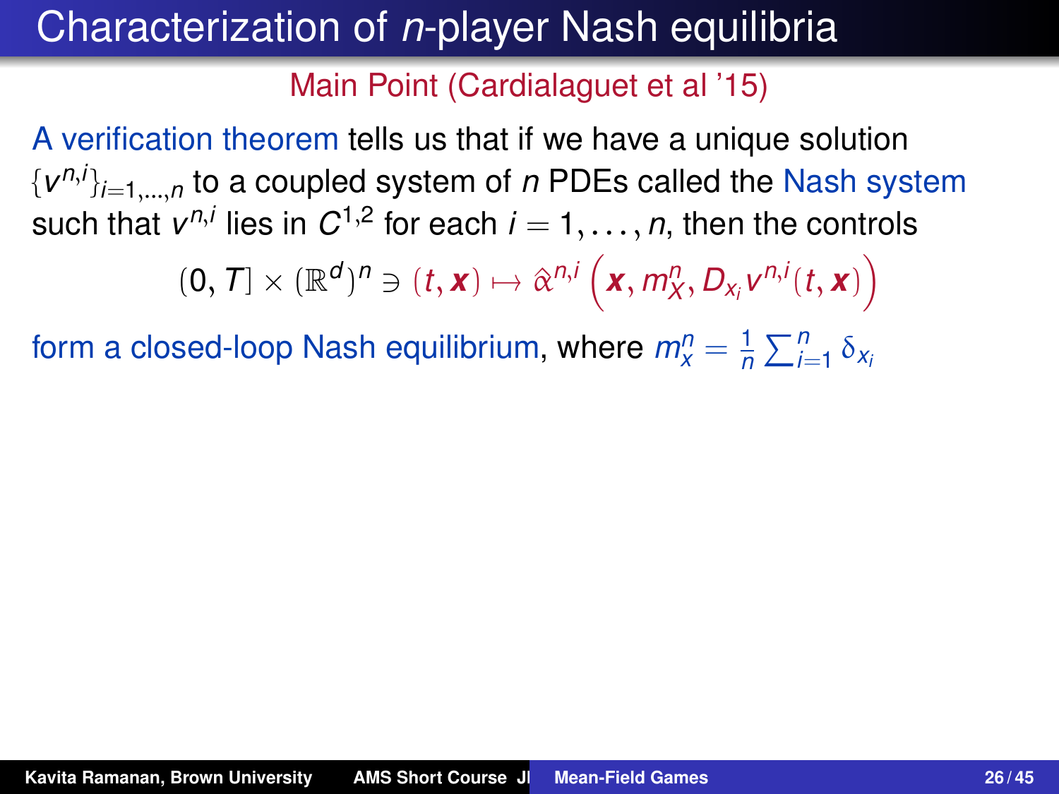# Characterization of $n$-player Nash equilibria

Main Point (Cardialaguet et al '15)

A verification theorem tells us that if we have a unique solution $\{v^{n,i}\}_{i=1,\ldots,n}$ to a coupled system of $n$ PDEs called the Nash system such that $v^{n,i}$ lies in $C^{1,2}$ for each $i = 1, \ldots, n$, then the controls

$$(0, T] \times (\mathbb{R}^d)^n \ni (t, \boldsymbol{x}) \mapsto \hat{\alpha}^{n,i}\left(\boldsymbol{x}, m_X^n, D_{x_i} v^{n,i}(t, \boldsymbol{x})\right)$$

form a closed-loop Nash equilibrium, where $m_x^n = \frac{1}{n}\sum_{i=1}^n \delta_{x_i}$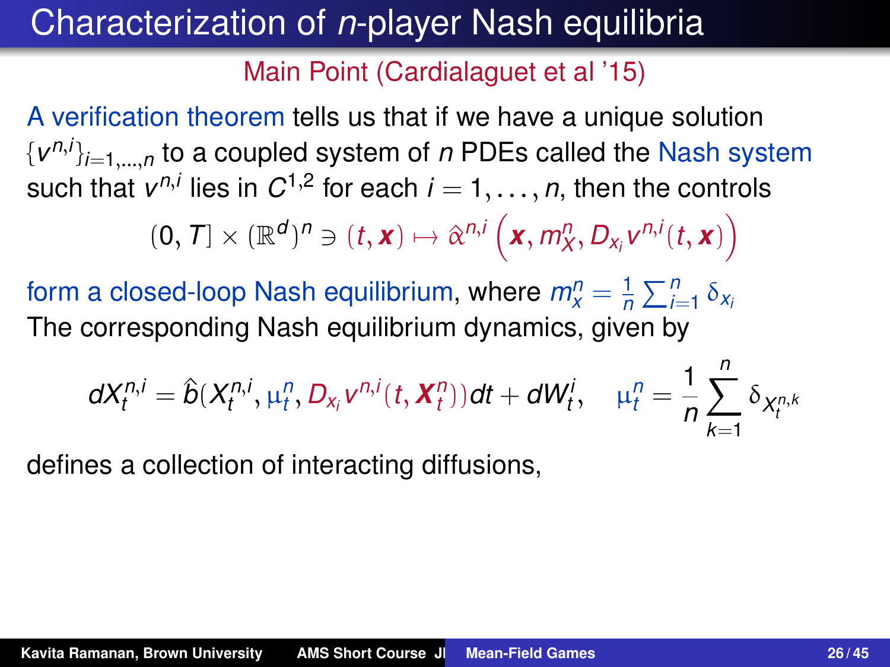# Characterization of $n$-player Nash equilibria

## Main Point (Cardialaguet et al '15)

A verification theorem tells us that if we have a unique solution $\{v^{n,i}\}_{i=1,\dots,n}$ to a coupled system of $n$ PDEs called the Nash system such that $v^{n,i}$ lies in $C^{1,2}$ for each $i = 1, \dots, n$, then the controls

$$(0, T] \times (\mathbb{R}^d)^n \ni (t, \boldsymbol{x}) \mapsto \hat{\alpha}^{n,i}\left(\boldsymbol{x}, m^n_X, D_{x_i} v^{n,i}(t, \boldsymbol{x})\right)$$

form a closed-loop Nash equilibrium, where $m^n_x = \frac{1}{n}\sum_{i=1}^n \delta_{x_i}$
The corresponding Nash equilibrium dynamics, given by

$$dX^{n,i}_t = \hat{b}(X^{n,i}_t, \mu^n_t, D_{x_i} v^{n,i}(t, \boldsymbol{X}^n_t))dt + dW^i_t, \quad \mu^n_t = \frac{1}{n}\sum_{k=1}^n \delta_{X^{n,k}_t}$$

defines a collection of interacting diffusions,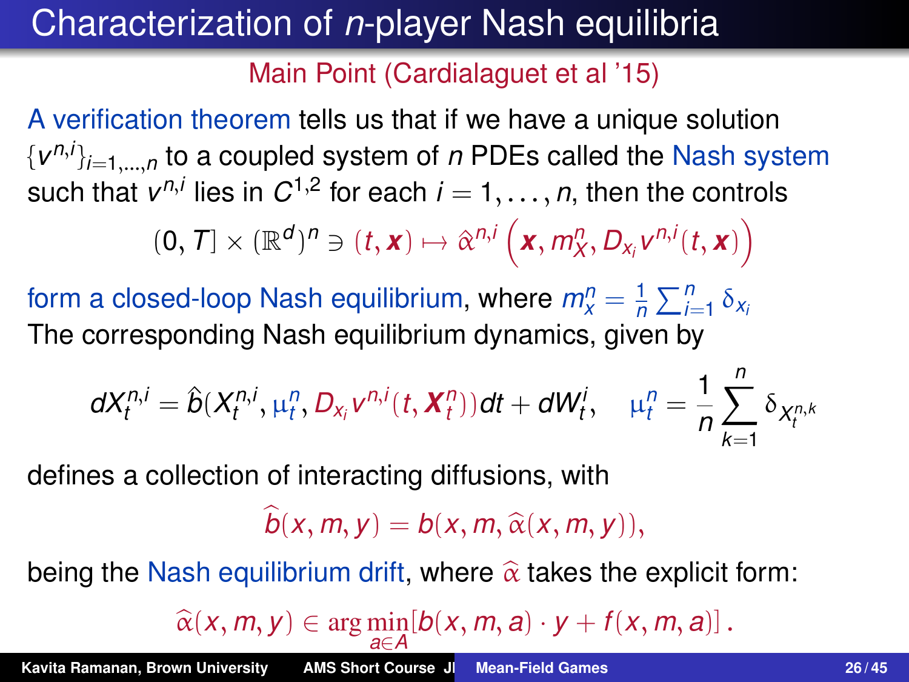# Characterization of $n$-player Nash equilibria

Main Point (Cardialaguet et al '15)

A verification theorem tells us that if we have a unique solution $\{v^{n,i}\}_{i=1,\ldots,n}$ to a coupled system of $n$ PDEs called the Nash system such that $v^{n,i}$ lies in $C^{1,2}$ for each $i = 1, \ldots, n$, then the controls

$$(0, T] \times (\mathbb{R}^d)^n \ni (t, \boldsymbol{x}) \mapsto \hat{\alpha}^{n,i}\left(\boldsymbol{x}, m^n_X, D_{x_i} v^{n,i}(t, \boldsymbol{x})\right)$$

form a closed-loop Nash equilibrium, where $m^n_x = \frac{1}{n}\sum_{i=1}^n \delta_{x_i}$

The corresponding Nash equilibrium dynamics, given by

$$dX^{n,i}_t = \hat{b}(X^{n,i}_t, \mu^n_t, D_{x_i} v^{n,i}(t, \boldsymbol{X}^n_t))dt + dW^i_t, \quad \mu^n_t = \frac{1}{n}\sum_{k=1}^n \delta_{X^{n,k}_t}$$

defines a collection of interacting diffusions, with

$$\widehat{b}(x, m, y) = b(x, m, \widehat{\alpha}(x, m, y)),$$

being the Nash equilibrium drift, where $\widehat{\alpha}$ takes the explicit form:

$$\widehat{\alpha}(x, m, y) \in \arg\min_{a \in A} [b(x, m, a) \cdot y + f(x, m, a)]\,.$$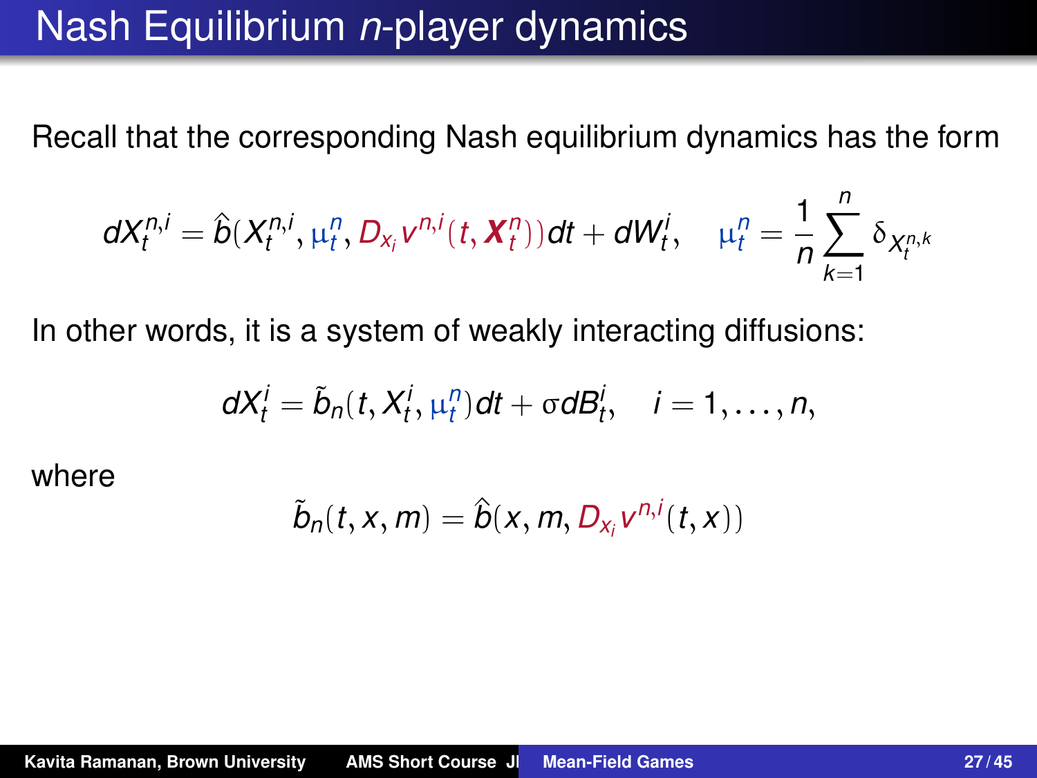# Nash Equilibrium $n$-player dynamics

Recall that the corresponding Nash equilibrium dynamics has the form

$$dX_t^{n,i} = \hat{b}(X_t^{n,i}, \mu_t^n, D_{x_i} v^{n,i}(t, \boldsymbol{X}_t^n))dt + dW_t^i, \quad \mu_t^n = \frac{1}{n}\sum_{k=1}^n \delta_{X_t^{n,k}}$$

In other words, it is a system of weakly interacting diffusions:

$$dX_t^i = \tilde{b}_n(t, X_t^i, \mu_t^n)dt + \sigma dB_t^i, \quad i = 1, \ldots, n,$$

where

$$\tilde{b}_n(t, x, m) = \hat{b}(x, m, D_{x_i} v^{n,i}(t, x))$$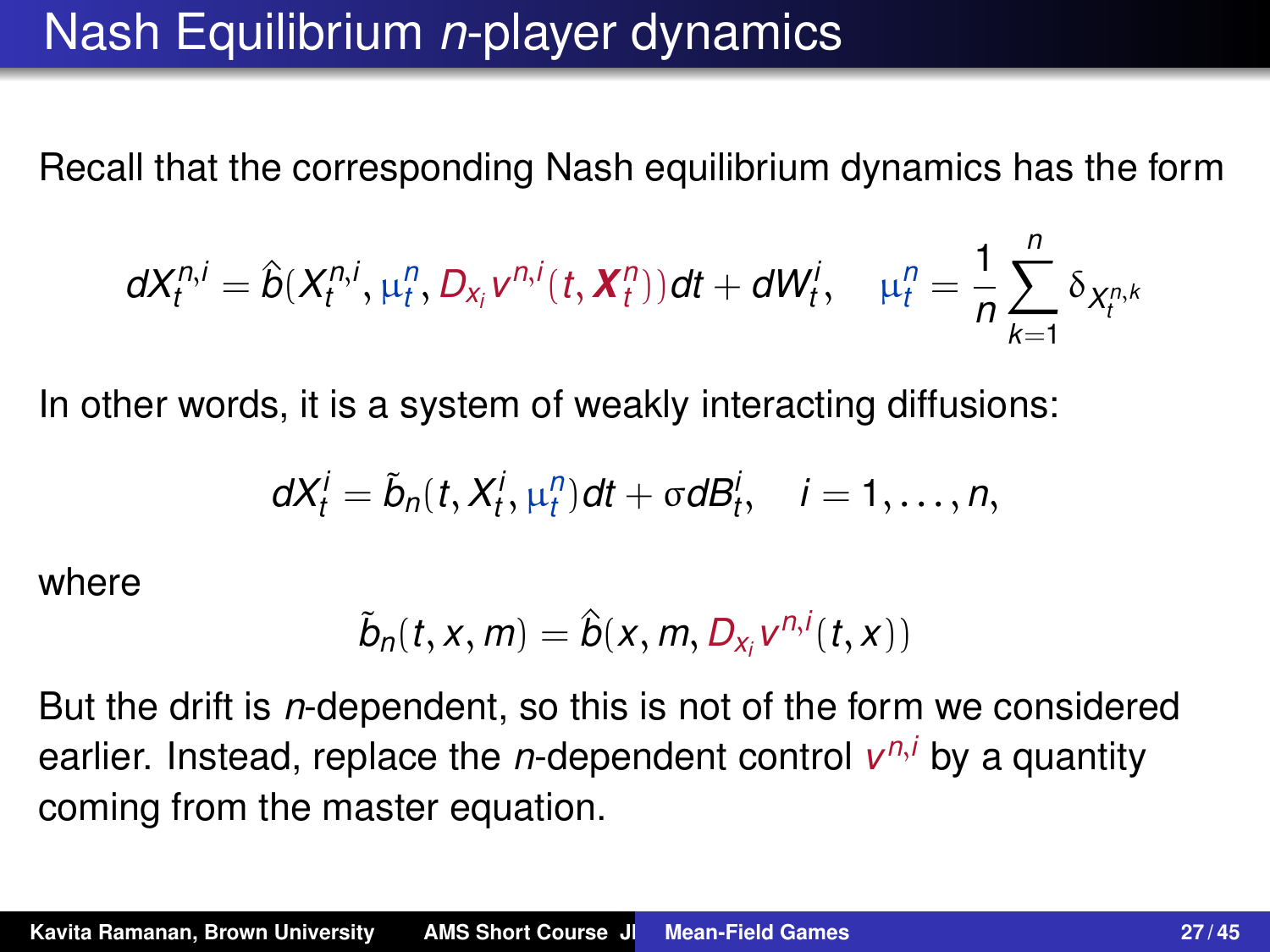# Nash Equilibrium $n$-player dynamics

Recall that the corresponding Nash equilibrium dynamics has the form

$$dX_t^{n,i} = \hat{b}(X_t^{n,i}, \mu_t^n, D_{x_i} v^{n,i}(t, \boldsymbol{X}_t^n))dt + dW_t^i, \quad \mu_t^n = \frac{1}{n}\sum_{k=1}^{n} \delta_{X_t^{n,k}}$$

In other words, it is a system of weakly interacting diffusions:

$$dX_t^i = \tilde{b}_n(t, X_t^i, \mu_t^n)dt + \sigma dB_t^i, \quad i = 1, \dots, n,$$

where

$$\tilde{b}_n(t, x, m) = \hat{b}(x, m, D_{x_i} v^{n,i}(t, x))$$

But the drift is $n$-dependent, so this is not of the form we considered earlier. Instead, replace the $n$-dependent control $v^{n,i}$ by a quantity coming from the master equation.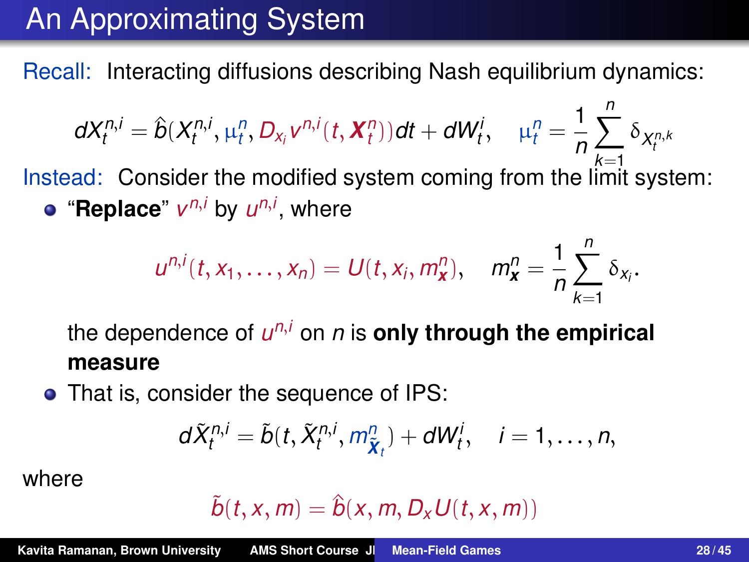# An Approximating System

Recall: Interacting diffusions describing Nash equilibrium dynamics:

$$dX_t^{n,i} = \hat{b}(X_t^{n,i}, \mu_t^n, D_{x_i} v^{n,i}(t, \boldsymbol{X}_t^n))dt + dW_t^i, \quad \mu_t^n = \frac{1}{n}\sum_{k=1}^n \delta_{X_t^{n,k}}$$

Instead: Consider the modified system coming from the limit system:

- "**Replace**" $v^{n,i}$ by $u^{n,i}$, where

$$u^{n,i}(t, x_1, \ldots, x_n) = U(t, x_i, m_{\boldsymbol{x}}^n), \quad m_{\boldsymbol{x}}^n = \frac{1}{n}\sum_{k=1}^n \delta_{x_i}.$$

  the dependence of $u^{n,i}$ on $n$ is **only through the empirical measure**

- That is, consider the sequence of IPS:

$$d\tilde{X}_t^{n,i} = \tilde{b}(t, \tilde{X}_t^{n,i}, m_{\tilde{\boldsymbol{X}}_t}^n) + dW_t^i, \quad i = 1, \ldots, n,$$

where

$$\tilde{b}(t, x, m) = \hat{b}(x, m, D_x U(t, x, m))$$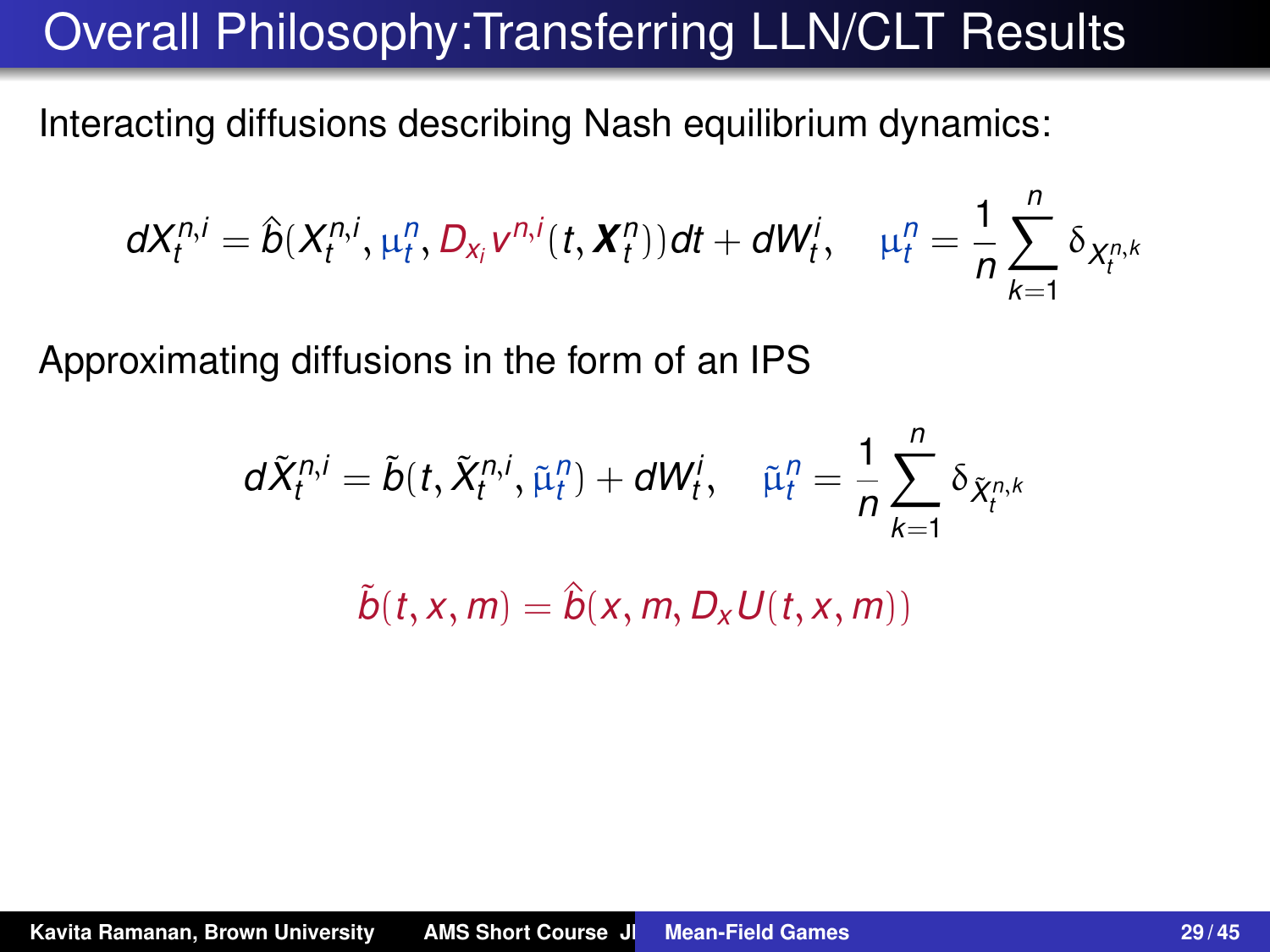# Overall Philosophy:Transferring LLN/CLT Results

Interacting diffusions describing Nash equilibrium dynamics:

$$dX_t^{n,i} = \hat{b}(X_t^{n,i}, \mu_t^n, D_{x_i} v^{n,i}(t, \boldsymbol{X}_t^n))dt + dW_t^i, \quad \mu_t^n = \frac{1}{n}\sum_{k=1}^n \delta_{X_t^{n,k}}$$

Approximating diffusions in the form of an IPS

$$d\tilde{X}_t^{n,i} = \tilde{b}(t, \tilde{X}_t^{n,i}, \tilde{\mu}_t^n) + dW_t^i, \quad \tilde{\mu}_t^n = \frac{1}{n}\sum_{k=1}^n \delta_{\tilde{X}_t^{n,k}}$$

$$\tilde{b}(t,x,m) = \hat{b}(x, m, D_x U(t,x,m))$$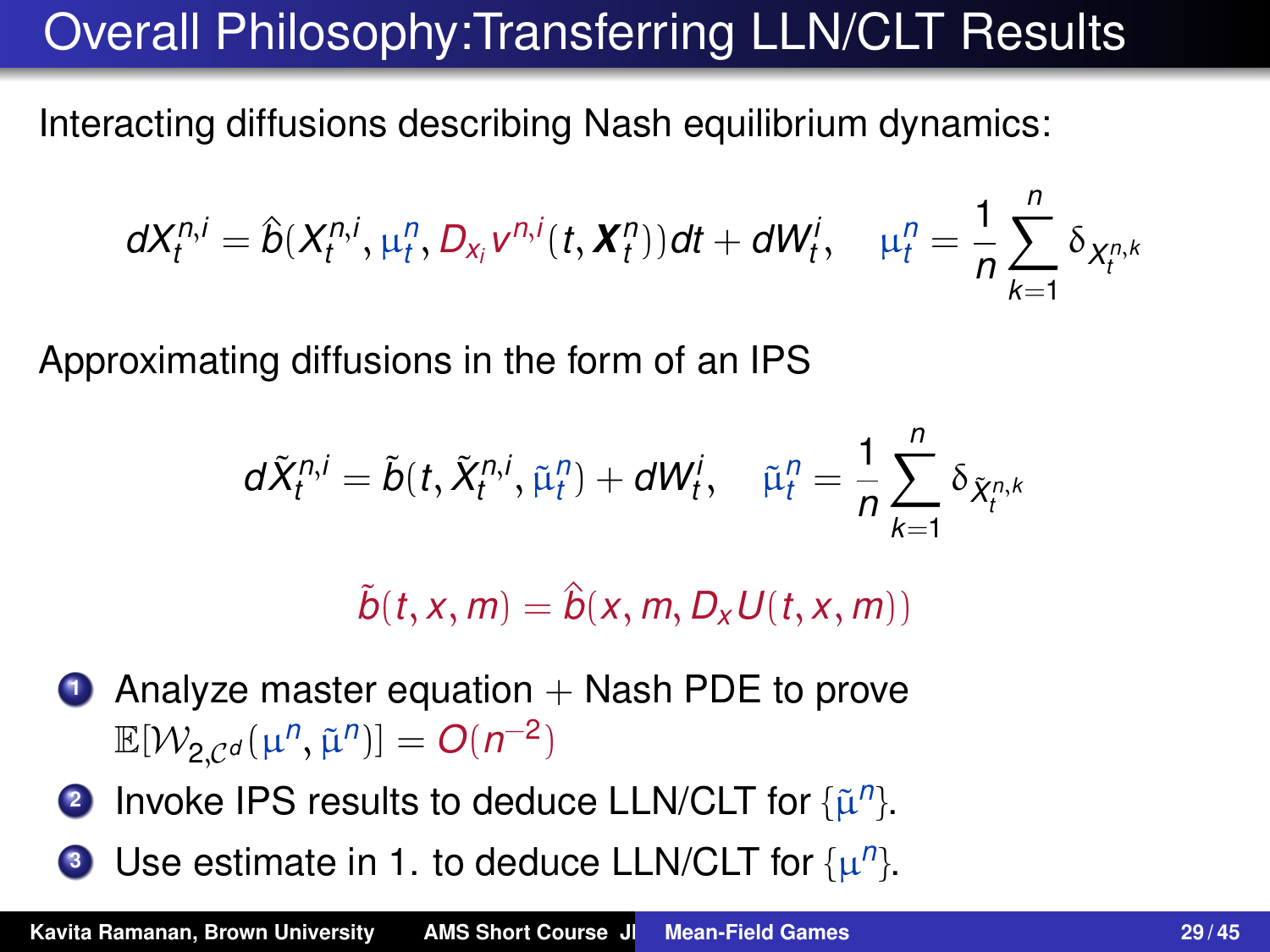# Overall Philosophy:Transferring LLN/CLT Results

Interacting diffusions describing Nash equilibrium dynamics:

$$dX_t^{n,i} = \hat{b}(X_t^{n,i}, \mu_t^n, D_{x_i} v^{n,i}(t, \boldsymbol{X}_t^n))dt + dW_t^i, \quad \mu_t^n = \frac{1}{n}\sum_{k=1}^n \delta_{X_t^{n,k}}$$

Approximating diffusions in the form of an IPS

$$d\tilde{X}_t^{n,i} = \tilde{b}(t, \tilde{X}_t^{n,i}, \tilde{\mu}_t^n) + dW_t^i, \quad \tilde{\mu}_t^n = \frac{1}{n}\sum_{k=1}^n \delta_{\tilde{X}_t^{n,k}}$$

$$\tilde{b}(t,x,m) = \hat{b}(x, m, D_x U(t,x,m))$$

1. Analyze master equation + Nash PDE to prove $\mathbb{E}[\mathcal{W}_{2,\mathcal{C}^d}(\mu^n, \tilde{\mu}^n)] = O(n^{-2})$
2. Invoke IPS results to deduce LLN/CLT for $\{\tilde{\mu}^n\}$.
3. Use estimate in 1. to deduce LLN/CLT for $\{\mu^n\}$.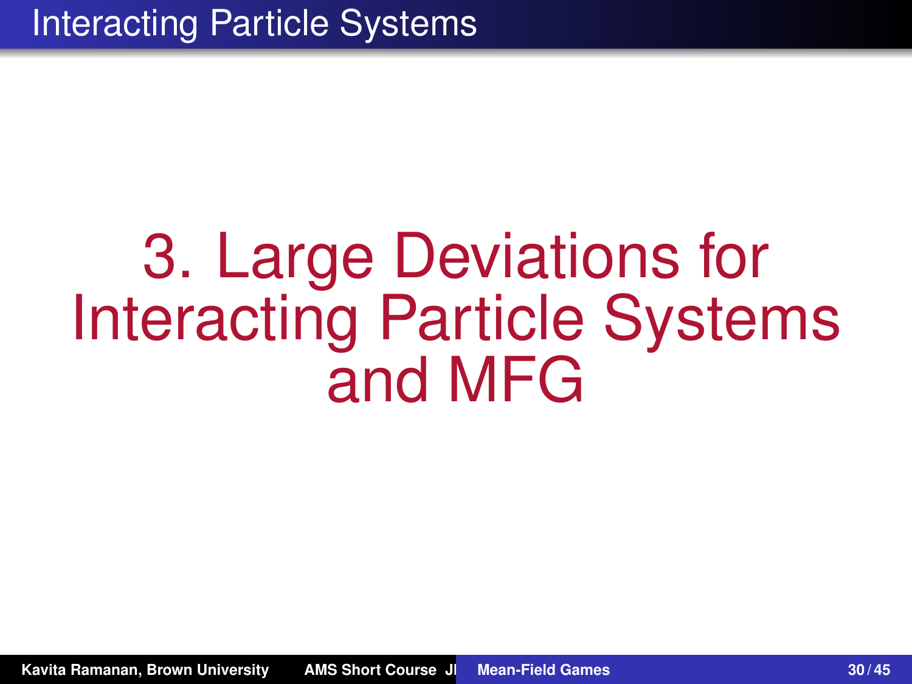# 3. Large Deviations for Interacting Particle Systems and MFG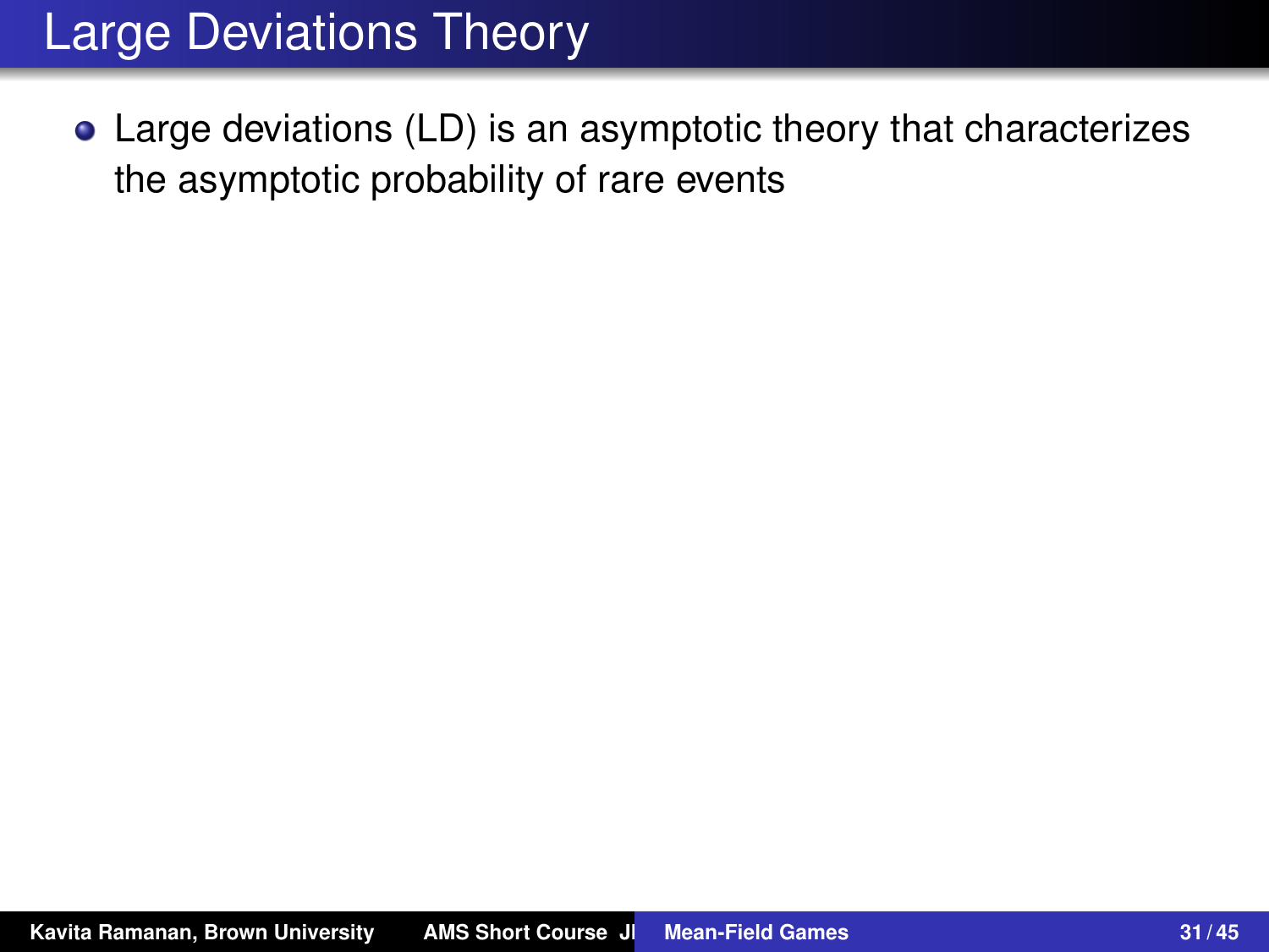# Large Deviations Theory

- Large deviations (LD) is an asymptotic theory that characterizes the asymptotic probability of rare events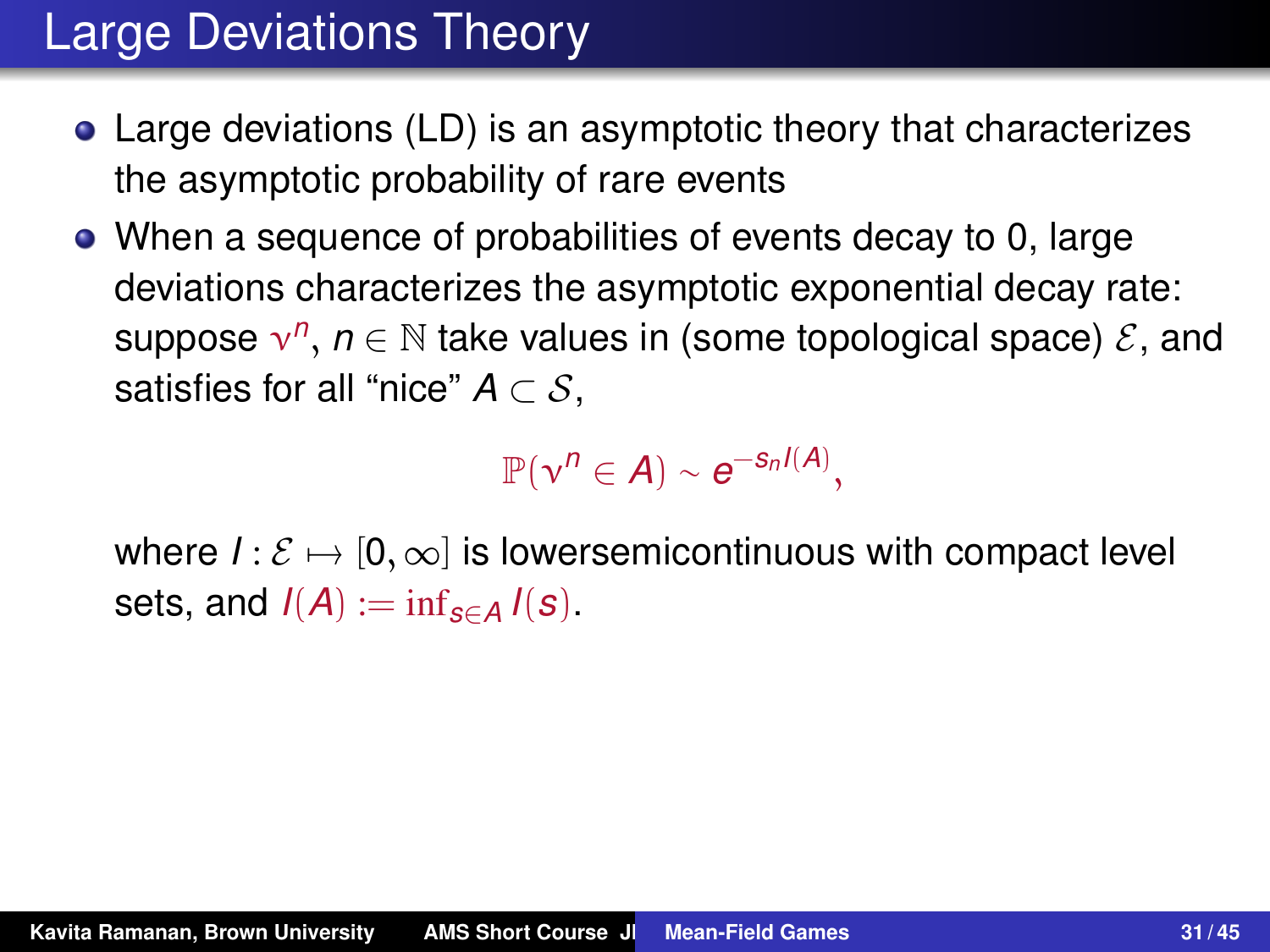# Large Deviations Theory

- Large deviations (LD) is an asymptotic theory that characterizes the asymptotic probability of rare events
- When a sequence of probabilities of events decay to 0, large deviations characterizes the asymptotic exponential decay rate: suppose $\nu^n$, $n \in \mathbb{N}$ take values in (some topological space) $\mathcal{E}$, and satisfies for all "nice" $A \subset \mathcal{S}$,

$$\mathbb{P}(\nu^n \in A) \sim e^{-s_n I(A)},$$

  where $I : \mathcal{E} \mapsto [0, \infty]$ is lowersemicontinuous with compact level sets, and $I(A) := \inf_{s \in A} I(s)$.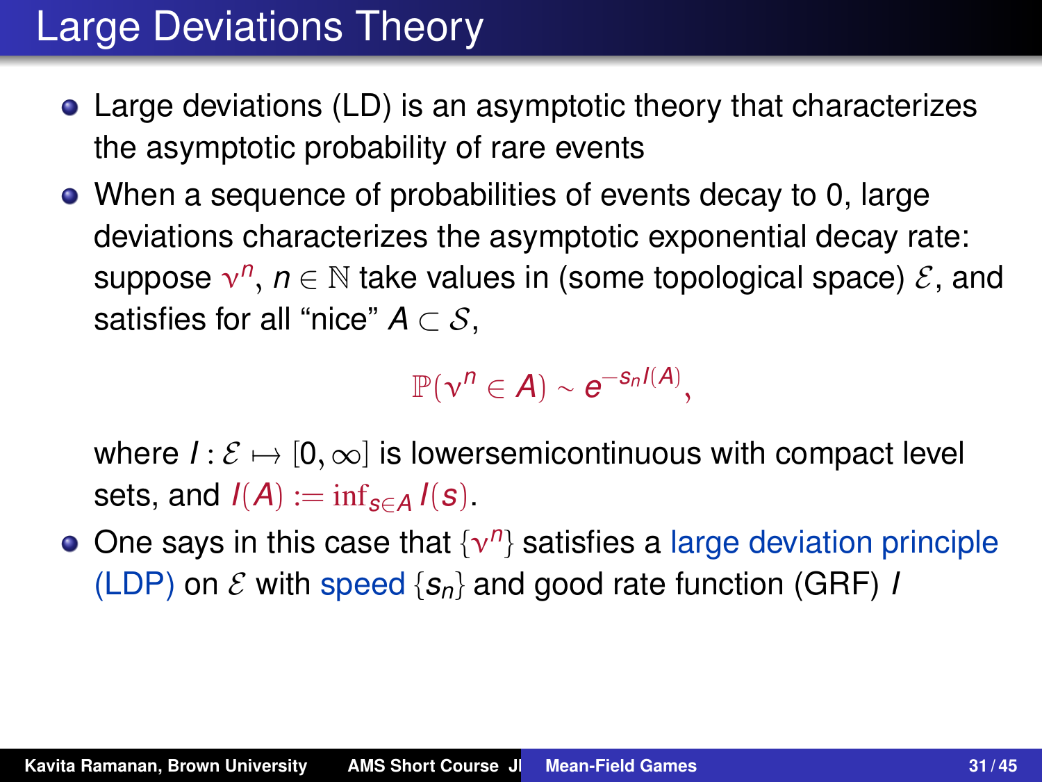# Large Deviations Theory

- Large deviations (LD) is an asymptotic theory that characterizes the asymptotic probability of rare events
- When a sequence of probabilities of events decay to 0, large deviations characterizes the asymptotic exponential decay rate: suppose $\nu^n$, $n \in \mathbb{N}$ take values in (some topological space) $\mathcal{E}$, and satisfies for all "nice" $A \subset \mathcal{S}$,

$$\mathbb{P}(\nu^n \in A) \sim e^{-s_n I(A)},$$

  where $I : \mathcal{E} \mapsto [0, \infty]$ is lowersemicontinuous with compact level sets, and $I(A) := \inf_{s \in A} I(s)$.
- One says in this case that $\{\nu^n\}$ satisfies a large deviation principle (LDP) on $\mathcal{E}$ with speed $\{s_n\}$ and good rate function (GRF) $I$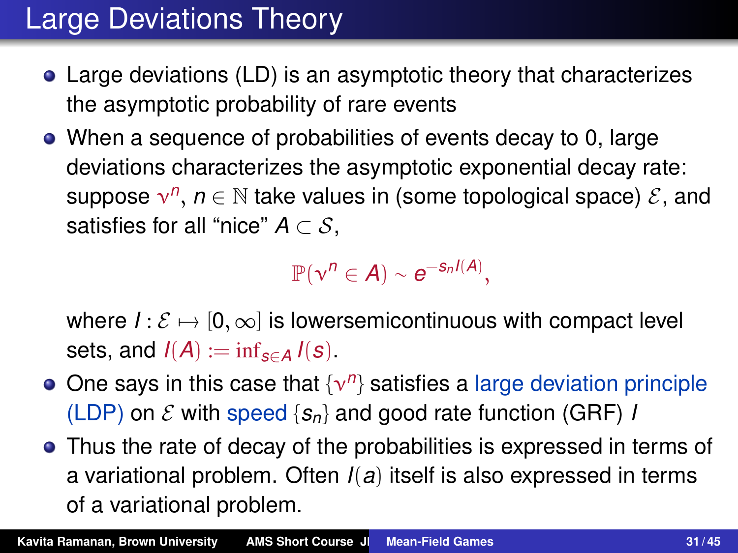# Large Deviations Theory

- Large deviations (LD) is an asymptotic theory that characterizes the asymptotic probability of rare events
- When a sequence of probabilities of events decay to 0, large deviations characterizes the asymptotic exponential decay rate: suppose $\nu^n$, $n \in \mathbb{N}$ take values in (some topological space) $\mathcal{E}$, and satisfies for all "nice" $A \subset \mathcal{S}$,

$$\mathbb{P}(\nu^n \in A) \sim e^{-s_n I(A)},$$

  where $I : \mathcal{E} \mapsto [0, \infty]$ is lowersemicontinuous with compact level sets, and $I(A) := \inf_{s \in A} I(s)$.
- One says in this case that $\{\nu^n\}$ satisfies a large deviation principle (LDP) on $\mathcal{E}$ with speed $\{s_n\}$ and good rate function (GRF) $I$
- Thus the rate of decay of the probabilities is expressed in terms of a variational problem. Often $I(a)$ itself is also expressed in terms of a variational problem.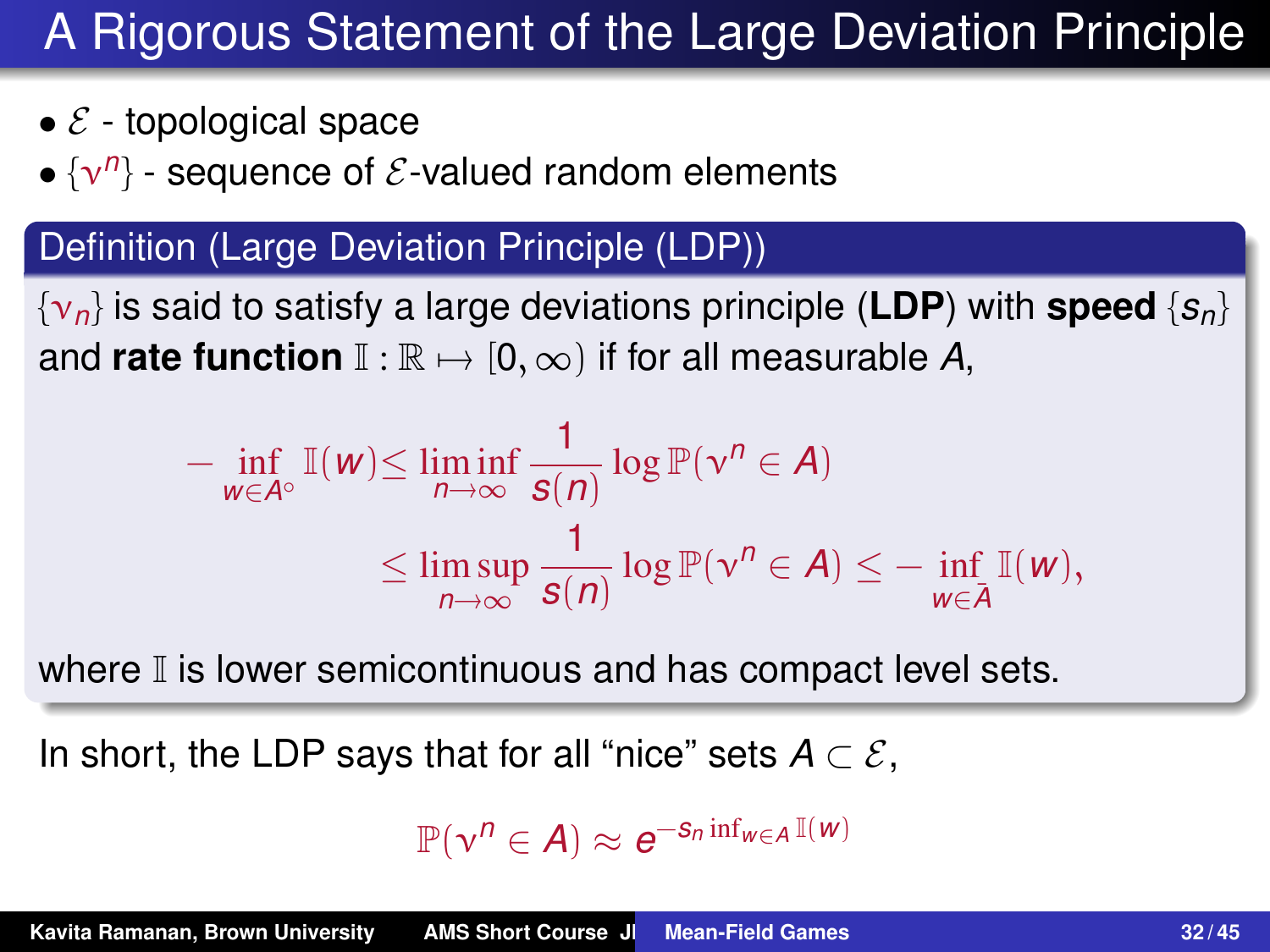# A Rigorous Statement of the Large Deviation Principle

- $\mathcal{E}$ - topological space
- $\{\nu^n\}$ - sequence of $\mathcal{E}$-valued random elements

**Definition (Large Deviation Principle (LDP))**

$\{\nu_n\}$ is said to satisfy a large deviations principle (**LDP**) with **speed** $\{s_n\}$ and **rate function** $\mathbb{I} : \mathbb{R} \mapsto [0, \infty)$ if for all measurable $A$,

$$
\begin{aligned}
-\inf_{w \in A^\circ} \mathbb{I}(w) &\leq \liminf_{n\to\infty} \frac{1}{s(n)} \log \mathbb{P}(\nu^n \in A) \\
&\leq \limsup_{n\to\infty} \frac{1}{s(n)} \log \mathbb{P}(\nu^n \in A) \leq -\inf_{w \in \bar{A}} \mathbb{I}(w),
\end{aligned}
$$

where $\mathbb{I}$ is lower semicontinuous and has compact level sets.

In short, the LDP says that for all "nice" sets $A \subset \mathcal{E}$,

$$
\mathbb{P}(\nu^n \in A) \approx e^{-s_n \inf_{w \in A} \mathbb{I}(w)}
$$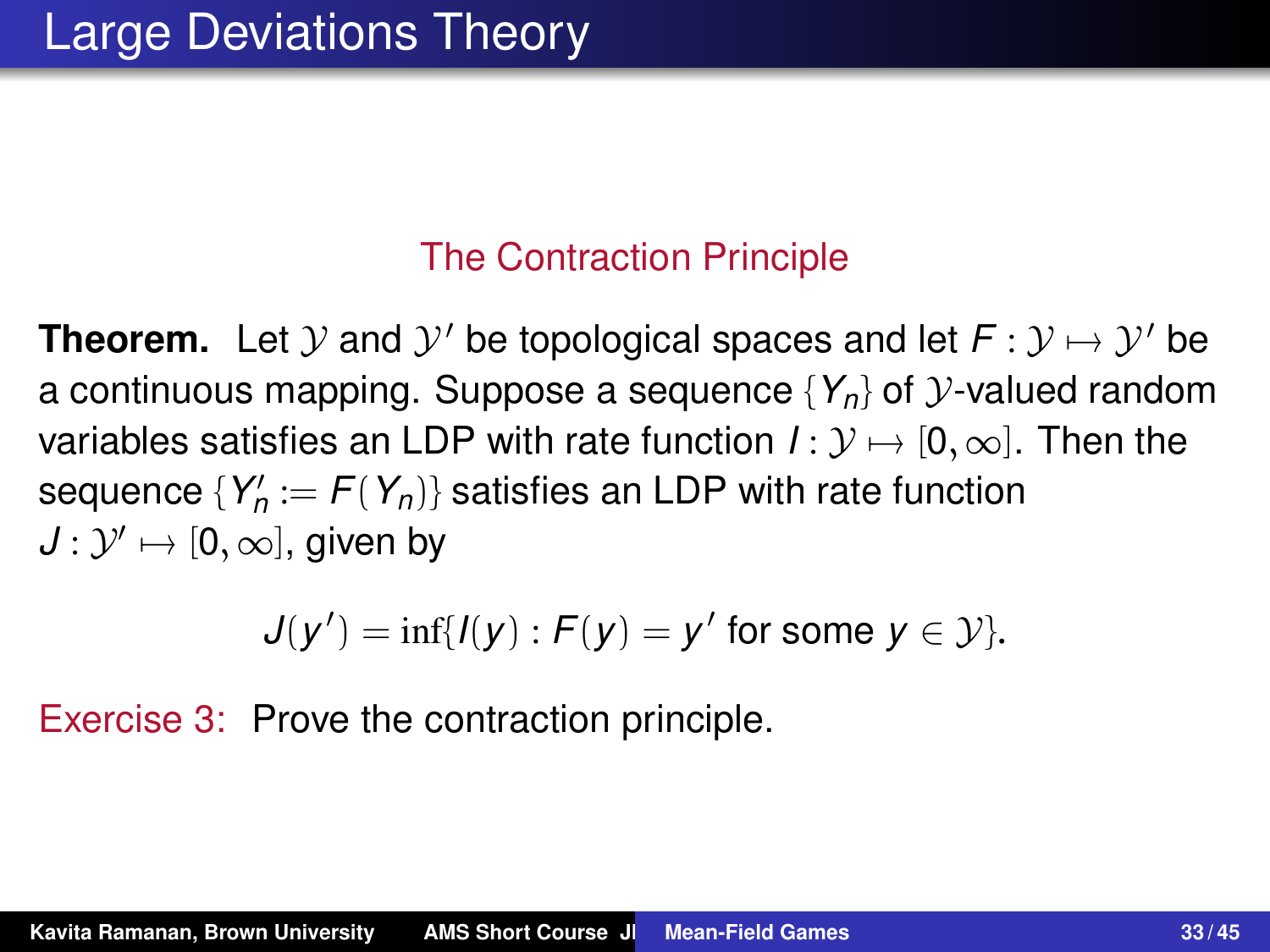# Large Deviations Theory

## The Contraction Principle

**Theorem.** Let $\mathcal{Y}$ and $\mathcal{Y}'$ be topological spaces and let $F : \mathcal{Y} \mapsto \mathcal{Y}'$ be a continuous mapping. Suppose a sequence $\{Y_n\}$ of $\mathcal{Y}$-valued random variables satisfies an LDP with rate function $I : \mathcal{Y} \mapsto [0, \infty]$. Then the sequence $\{Y_n' := F(Y_n)\}$ satisfies an LDP with rate function $J : \mathcal{Y}' \mapsto [0, \infty]$, given by

$$J(y') = \inf\{I(y) : F(y) = y' \text{ for some } y \in \mathcal{Y}\}.$$

Exercise 3: Prove the contraction principle.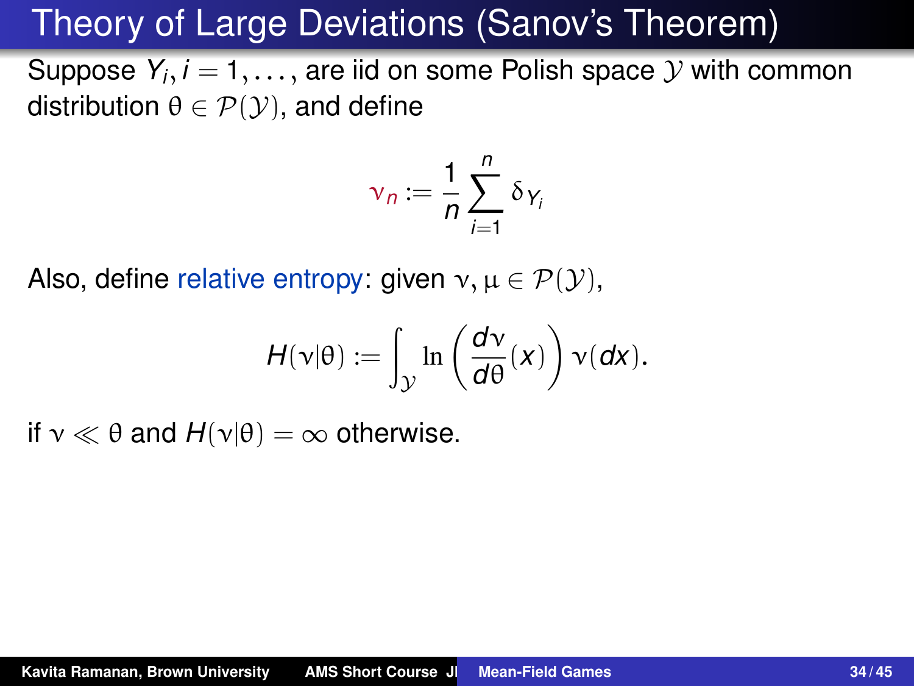# Theory of Large Deviations (Sanov's Theorem)

Suppose $Y_i, i = 1, \ldots,$ are iid on some Polish space $\mathcal{Y}$ with common distribution $\theta \in \mathcal{P}(\mathcal{Y})$, and define

$$\nu_n := \frac{1}{n} \sum_{i=1}^{n} \delta_{Y_i}$$

Also, define relative entropy: given $\nu, \mu \in \mathcal{P}(\mathcal{Y})$,

$$H(\nu|\theta) := \int_{\mathcal{Y}} \ln \left( \frac{d\nu}{d\theta}(x) \right) \nu(dx).$$

if $\nu \ll \theta$ and $H(\nu|\theta) = \infty$ otherwise.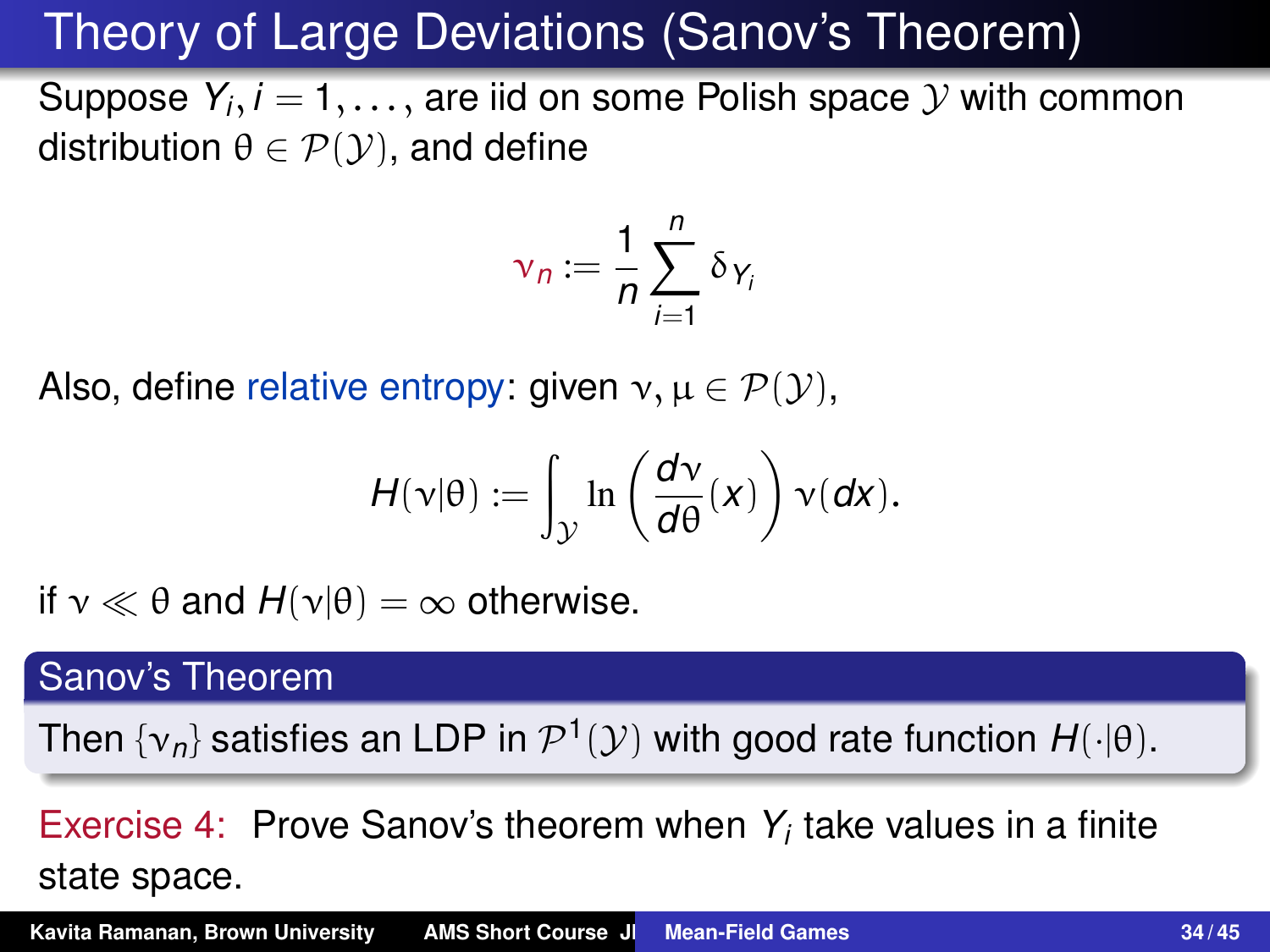# Theory of Large Deviations (Sanov's Theorem)

Suppose $Y_i, i = 1, \ldots,$ are iid on some Polish space $\mathcal{Y}$ with common distribution $\theta \in \mathcal{P}(\mathcal{Y})$, and define

$$\nu_n := \frac{1}{n} \sum_{i=1}^{n} \delta_{Y_i}$$

Also, define relative entropy: given $\nu, \mu \in \mathcal{P}(\mathcal{Y})$,

$$H(\nu|\theta) := \int_{\mathcal{Y}} \ln\left(\frac{d\nu}{d\theta}(x)\right) \nu(dx).$$

if $\nu \ll \theta$ and $H(\nu|\theta) = \infty$ otherwise.

**Sanov's Theorem**

Then $\{\nu_n\}$ satisfies an LDP in $\mathcal{P}^1(\mathcal{Y})$ with good rate function $H(\cdot|\theta)$.

Exercise 4: Prove Sanov's theorem when $Y_i$ take values in a finite state space.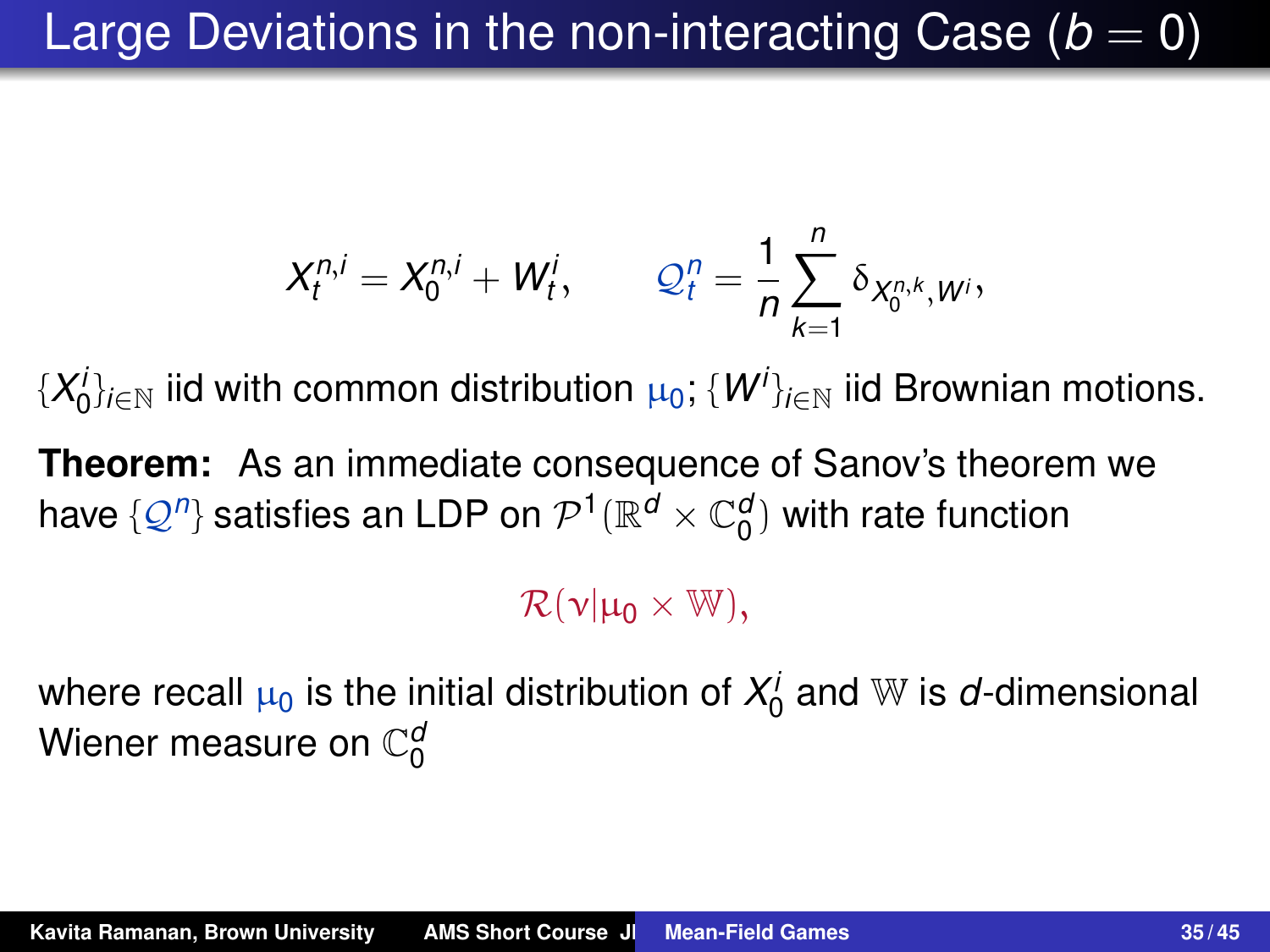# Large Deviations in the non-interacting Case ($b = 0$)

$$X_t^{n,i} = X_0^{n,i} + W_t^i, \qquad \mathcal{Q}_t^n = \frac{1}{n} \sum_{k=1}^n \delta_{X_0^{n,k}, W^i},$$

$\{X_0^i\}_{i \in \mathbb{N}}$ iid with common distribution $\mu_0$; $\{W^i\}_{i \in \mathbb{N}}$ iid Brownian motions.

**Theorem:** As an immediate consequence of Sanov's theorem we have $\{\mathcal{Q}^n\}$ satisfies an LDP on $\mathcal{P}^1(\mathbb{R}^d \times \mathbb{C}_0^d)$ with rate function

$$\mathcal{R}(\nu | \mu_0 \times \mathbb{W}),$$

where recall $\mu_0$ is the initial distribution of $X_0^i$ and $\mathbb{W}$ is $d$-dimensional Wiener measure on $\mathbb{C}_0^d$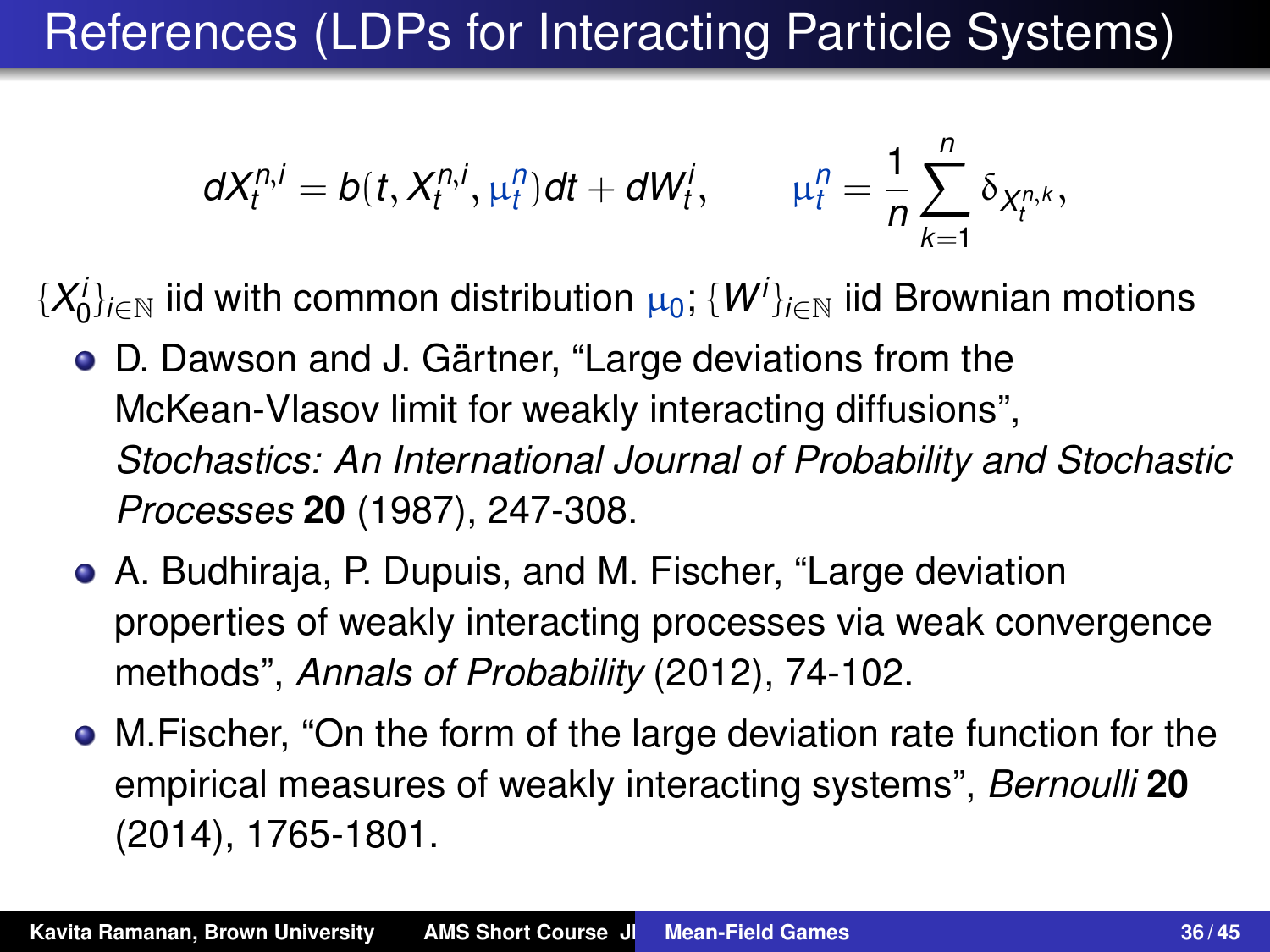# References (LDPs for Interacting Particle Systems)

$$dX_t^{n,i} = b(t, X_t^{n,i}, \mu_t^n)dt + dW_t^i, \qquad \mu_t^n = \frac{1}{n}\sum_{k=1}^{n} \delta_{X_t^{n,k}},$$

$\{X_0^i\}_{i\in\mathbb{N}}$ iid with common distribution $\mu_0$; $\{W^i\}_{i\in\mathbb{N}}$ iid Brownian motions

- D. Dawson and J. Gärtner, "Large deviations from the McKean-Vlasov limit for weakly interacting diffusions", *Stochastics: An International Journal of Probability and Stochastic Processes* **20** (1987), 247-308.
- A. Budhiraja, P. Dupuis, and M. Fischer, "Large deviation properties of weakly interacting processes via weak convergence methods", *Annals of Probability* (2012), 74-102.
- M.Fischer, "On the form of the large deviation rate function for the empirical measures of weakly interacting systems", *Bernoulli* **20** (2014), 1765-1801.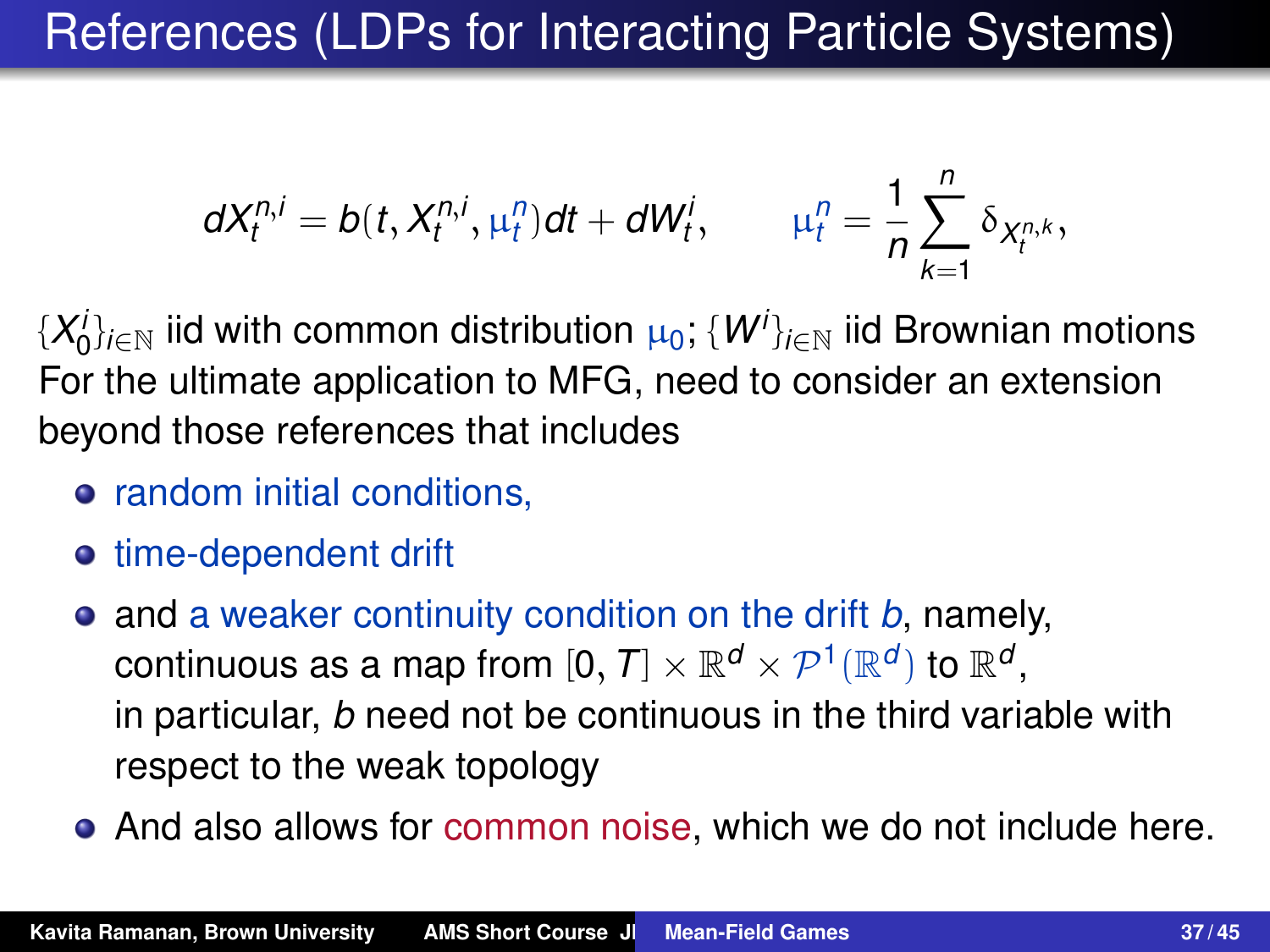# References (LDPs for Interacting Particle Systems)

$$dX_t^{n,i} = b(t, X_t^{n,i}, \mu_t^n)dt + dW_t^i, \qquad \mu_t^n = \frac{1}{n}\sum_{k=1}^{n} \delta_{X_t^{n,k}},$$

$\{X_0^i\}_{i\in\mathbb{N}}$ iid with common distribution $\mu_0$; $\{W^i\}_{i\in\mathbb{N}}$ iid Brownian motions For the ultimate application to MFG, need to consider an extension beyond those references that includes

- random initial conditions,
- time-dependent drift
- and a weaker continuity condition on the drift $b$, namely, continuous as a map from $[0, T] \times \mathbb{R}^d \times \mathcal{P}^1(\mathbb{R}^d)$ to $\mathbb{R}^d$, in particular, $b$ need not be continuous in the third variable with respect to the weak topology
- And also allows for common noise, which we do not include here.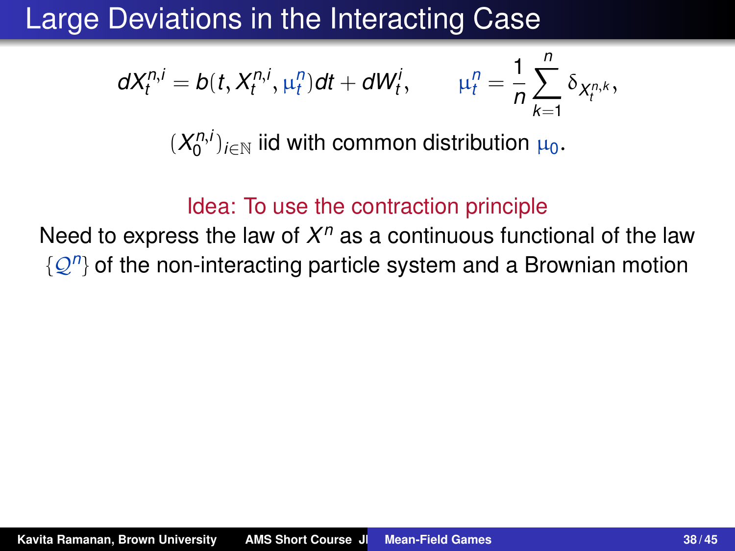# Large Deviations in the Interacting Case

$$dX_t^{n,i} = b(t, X_t^{n,i}, \mu_t^n)dt + dW_t^i, \qquad \mu_t^n = \frac{1}{n}\sum_{k=1}^{n} \delta_{X_t^{n,k}},$$

$(X_0^{n,i})_{i\in\mathbb{N}}$ iid with common distribution $\mu_0$.

Idea: To use the contraction principle

Need to express the law of $X^n$ as a continuous functional of the law $\{\mathcal{Q}^n\}$ of the non-interacting particle system and a Brownian motion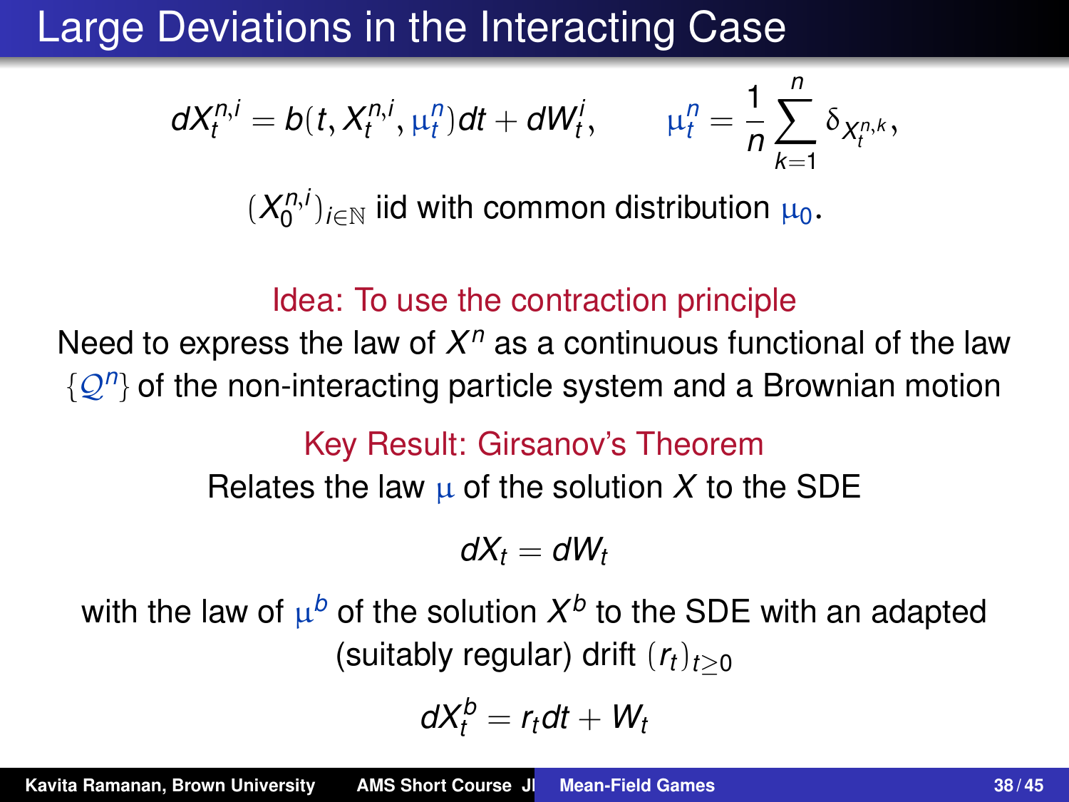# Large Deviations in the Interacting Case

$$dX_t^{n,i} = b(t, X_t^{n,i}, \mu_t^n)dt + dW_t^i, \qquad \mu_t^n = \frac{1}{n}\sum_{k=1}^{n} \delta_{X_t^{n,k}},$$

$(X_0^{n,i})_{i\in\mathbb{N}}$ iid with common distribution $\mu_0$.

Idea: To use the contraction principle

Need to express the law of $X^n$ as a continuous functional of the law $\{\mathcal{Q}^n\}$ of the non-interacting particle system and a Brownian motion

Key Result: Girsanov's Theorem

Relates the law $\mu$ of the solution $X$ to the SDE

$$dX_t = dW_t$$

with the law of $\mu^b$ of the solution $X^b$ to the SDE with an adapted (suitably regular) drift $(r_t)_{t\geq 0}$

$$dX_t^b = r_t dt + W_t$$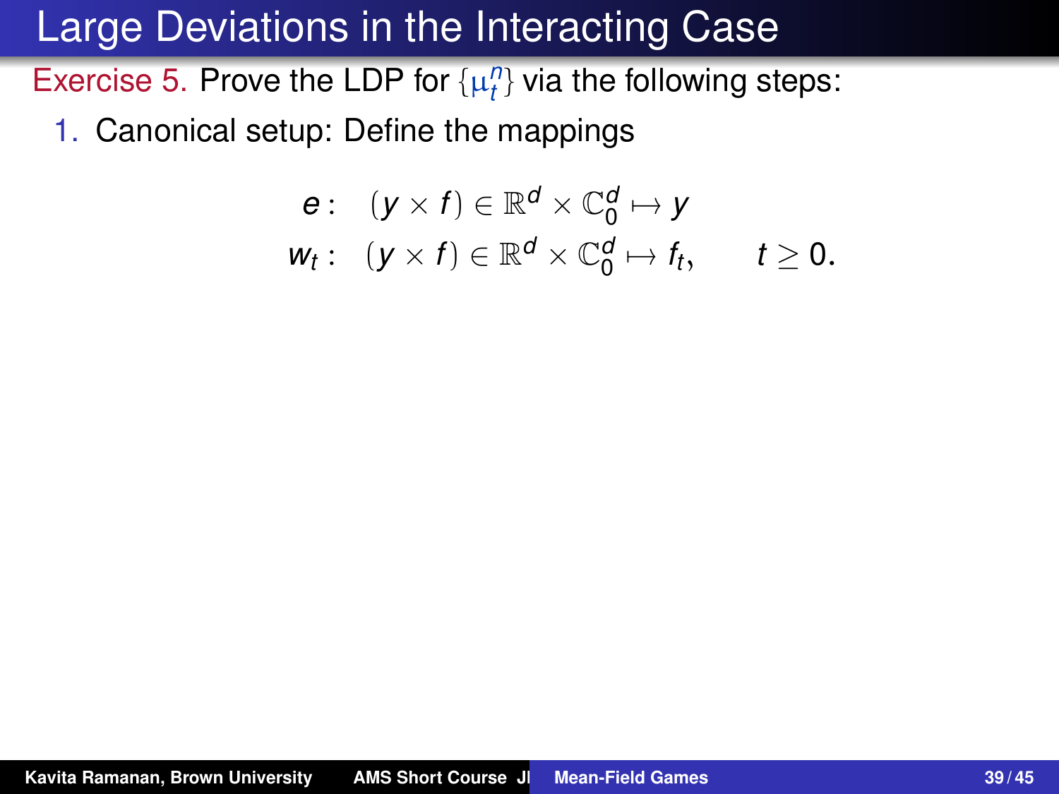# Large Deviations in the Interacting Case

Exercise 5. Prove the LDP for $\{\mu_t^n\}$ via the following steps:

1. Canonical setup: Define the mappings

$$
\begin{aligned}
e: &\quad (y \times f) \in \mathbb{R}^d \times \mathbb{C}_0^d \mapsto y \\
w_t: &\quad (y \times f) \in \mathbb{R}^d \times \mathbb{C}_0^d \mapsto f_t, \qquad t \geq 0.
\end{aligned}
$$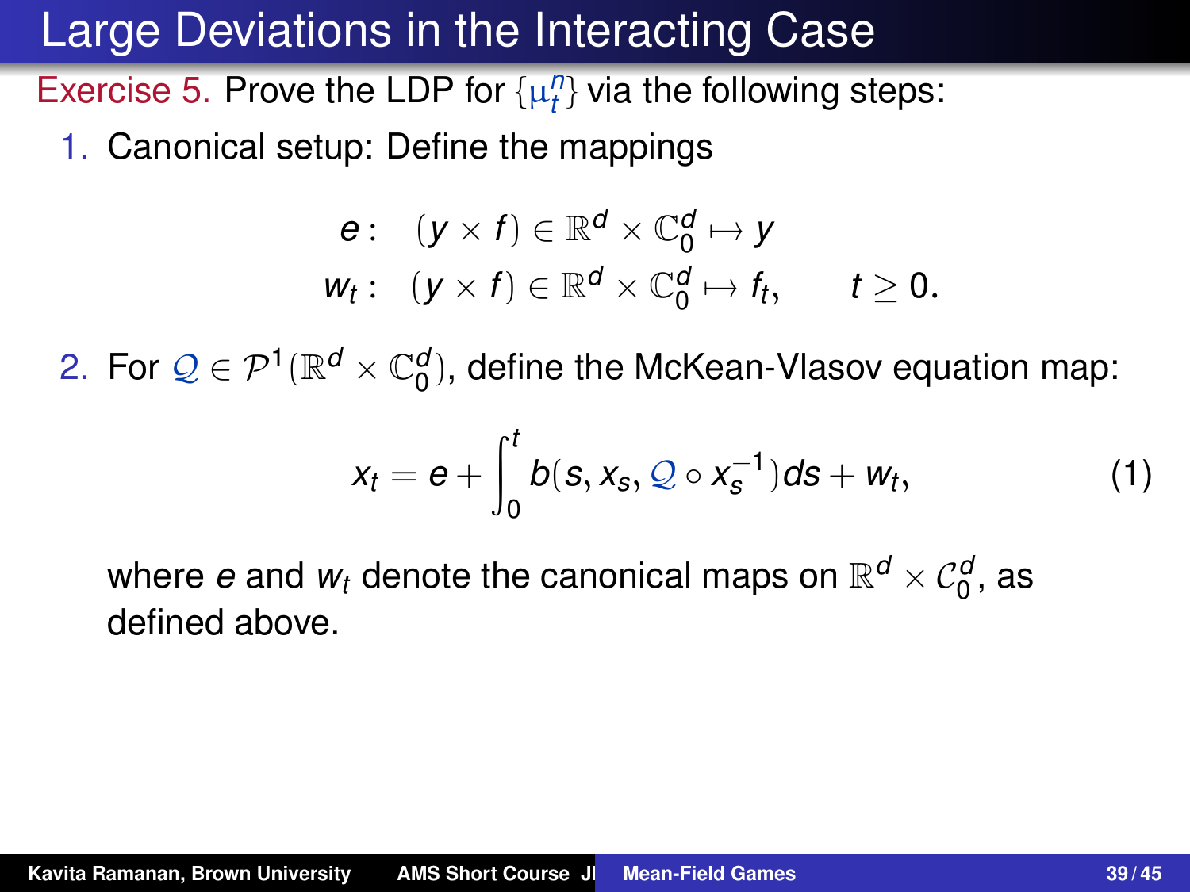# Large Deviations in the Interacting Case

Exercise 5. Prove the LDP for $\{\mu_t^n\}$ via the following steps:

1. Canonical setup: Define the mappings

$$
\begin{aligned}
e: &\quad (y \times f) \in \mathbb{R}^d \times \mathbb{C}_0^d \mapsto y \\
w_t: &\quad (y \times f) \in \mathbb{R}^d \times \mathbb{C}_0^d \mapsto f_t, \qquad t \geq 0.
\end{aligned}
$$

2. For $\mathcal{Q} \in \mathcal{P}^1(\mathbb{R}^d \times \mathbb{C}_0^d)$, define the McKean-Vlasov equation map:

$$
x_t = e + \int_0^t b(s, x_s, \mathcal{Q} \circ x_s^{-1}) ds + w_t, \tag{1}
$$

where $e$ and $w_t$ denote the canonical maps on $\mathbb{R}^d \times \mathcal{C}_0^d$, as defined above.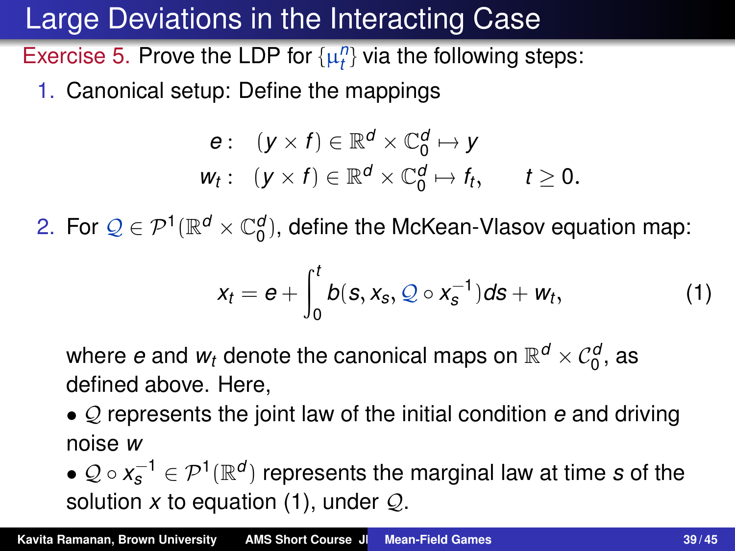# Large Deviations in the Interacting Case

Exercise 5. Prove the LDP for $\{\mu_t^n\}$ via the following steps:

1. Canonical setup: Define the mappings

$$
\begin{aligned}
e: &\quad (y \times f) \in \mathbb{R}^d \times \mathbb{C}_0^d \mapsto y \\
w_t: &\quad (y \times f) \in \mathbb{R}^d \times \mathbb{C}_0^d \mapsto f_t, \qquad t \geq 0.
\end{aligned}
$$

2. For $\mathcal{Q} \in \mathcal{P}^1(\mathbb{R}^d \times \mathbb{C}_0^d)$, define the McKean-Vlasov equation map:

$$
x_t = e + \int_0^t b(s, x_s, \mathcal{Q} \circ x_s^{-1}) ds + w_t, \tag{1}
$$

   where $e$ and $w_t$ denote the canonical maps on $\mathbb{R}^d \times \mathcal{C}_0^d$, as defined above. Here,

   - $\mathcal{Q}$ represents the joint law of the initial condition $e$ and driving noise $w$
   - $\mathcal{Q} \circ x_s^{-1} \in \mathcal{P}^1(\mathbb{R}^d)$ represents the marginal law at time $s$ of the solution $x$ to equation (1), under $\mathcal{Q}$.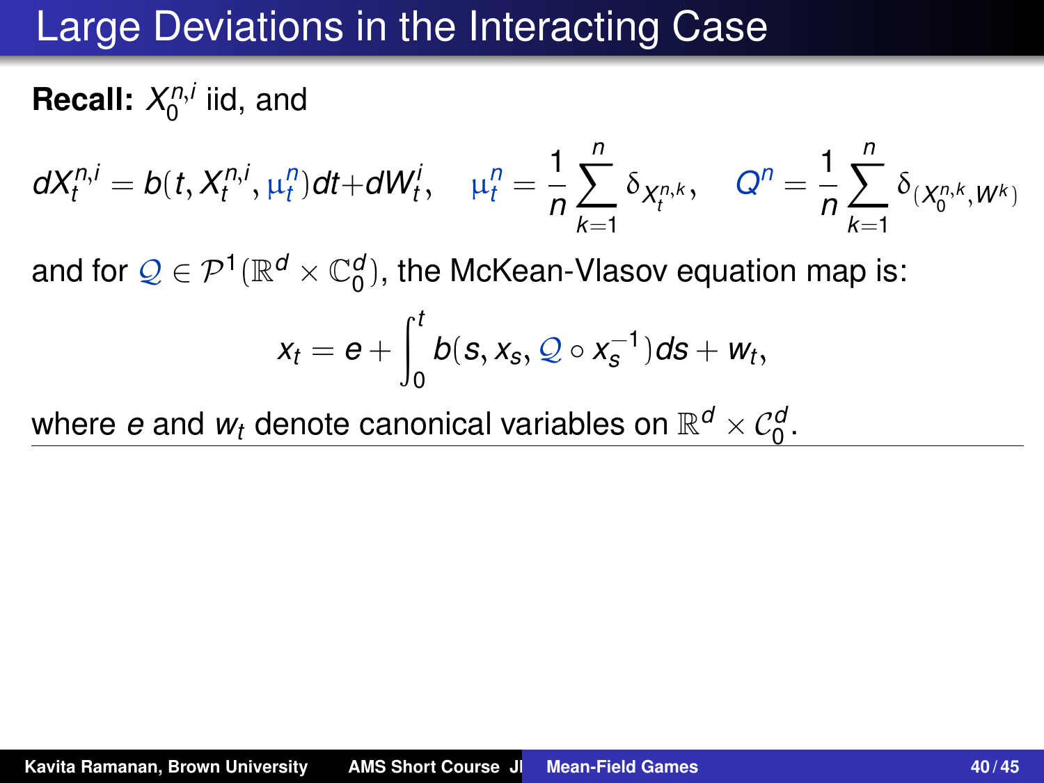# Large Deviations in the Interacting Case

**Recall:** $X_0^{n,i}$ iid, and

$$dX_t^{n,i} = b(t, X_t^{n,i}, \mu_t^n)dt + dW_t^i, \quad \mu_t^n = \frac{1}{n}\sum_{k=1}^{n} \delta_{X_t^{n,k}}, \quad Q^n = \frac{1}{n}\sum_{k=1}^{n} \delta_{(X_0^{n,k}, W^k)}$$

and for $\mathcal{Q} \in \mathcal{P}^1(\mathbb{R}^d \times \mathbb{C}_0^d)$, the McKean-Vlasov equation map is:

$$x_t = e + \int_0^t b(s, x_s, \mathcal{Q} \circ x_s^{-1})ds + w_t,$$

where $e$ and $w_t$ denote canonical variables on $\mathbb{R}^d \times \mathcal{C}_0^d$.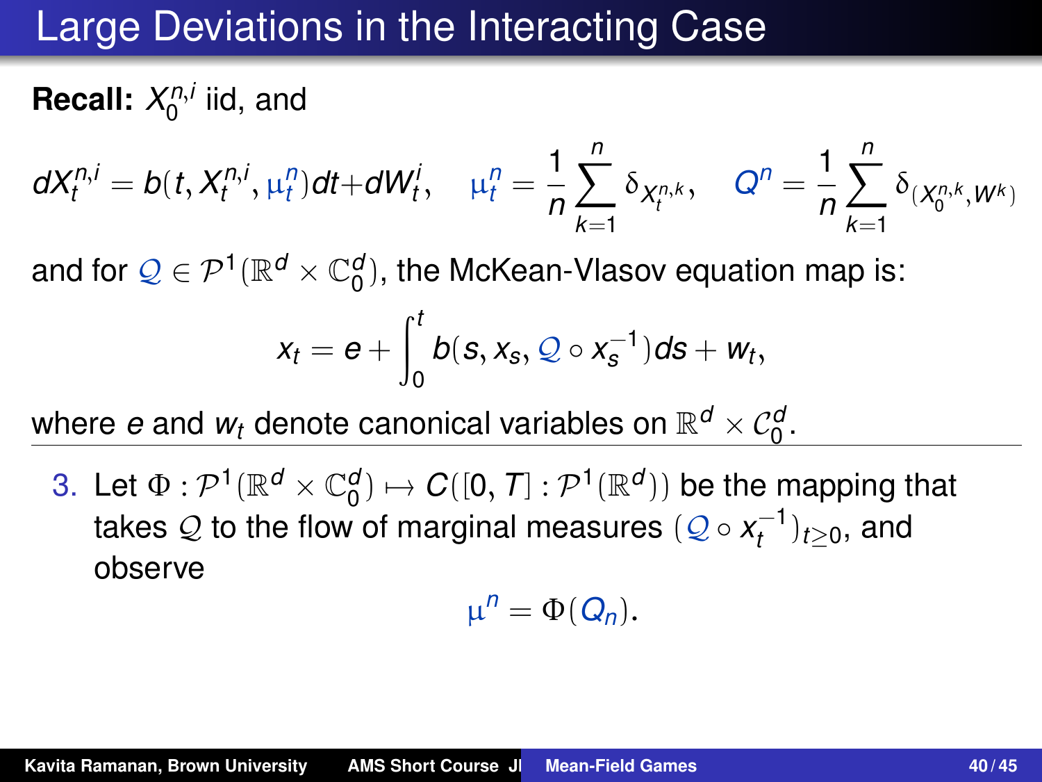# Large Deviations in the Interacting Case

**Recall:** $X_0^{n,i}$ iid, and

$$dX_t^{n,i} = b(t, X_t^{n,i}, \mu_t^n)dt + dW_t^i, \quad \mu_t^n = \frac{1}{n}\sum_{k=1}^n \delta_{X_t^{n,k}}, \quad Q^n = \frac{1}{n}\sum_{k=1}^n \delta_{(X_0^{n,k}, W^k)}$$

and for $\mathcal{Q} \in \mathcal{P}^1(\mathbb{R}^d \times \mathbb{C}_0^d)$, the McKean-Vlasov equation map is:

$$x_t = e + \int_0^t b(s, x_s, \mathcal{Q} \circ x_s^{-1})ds + w_t,$$

where $e$ and $w_t$ denote canonical variables on $\mathbb{R}^d \times \mathcal{C}_0^d$.

3. Let $\Phi : \mathcal{P}^1(\mathbb{R}^d \times \mathbb{C}_0^d) \mapsto C([0, T] : \mathcal{P}^1(\mathbb{R}^d))$ be the mapping that takes $\mathcal{Q}$ to the flow of marginal measures $(\mathcal{Q} \circ x_t^{-1})_{t \geq 0}$, and observe

$$\mu^n = \Phi(Q_n).$$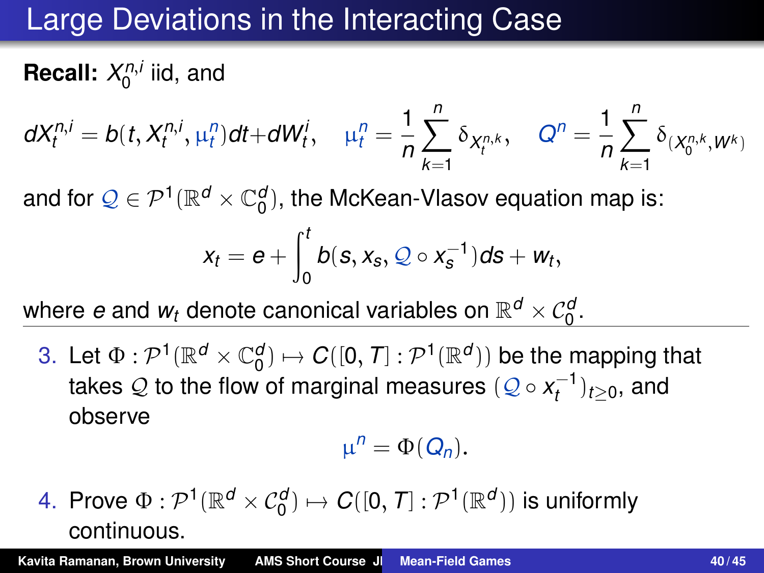# Large Deviations in the Interacting Case

**Recall:** $X_0^{n,i}$ iid, and

$$dX_t^{n,i} = b(t, X_t^{n,i}, \mu_t^n)dt + dW_t^i, \quad \mu_t^n = \frac{1}{n}\sum_{k=1}^n \delta_{X_t^{n,k}}, \quad Q^n = \frac{1}{n}\sum_{k=1}^n \delta_{(X_0^{n,k}, W^k)}$$

and for $\mathcal{Q} \in \mathcal{P}^1(\mathbb{R}^d \times \mathbb{C}_0^d)$, the McKean-Vlasov equation map is:

$$x_t = e + \int_0^t b(s, x_s, \mathcal{Q} \circ x_s^{-1})ds + w_t,$$

where $e$ and $w_t$ denote canonical variables on $\mathbb{R}^d \times \mathcal{C}_0^d$.

---

3. Let $\Phi : \mathcal{P}^1(\mathbb{R}^d \times \mathbb{C}_0^d) \mapsto C([0,T] : \mathcal{P}^1(\mathbb{R}^d))$ be the mapping that takes $\mathcal{Q}$ to the flow of marginal measures $(\mathcal{Q} \circ x_t^{-1})_{t \geq 0}$, and observe

$$\mu^n = \Phi(Q_n).$$

4. Prove $\Phi : \mathcal{P}^1(\mathbb{R}^d \times \mathcal{C}_0^d) \mapsto C([0,T] : \mathcal{P}^1(\mathbb{R}^d))$ is uniformly continuous.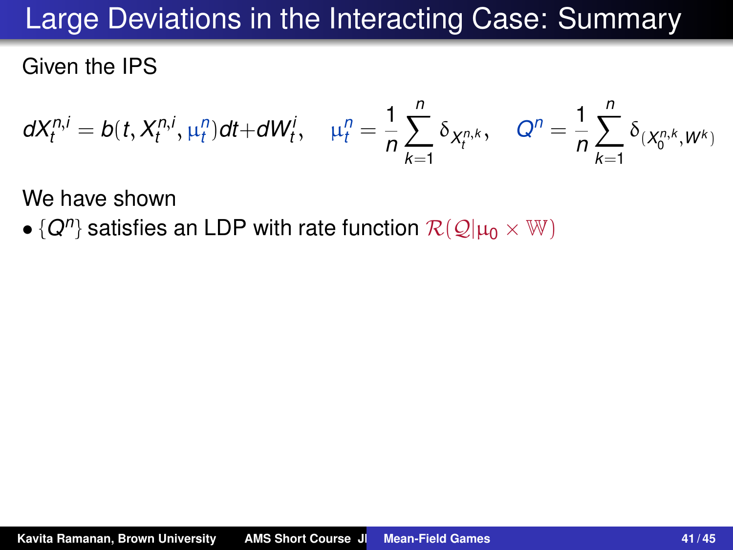# Large Deviations in the Interacting Case: Summary

Given the IPS

$$dX_t^{n,i} = b(t, X_t^{n,i}, \mu_t^n)dt + dW_t^i, \quad \mu_t^n = \frac{1}{n}\sum_{k=1}^n \delta_{X_t^{n,k}}, \quad Q^n = \frac{1}{n}\sum_{k=1}^n \delta_{(X_0^{n,k}, W^k)}$$

We have shown

- $\{Q^n\}$ satisfies an LDP with rate function $\mathcal{R}(\mathcal{Q}|\mu_0 \times \mathbb{W})$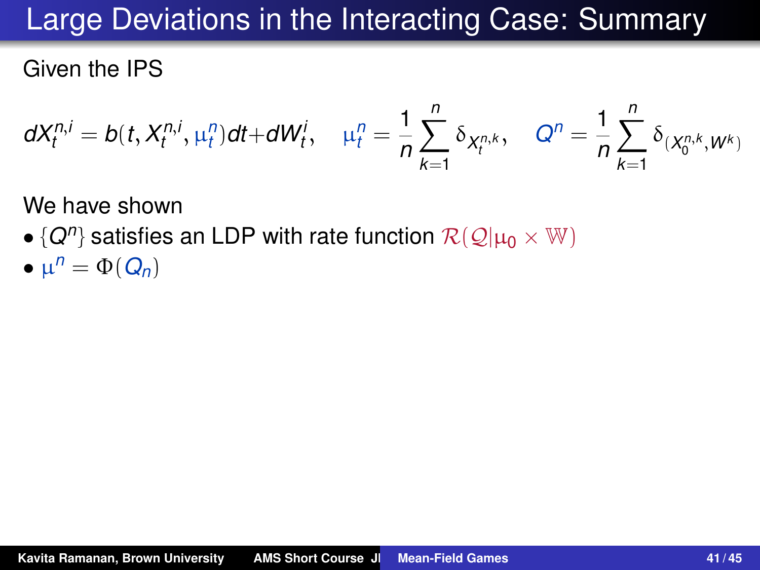# Large Deviations in the Interacting Case: Summary

Given the IPS

$$dX_t^{n,i} = b(t, X_t^{n,i}, \mu_t^n)dt + dW_t^i, \quad \mu_t^n = \frac{1}{n}\sum_{k=1}^{n} \delta_{X_t^{n,k}}, \quad Q^n = \frac{1}{n}\sum_{k=1}^{n} \delta_{(X_0^{n,k}, W^k)}$$

We have shown

- $\{Q^n\}$ satisfies an LDP with rate function $\mathcal{R}(\mathcal{Q}|\mu_0 \times \mathbb{W})$
- $\mu^n = \Phi(Q_n)$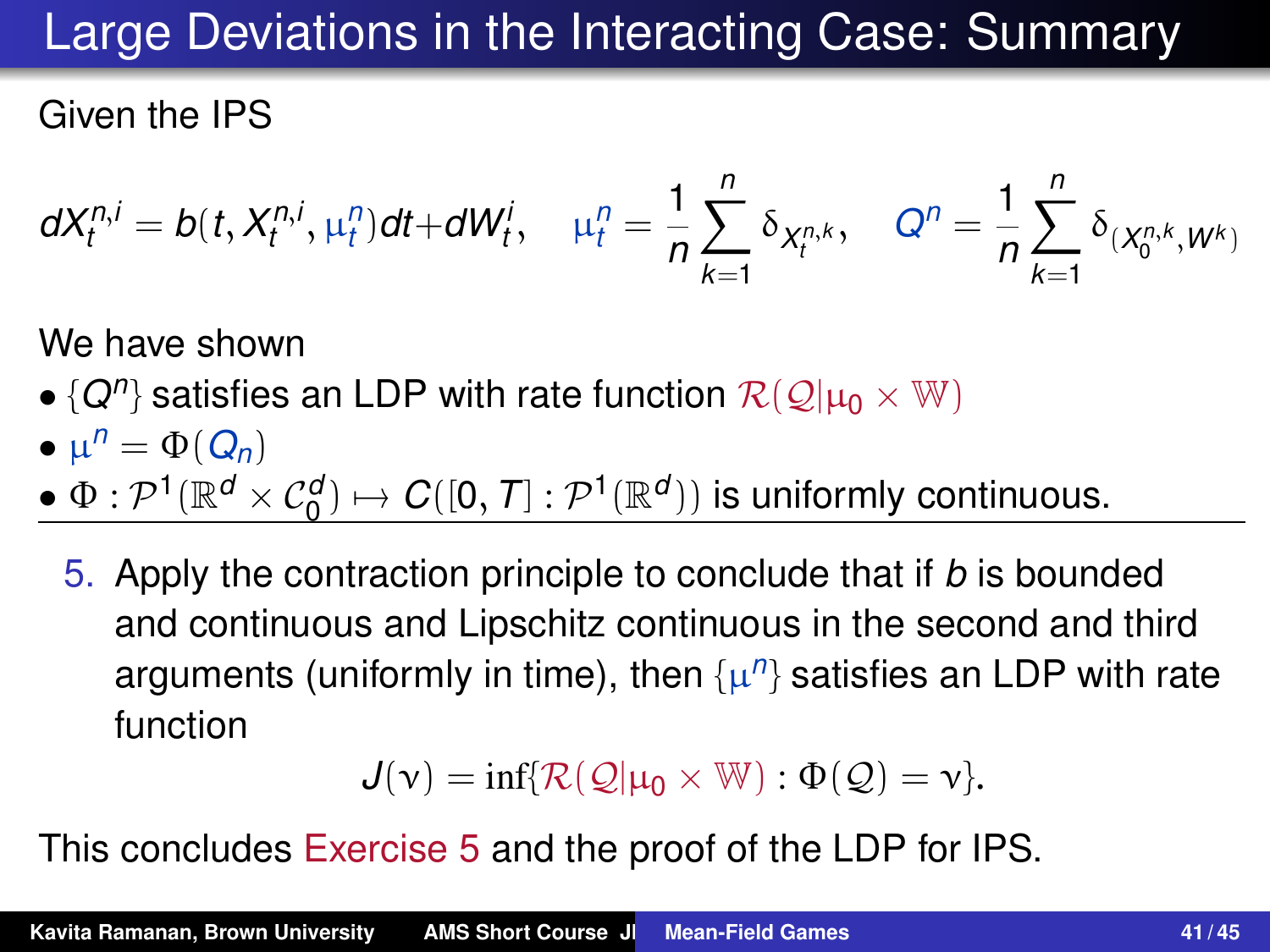# Large Deviations in the Interacting Case: Summary

Given the IPS

$$dX_t^{n,i} = b(t, X_t^{n,i}, \mu_t^n)dt + dW_t^i, \quad \mu_t^n = \frac{1}{n}\sum_{k=1}^n \delta_{X_t^{n,k}}, \quad Q^n = \frac{1}{n}\sum_{k=1}^n \delta_{(X_0^{n,k}, W^k)}$$

We have shown

- $\{Q^n\}$ satisfies an LDP with rate function $\mathcal{R}(\mathcal{Q}|\mu_0 \times \mathbb{W})$
- $\mu^n = \Phi(Q_n)$
- $\Phi : \mathcal{P}^1(\mathbb{R}^d \times \mathcal{C}_0^d) \mapsto C([0,T] : \mathcal{P}^1(\mathbb{R}^d))$ is uniformly continuous.

---

5. Apply the contraction principle to conclude that if $b$ is bounded and continuous and Lipschitz continuous in the second and third arguments (uniformly in time), then $\{\mu^n\}$ satisfies an LDP with rate function

$$J(\nu) = \inf\{\mathcal{R}(\mathcal{Q}|\mu_0 \times \mathbb{W}) : \Phi(\mathcal{Q}) = \nu\}.$$

This concludes Exercise 5 and the proof of the LDP for IPS.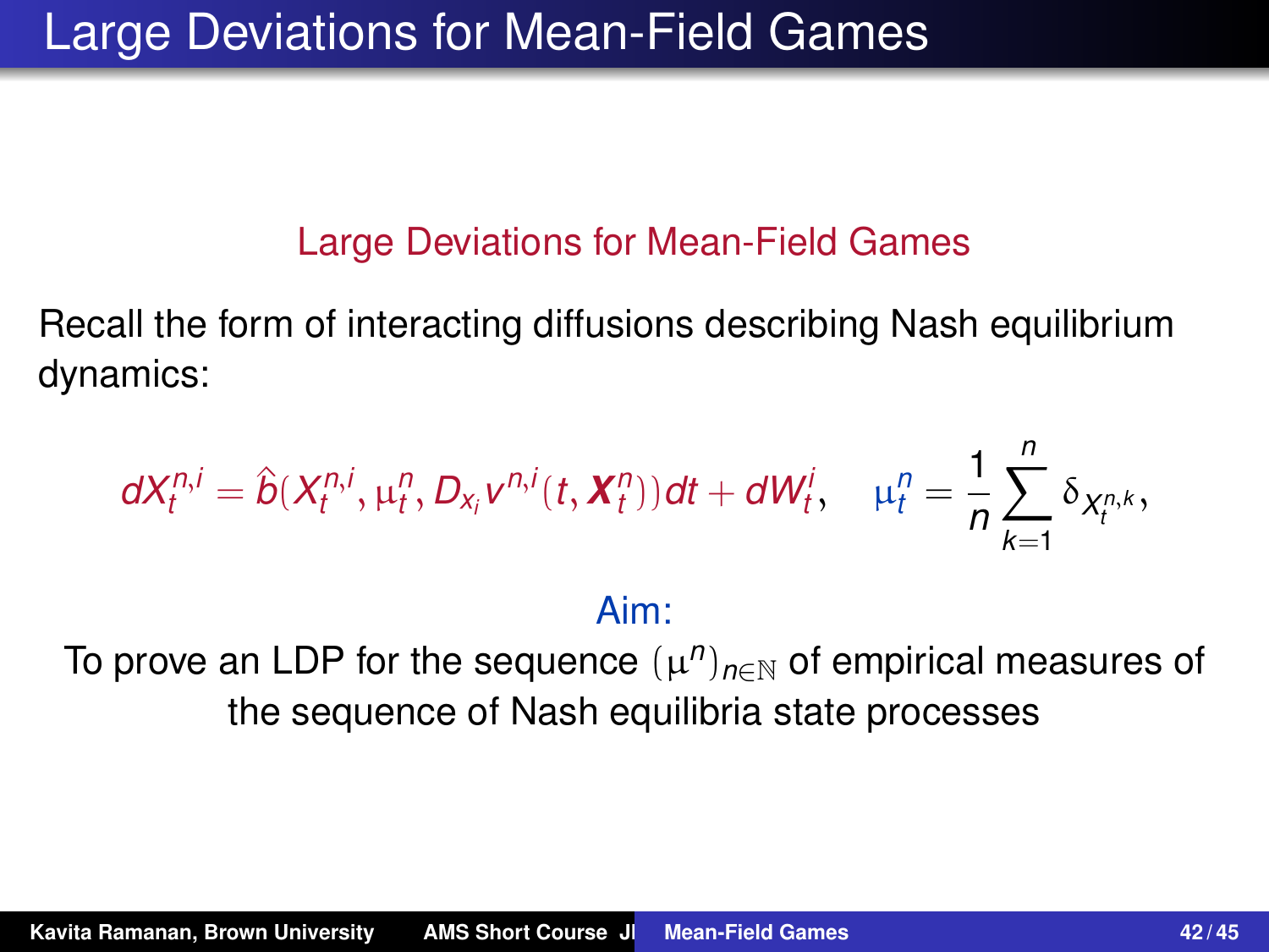# Large Deviations for Mean-Field Games

## Large Deviations for Mean-Field Games

Recall the form of interacting diffusions describing Nash equilibrium dynamics:

$$dX_t^{n,i} = \hat{b}(X_t^{n,i}, \mu_t^n, D_{x_i} v^{n,i}(t, \boldsymbol{X}_t^n))dt + dW_t^i, \quad \mu_t^n = \frac{1}{n}\sum_{k=1}^{n} \delta_{X_t^{n,k}},$$

**Aim:**

To prove an LDP for the sequence $(\mu^n)_{n\in\mathbb{N}}$ of empirical measures of the sequence of Nash equilibria state processes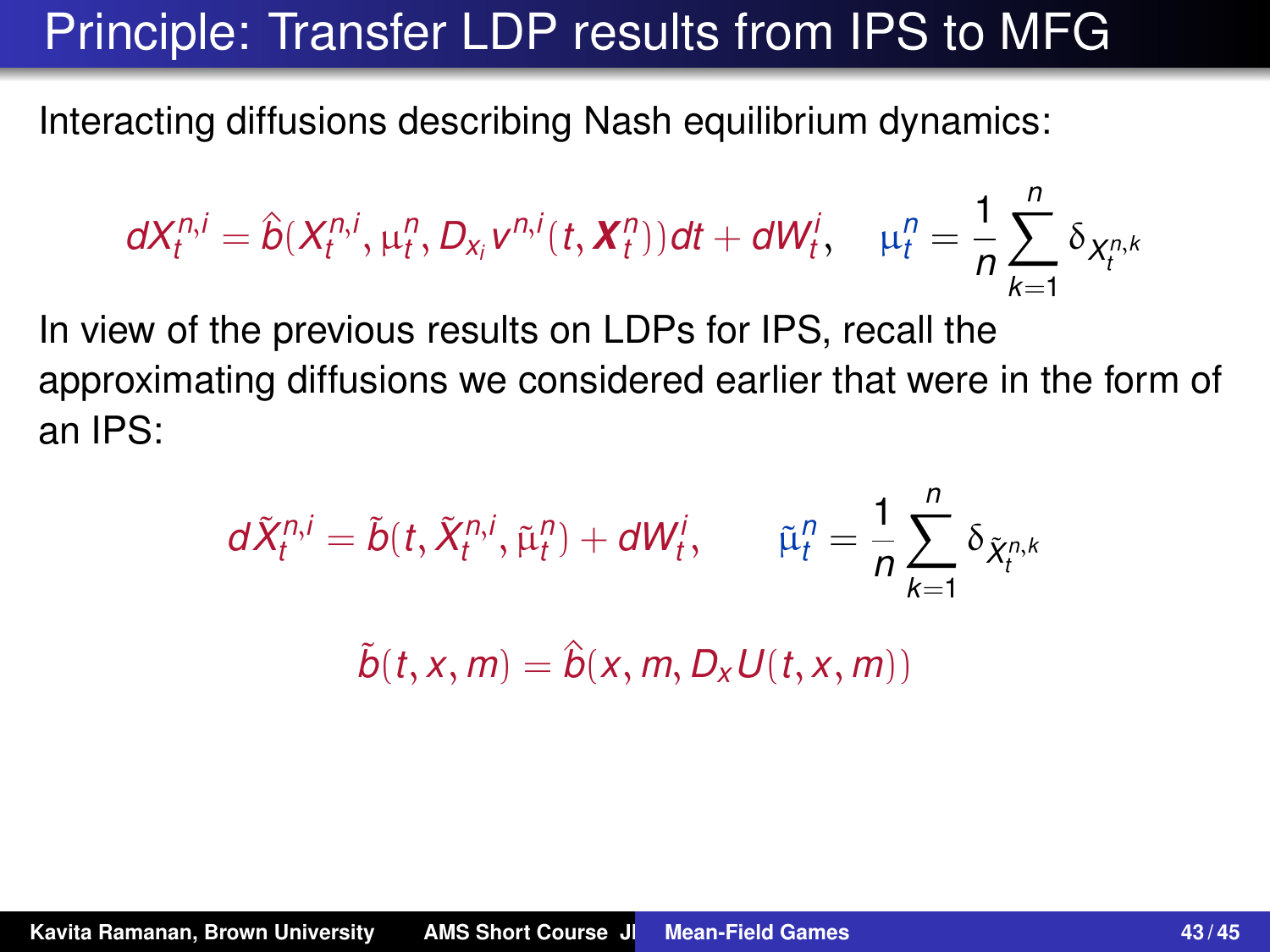# Principle: Transfer LDP results from IPS to MFG

Interacting diffusions describing Nash equilibrium dynamics:

$$dX_t^{n,i} = \hat{b}(X_t^{n,i}, \mu_t^n, D_{x_i} v^{n,i}(t, \boldsymbol{X}_t^n))dt + dW_t^i, \quad \mu_t^n = \frac{1}{n}\sum_{k=1}^n \delta_{X_t^{n,k}}$$

In view of the previous results on LDPs for IPS, recall the approximating diffusions we considered earlier that were in the form of an IPS:

$$d\tilde{X}_t^{n,i} = \tilde{b}(t, \tilde{X}_t^{n,i}, \tilde{\mu}_t^n) + dW_t^i, \qquad \tilde{\mu}_t^n = \frac{1}{n}\sum_{k=1}^n \delta_{\tilde{X}_t^{n,k}}$$

$$\tilde{b}(t, x, m) = \hat{b}(x, m, D_x U(t, x, m))$$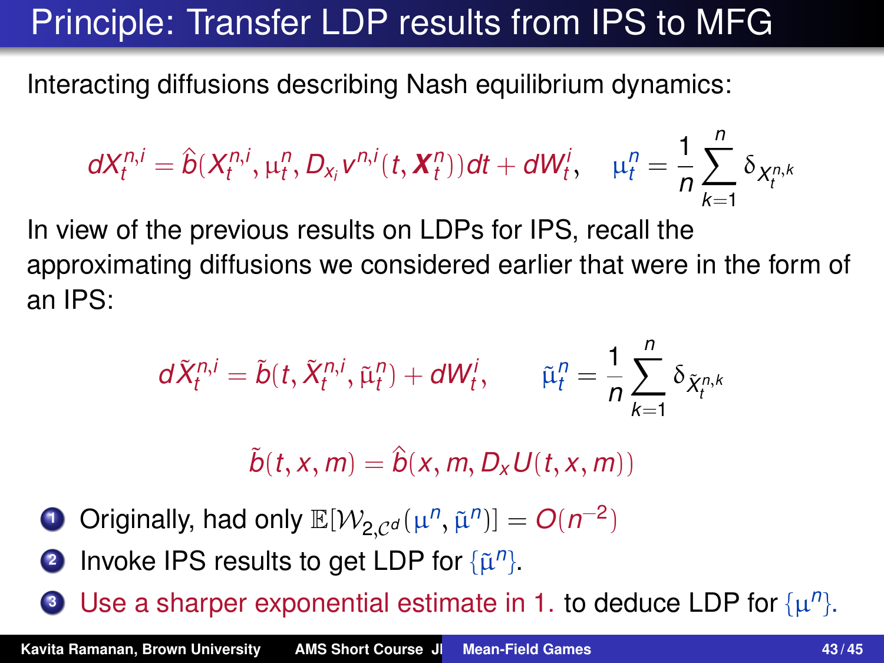# Principle: Transfer LDP results from IPS to MFG

Interacting diffusions describing Nash equilibrium dynamics:

$$dX_t^{n,i} = \hat{b}(X_t^{n,i}, \mu_t^n, D_{x_i} v^{n,i}(t, \boldsymbol{X}_t^n))dt + dW_t^i, \quad \mu_t^n = \frac{1}{n}\sum_{k=1}^{n} \delta_{X_t^{n,k}}$$

In view of the previous results on LDPs for IPS, recall the approximating diffusions we considered earlier that were in the form of an IPS:

$$d\tilde{X}_t^{n,i} = \tilde{b}(t, \tilde{X}_t^{n,i}, \tilde{\mu}_t^n) + dW_t^i, \qquad \tilde{\mu}_t^n = \frac{1}{n}\sum_{k=1}^{n} \delta_{\tilde{X}_t^{n,k}}$$

$$\tilde{b}(t, x, m) = \hat{b}(x, m, D_x U(t, x, m))$$

1. Originally, had only $\mathbb{E}[\mathcal{W}_{2,\mathcal{C}^d}(\mu^n, \tilde{\mu}^n)] = O(n^{-2})$
2. Invoke IPS results to get LDP for $\{\tilde{\mu}^n\}$.
3. Use a sharper exponential estimate in 1. to deduce LDP for $\{\mu^n\}$.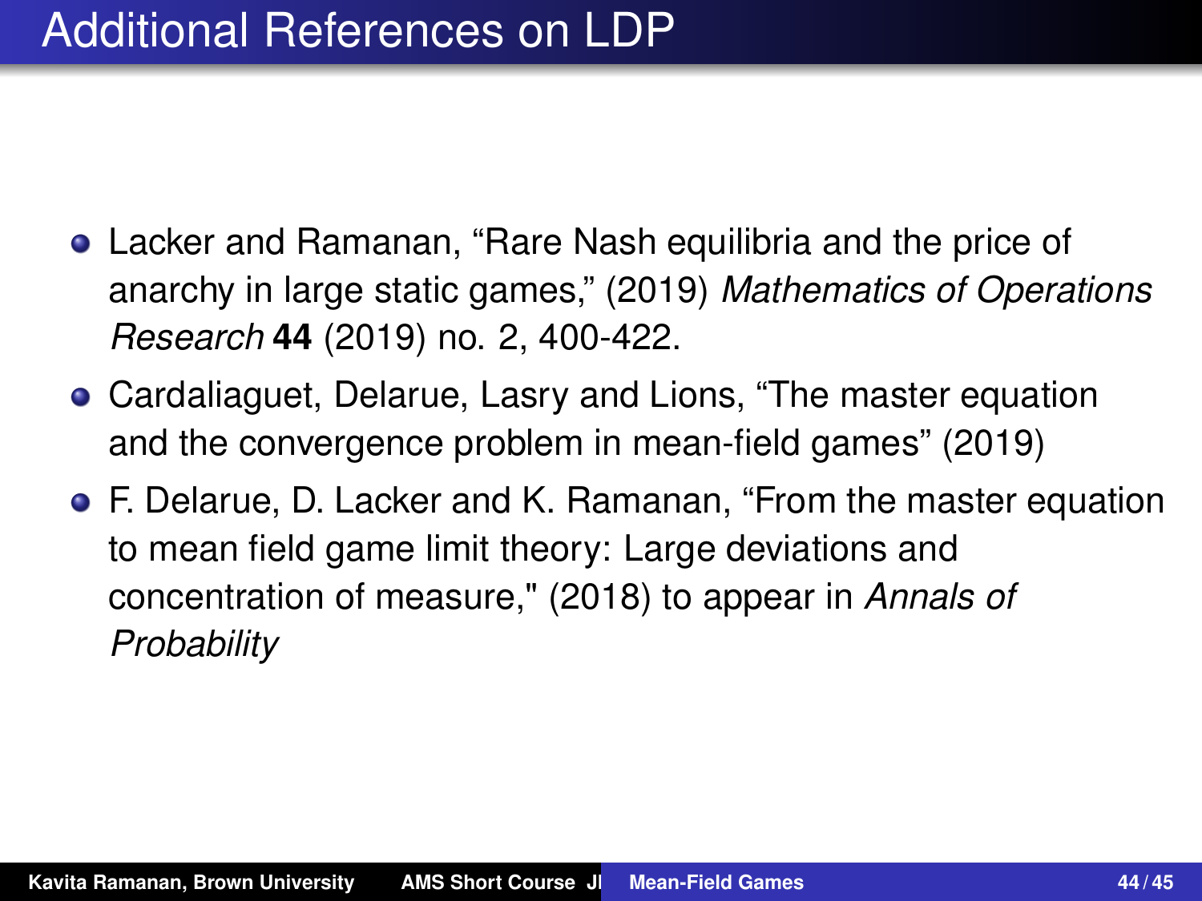# Additional References on LDP

- Lacker and Ramanan, "Rare Nash equilibria and the price of anarchy in large static games," (2019) *Mathematics of Operations Research* **44** (2019) no. 2, 400-422.
- Cardaliaguet, Delarue, Lasry and Lions, "The master equation and the convergence problem in mean-field games" (2019)
- F. Delarue, D. Lacker and K. Ramanan, "From the master equation to mean field game limit theory: Large deviations and concentration of measure," (2018) to appear in *Annals of Probability*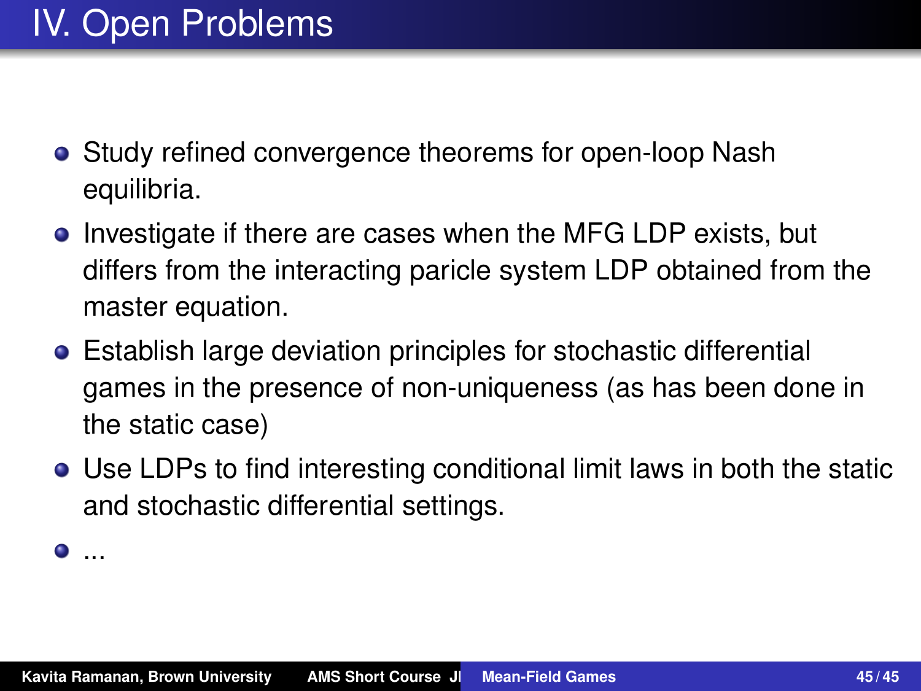# IV. Open Problems

- Study refined convergence theorems for open-loop Nash equilibria.
- Investigate if there are cases when the MFG LDP exists, but differs from the interacting paricle system LDP obtained from the master equation.
- Establish large deviation principles for stochastic differential games in the presence of non-uniqueness (as has been done in the static case)
- Use LDPs to find interesting conditional limit laws in both the static and stochastic differential settings.
- ...